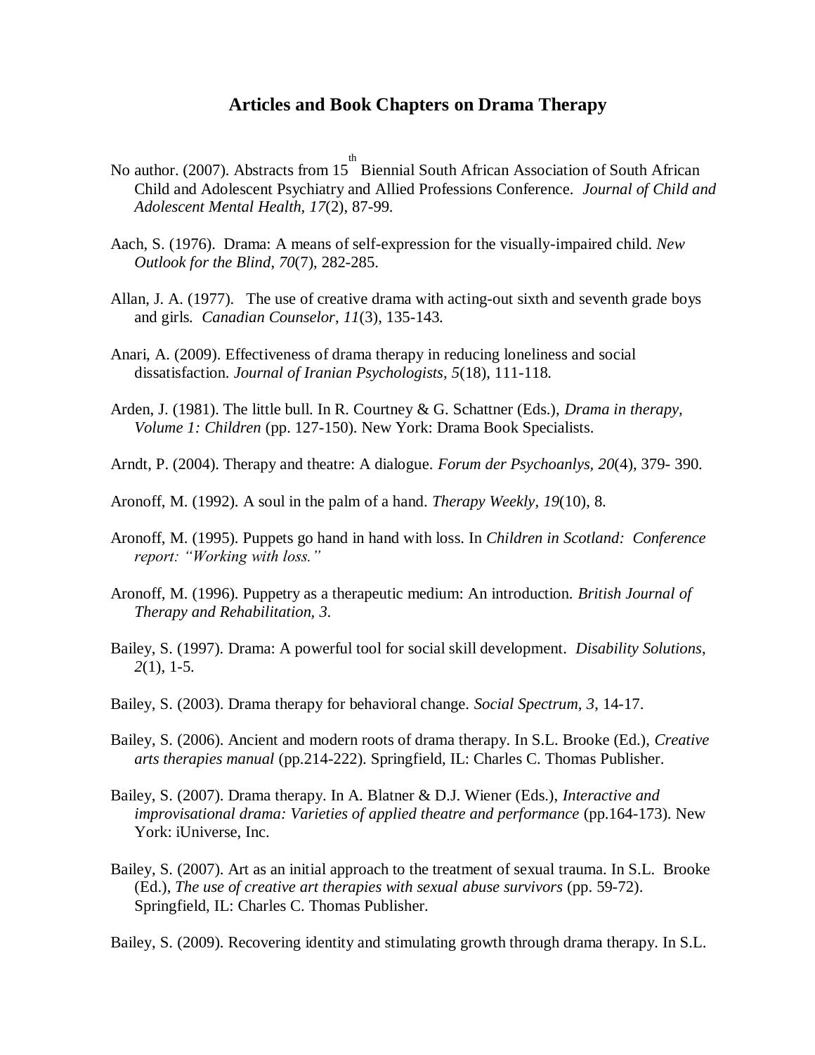# Articles and Book Chapters on Drama Therapy

No author. (2007). Abstracts from 15th Biennial South African Association of South African Child and Adolescent Psychiatry and Allied Professions Conference. *Journal of Child and Adolescent Mental Health, 17*(2), 87-99.

Aach, S. (1976). Drama: A means of self-expression for the visually-impaired child. *New Outlook for the Blind, 70*(7), 282-285.

Allan, J. A. (1977). The use of creative drama with acting-out sixth and seventh grade boys and girls. *Canadian Counselor, 11*(3), 135-143.

Anari, A. (2009). Effectiveness of drama therapy in reducing loneliness and social dissatisfaction. *Journal of Iranian Psychologists, 5*(18), 111-118.

Arden, J. (1981). The little bull. In R. Courtney & G. Schattner (Eds.), *Drama in therapy, Volume 1: Children* (pp. 127-150). New York: Drama Book Specialists.

Arndt, P. (2004). Therapy and theatre: A dialogue. *Forum der Psychoanlys, 20*(4), 379- 390.

Aronoff, M. (1992). A soul in the palm of a hand. *Therapy Weekly, 19*(10), 8.

Aronoff, M. (1995). Puppets go hand in hand with loss. In *Children in Scotland: Conference report: "Working with loss."*

Aronoff, M. (1996). Puppetry as a therapeutic medium: An introduction. *British Journal of Therapy and Rehabilitation, 3*.

Bailey, S. (1997). Drama: A powerful tool for social skill development. *Disability Solutions, 2*(1), 1-5.

Bailey, S. (2003). Drama therapy for behavioral change. *Social Spectrum, 3*, 14-17.

Bailey, S. (2006). Ancient and modern roots of drama therapy. In S.L. Brooke (Ed.), *Creative arts therapies manual* (pp.214-222). Springfield, IL: Charles C. Thomas Publisher.

Bailey, S. (2007). Drama therapy. In A. Blatner & D.J. Wiener (Eds.), *Interactive and improvisational drama: Varieties of applied theatre and performance* (pp.164-173). New York: iUniverse, Inc.

Bailey, S. (2007). Art as an initial approach to the treatment of sexual trauma. In S.L. Brooke (Ed.), *The use of creative art therapies with sexual abuse survivors* (pp. 59-72). Springfield, IL: Charles C. Thomas Publisher.

Bailey, S. (2009). Recovering identity and stimulating growth through drama therapy. In S.L.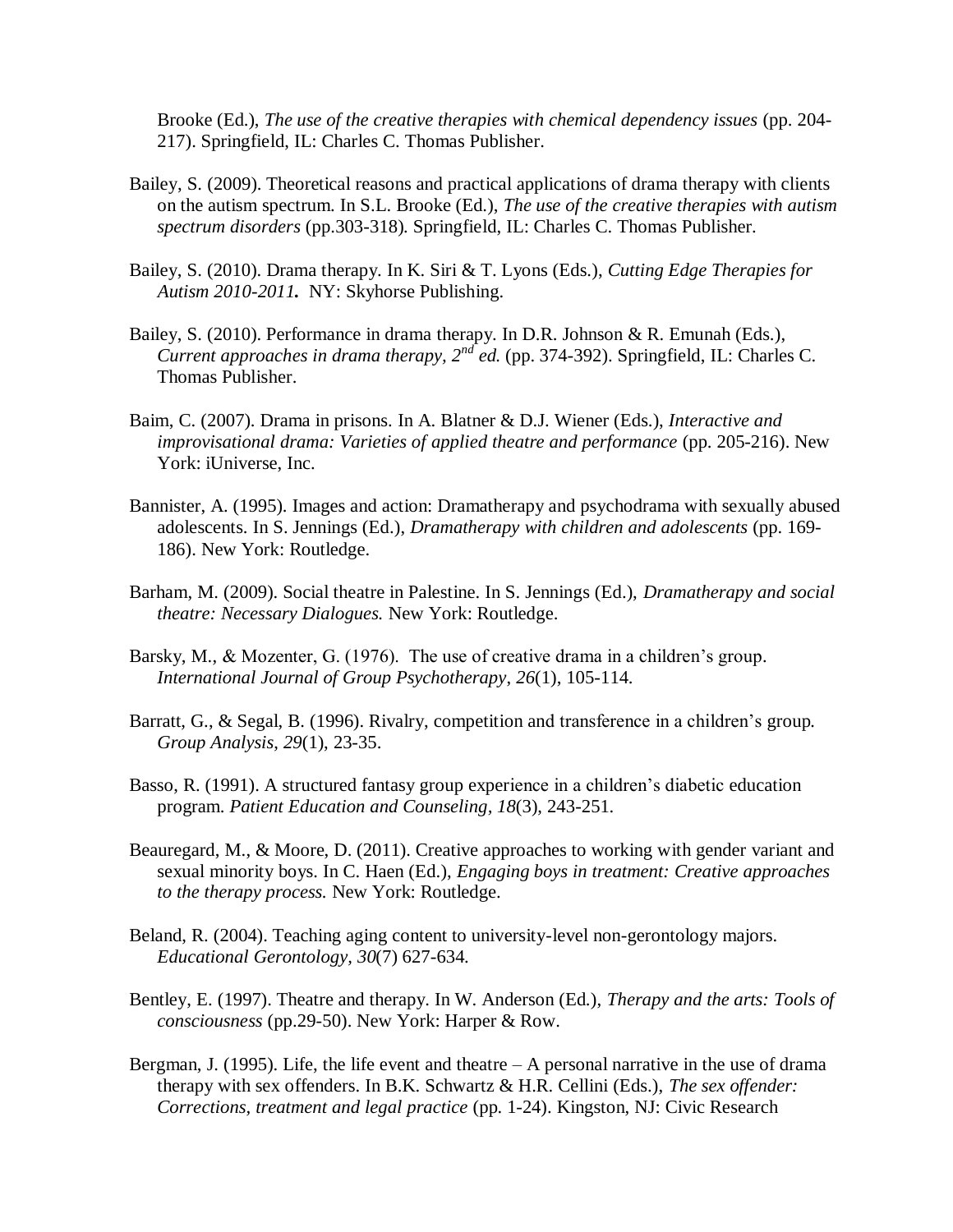Brooke (Ed.), *The use of the creative therapies with chemical dependency issues* (pp. 204-217). Springfield, IL: Charles C. Thomas Publisher.

Bailey, S. (2009). Theoretical reasons and practical applications of drama therapy with clients on the autism spectrum. In S.L. Brooke (Ed.), *The use of the creative therapies with autism spectrum disorders* (pp.303-318). Springfield, IL: Charles C. Thomas Publisher.

Bailey, S. (2010). Drama therapy. In K. Siri & T. Lyons (Eds.), *Cutting Edge Therapies for Autism 2010-2011.* NY: Skyhorse Publishing.

Bailey, S. (2010). Performance in drama therapy. In D.R. Johnson & R. Emunah (Eds.), *Current approaches in drama therapy, 2nd ed.* (pp. 374-392). Springfield, IL: Charles C. Thomas Publisher.

Baim, C. (2007). Drama in prisons. In A. Blatner & D.J. Wiener (Eds.), *Interactive and improvisational drama: Varieties of applied theatre and performance* (pp. 205-216). New York: iUniverse, Inc.

Bannister, A. (1995). Images and action: Dramatherapy and psychodrama with sexually abused adolescents. In S. Jennings (Ed.), *Dramatherapy with children and adolescents* (pp. 169-186). New York: Routledge.

Barham, M. (2009). Social theatre in Palestine. In S. Jennings (Ed.), *Dramatherapy and social theatre: Necessary Dialogues.* New York: Routledge.

Barsky, M., & Mozenter, G. (1976). The use of creative drama in a children's group. *International Journal of Group Psychotherapy*, *26*(1), 105-114.

Barratt, G., & Segal, B. (1996). Rivalry, competition and transference in a children's group. *Group Analysis*, *29*(1), 23-35.

Basso, R. (1991). A structured fantasy group experience in a children's diabetic education program. *Patient Education and Counseling*, *18*(3), 243-251.

Beauregard, M., & Moore, D. (2011). Creative approaches to working with gender variant and sexual minority boys. In C. Haen (Ed.), *Engaging boys in treatment: Creative approaches to the therapy process.* New York: Routledge.

Beland, R. (2004). Teaching aging content to university-level non-gerontology majors. *Educational Gerontology*, *30*(7) 627-634.

Bentley, E. (1997). Theatre and therapy. In W. Anderson (Ed.), *Therapy and the arts: Tools of consciousness* (pp.29-50). New York: Harper & Row.

Bergman, J. (1995). Life, the life event and theatre – A personal narrative in the use of drama therapy with sex offenders. In B.K. Schwartz & H.R. Cellini (Eds.), *The sex offender: Corrections, treatment and legal practice* (pp. 1-24). Kingston, NJ: Civic Research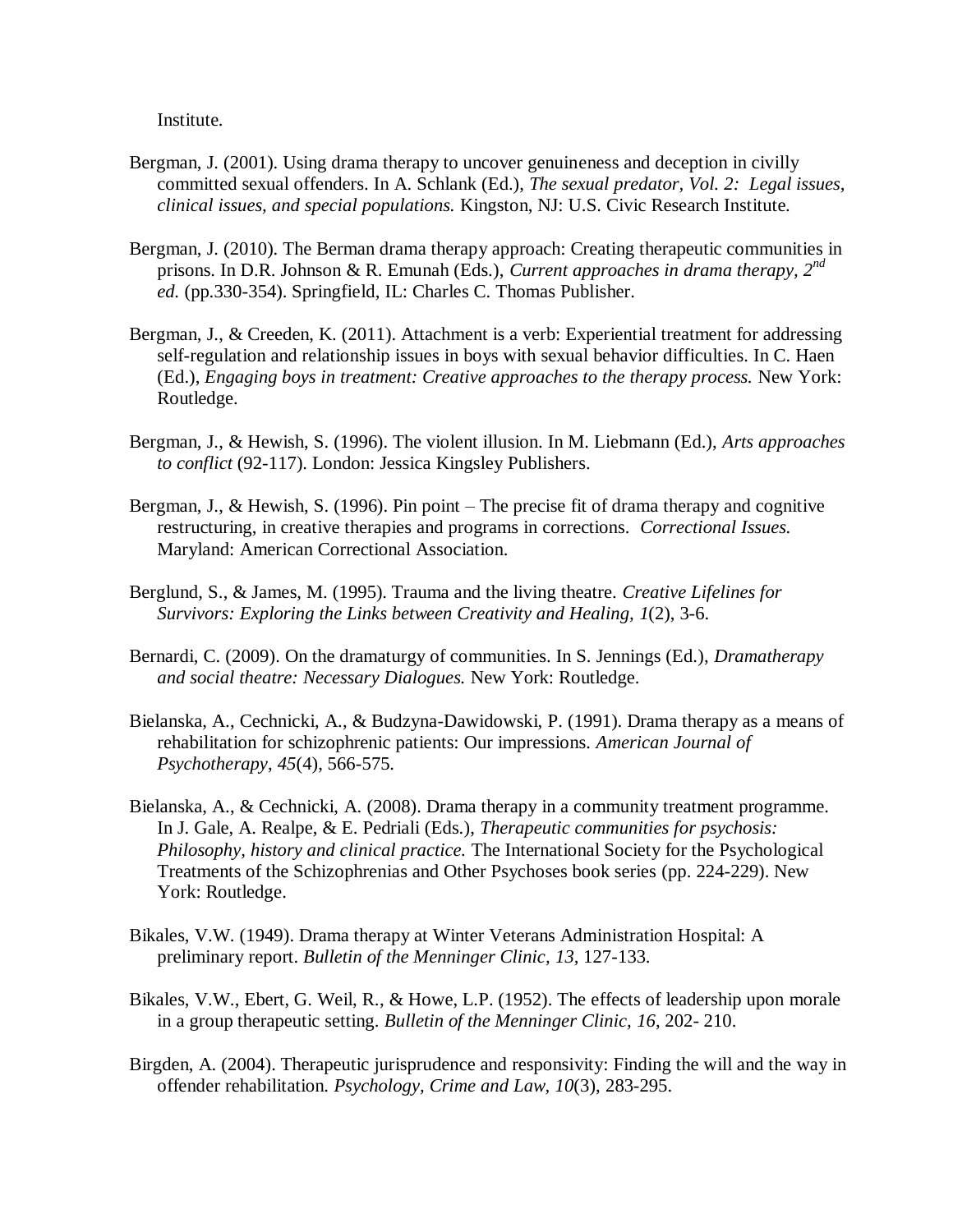Institute.

Bergman, J. (2001). Using drama therapy to uncover genuineness and deception in civilly committed sexual offenders. In A. Schlank (Ed.), *The sexual predator, Vol. 2: Legal issues, clinical issues, and special populations.* Kingston, NJ: U.S. Civic Research Institute.

Bergman, J. (2010). The Berman drama therapy approach: Creating therapeutic communities in prisons. In D.R. Johnson & R. Emunah (Eds.), *Current approaches in drama therapy, 2nd ed.* (pp.330-354). Springfield, IL: Charles C. Thomas Publisher.

Bergman, J., & Creeden, K. (2011). Attachment is a verb: Experiential treatment for addressing self-regulation and relationship issues in boys with sexual behavior difficulties. In C. Haen (Ed.), *Engaging boys in treatment: Creative approaches to the therapy process.* New York: Routledge.

Bergman, J., & Hewish, S. (1996). The violent illusion. In M. Liebmann (Ed.), *Arts approaches to conflict* (92-117). London: Jessica Kingsley Publishers.

Bergman, J., & Hewish, S. (1996). Pin point – The precise fit of drama therapy and cognitive restructuring, in creative therapies and programs in corrections. *Correctional Issues.* Maryland: American Correctional Association.

Berglund, S., & James, M. (1995). Trauma and the living theatre. *Creative Lifelines for Survivors: Exploring the Links between Creativity and Healing, 1*(2), 3-6.

Bernardi, C. (2009). On the dramaturgy of communities. In S. Jennings (Ed.), *Dramatherapy and social theatre: Necessary Dialogues.* New York: Routledge.

Bielanska, A., Cechnicki, A., & Budzyna-Dawidowski, P. (1991). Drama therapy as a means of rehabilitation for schizophrenic patients: Our impressions. *American Journal of Psychotherapy, 45*(4), 566-575.

Bielanska, A., & Cechnicki, A. (2008). Drama therapy in a community treatment programme. In J. Gale, A. Realpe, & E. Pedriali (Eds.), *Therapeutic communities for psychosis: Philosophy, history and clinical practice.* The International Society for the Psychological Treatments of the Schizophrenias and Other Psychoses book series (pp. 224-229). New York: Routledge.

Bikales, V.W. (1949). Drama therapy at Winter Veterans Administration Hospital: A preliminary report. *Bulletin of the Menninger Clinic, 13*, 127-133.

Bikales, V.W., Ebert, G. Weil, R., & Howe, L.P. (1952). The effects of leadership upon morale in a group therapeutic setting. *Bulletin of the Menninger Clinic, 16*, 202- 210.

Birgden, A. (2004). Therapeutic jurisprudence and responsivity: Finding the will and the way in offender rehabilitation. *Psychology, Crime and Law, 10*(3), 283-295.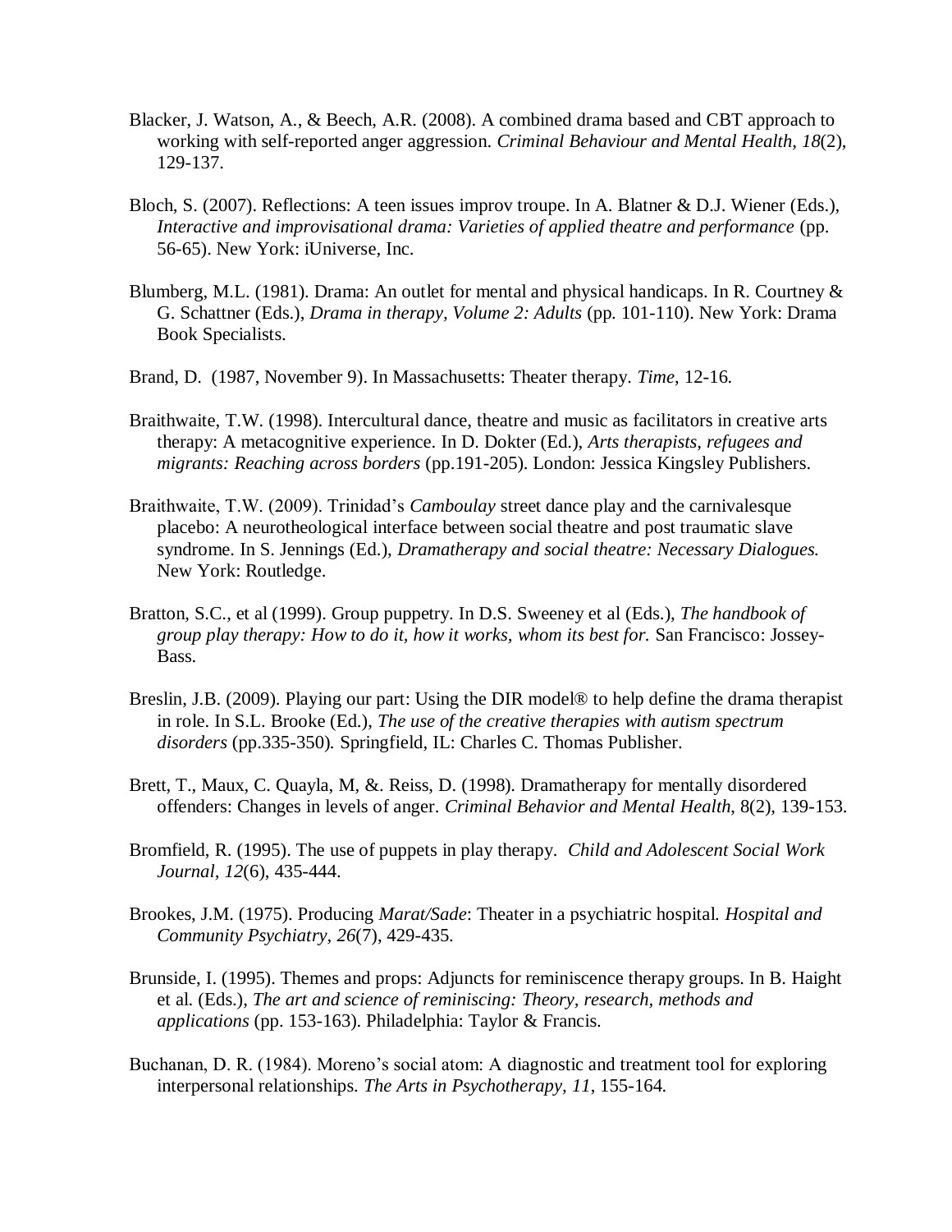Blacker, J. Watson, A., & Beech, A.R. (2008). A combined drama based and CBT approach to working with self-reported anger aggression. *Criminal Behaviour and Mental Health*, *18*(2), 129-137.

Bloch, S. (2007). Reflections: A teen issues improv troupe. In A. Blatner & D.J. Wiener (Eds.), *Interactive and improvisational drama: Varieties of applied theatre and performance* (pp. 56-65). New York: iUniverse, Inc.

Blumberg, M.L. (1981). Drama: An outlet for mental and physical handicaps. In R. Courtney & G. Schattner (Eds.), *Drama in therapy, Volume 2: Adults* (pp. 101-110). New York: Drama Book Specialists.

Brand, D. (1987, November 9). In Massachusetts: Theater therapy. *Time*, 12-16.

Braithwaite, T.W. (1998). Intercultural dance, theatre and music as facilitators in creative arts therapy: A metacognitive experience. In D. Dokter (Ed.), *Arts therapists, refugees and migrants: Reaching across borders* (pp.191-205). London: Jessica Kingsley Publishers.

Braithwaite, T.W. (2009). Trinidad's *Camboulay* street dance play and the carnivalesque placebo: A neurotheological interface between social theatre and post traumatic slave syndrome. In S. Jennings (Ed.), *Dramatherapy and social theatre: Necessary Dialogues.* New York: Routledge.

Bratton, S.C., et al (1999). Group puppetry. In D.S. Sweeney et al (Eds.), *The handbook of group play therapy: How to do it, how it works, whom its best for.* San Francisco: Jossey-Bass.

Breslin, J.B. (2009). Playing our part: Using the DIR model® to help define the drama therapist in role. In S.L. Brooke (Ed.), *The use of the creative therapies with autism spectrum disorders* (pp.335-350)*.* Springfield, IL: Charles C. Thomas Publisher.

Brett, T., Maux, C. Quayla, M, &. Reiss, D. (1998). Dramatherapy for mentally disordered offenders: Changes in levels of anger. *Criminal Behavior and Mental Health*, 8(2), 139-153.

Bromfield, R. (1995). The use of puppets in play therapy. *Child and Adolescent Social Work Journal*, *12*(6), 435-444.

Brookes, J.M. (1975). Producing *Marat/Sade*: Theater in a psychiatric hospital. *Hospital and Community Psychiatry*, *26*(7), 429-435.

Brunside, I. (1995). Themes and props: Adjuncts for reminiscence therapy groups. In B. Haight et al. (Eds.), *The art and science of reminiscing: Theory, research, methods and applications* (pp. 153-163). Philadelphia: Taylor & Francis.

Buchanan, D. R. (1984). Moreno's social atom: A diagnostic and treatment tool for exploring interpersonal relationships. *The Arts in Psychotherapy*, *11*, 155-164.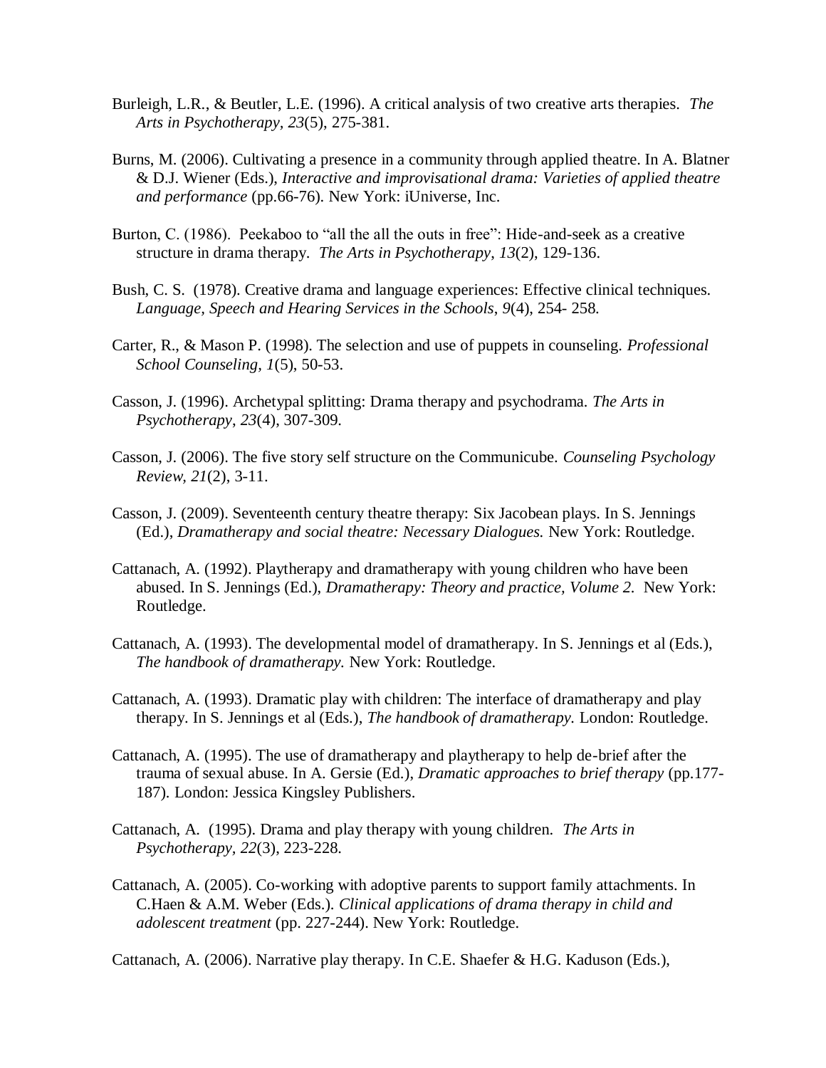Burleigh, L.R., & Beutler, L.E. (1996). A critical analysis of two creative arts therapies. *The Arts in Psychotherapy, 23*(5), 275-381.

Burns, M. (2006). Cultivating a presence in a community through applied theatre. In A. Blatner & D.J. Wiener (Eds.), *Interactive and improvisational drama: Varieties of applied theatre and performance* (pp.66-76). New York: iUniverse, Inc.

Burton, C. (1986). Peekaboo to "all the all the outs in free": Hide-and-seek as a creative structure in drama therapy. *The Arts in Psychotherapy*, *13*(2), 129-136.

Bush, C. S. (1978). Creative drama and language experiences: Effective clinical techniques. *Language, Speech and Hearing Services in the Schools*, *9*(4), 254- 258.

Carter, R., & Mason P. (1998). The selection and use of puppets in counseling. *Professional School Counseling, 1*(5), 50-53.

Casson, J. (1996). Archetypal splitting: Drama therapy and psychodrama. *The Arts in Psychotherapy*, *23*(4), 307-309.

Casson, J. (2006). The five story self structure on the Communicube. *Counseling Psychology Review, 21*(2), 3-11.

Casson, J. (2009). Seventeenth century theatre therapy: Six Jacobean plays. In S. Jennings (Ed.), *Dramatherapy and social theatre: Necessary Dialogues.* New York: Routledge.

Cattanach, A. (1992). Playtherapy and dramatherapy with young children who have been abused. In S. Jennings (Ed.), *Dramatherapy: Theory and practice, Volume 2.* New York: Routledge.

Cattanach, A. (1993). The developmental model of dramatherapy. In S. Jennings et al (Eds.), *The handbook of dramatherapy.* New York: Routledge.

Cattanach, A. (1993). Dramatic play with children: The interface of dramatherapy and play therapy. In S. Jennings et al (Eds.), *The handbook of dramatherapy.* London: Routledge.

Cattanach, A. (1995). The use of dramatherapy and playtherapy to help de-brief after the trauma of sexual abuse. In A. Gersie (Ed.), *Dramatic approaches to brief therapy* (pp.177-187). London: Jessica Kingsley Publishers.

Cattanach, A. (1995). Drama and play therapy with young children. *The Arts in Psychotherapy*, *22*(3), 223-228.

Cattanach, A. (2005). Co-working with adoptive parents to support family attachments. In C.Haen & A.M. Weber (Eds.). *Clinical applications of drama therapy in child and adolescent treatment* (pp. 227-244). New York: Routledge.

Cattanach, A. (2006). Narrative play therapy. In C.E. Shaefer & H.G. Kaduson (Eds.),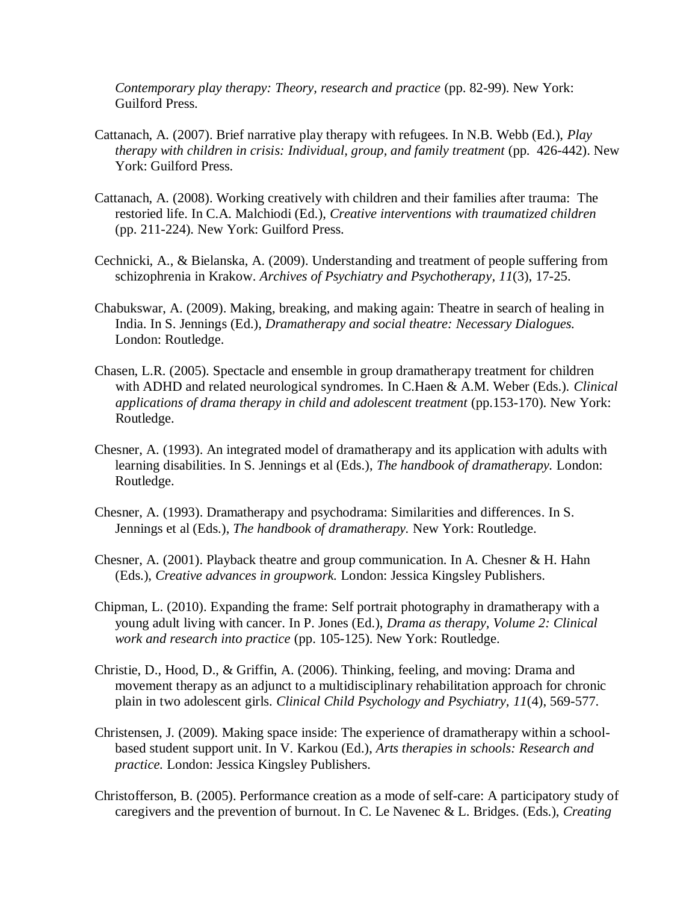*Contemporary play therapy: Theory, research and practice* (pp. 82-99). New York: Guilford Press.

Cattanach, A. (2007). Brief narrative play therapy with refugees. In N.B. Webb (Ed.), *Play therapy with children in crisis: Individual, group, and family treatment* (pp. 426-442). New York: Guilford Press.

Cattanach, A. (2008). Working creatively with children and their families after trauma: The restoried life. In C.A. Malchiodi (Ed.), *Creative interventions with traumatized children* (pp. 211-224). New York: Guilford Press.

Cechnicki, A., & Bielanska, A. (2009). Understanding and treatment of people suffering from schizophrenia in Krakow. *Archives of Psychiatry and Psychotherapy, 11*(3), 17-25.

Chabukswar, A. (2009). Making, breaking, and making again: Theatre in search of healing in India. In S. Jennings (Ed.), *Dramatherapy and social theatre: Necessary Dialogues.* London: Routledge.

Chasen, L.R. (2005). Spectacle and ensemble in group dramatherapy treatment for children with ADHD and related neurological syndromes. In C.Haen & A.M. Weber (Eds.). *Clinical applications of drama therapy in child and adolescent treatment* (pp.153-170). New York: Routledge.

Chesner, A. (1993). An integrated model of dramatherapy and its application with adults with learning disabilities. In S. Jennings et al (Eds.), *The handbook of dramatherapy.* London: Routledge.

Chesner, A. (1993). Dramatherapy and psychodrama: Similarities and differences. In S. Jennings et al (Eds.), *The handbook of dramatherapy.* New York: Routledge.

Chesner, A. (2001). Playback theatre and group communication. In A. Chesner & H. Hahn (Eds.), *Creative advances in groupwork.* London: Jessica Kingsley Publishers.

Chipman, L. (2010). Expanding the frame: Self portrait photography in dramatherapy with a young adult living with cancer. In P. Jones (Ed.), *Drama as therapy, Volume 2: Clinical work and research into practice* (pp. 105-125). New York: Routledge.

Christie, D., Hood, D., & Griffin, A. (2006). Thinking, feeling, and moving: Drama and movement therapy as an adjunct to a multidisciplinary rehabilitation approach for chronic plain in two adolescent girls. *Clinical Child Psychology and Psychiatry, 11*(4), 569-577.

Christensen, J. (2009). Making space inside: The experience of dramatherapy within a school-based student support unit. In V. Karkou (Ed.), *Arts therapies in schools: Research and practice.* London: Jessica Kingsley Publishers.

Christofferson, B. (2005). Performance creation as a mode of self-care: A participatory study of caregivers and the prevention of burnout. In C. Le Navenec & L. Bridges. (Eds.), *Creating*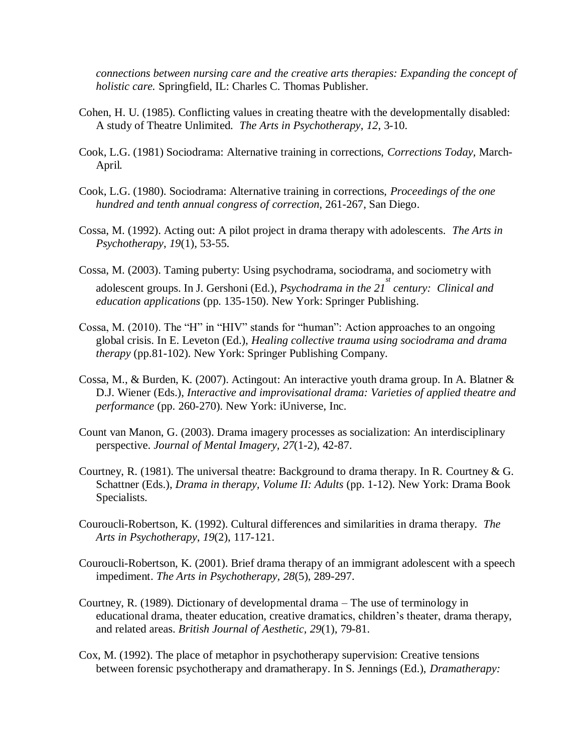*connections between nursing care and the creative arts therapies: Expanding the concept of holistic care.* Springfield, IL: Charles C. Thomas Publisher.

Cohen, H. U. (1985). Conflicting values in creating theatre with the developmentally disabled: A study of Theatre Unlimited. *The Arts in Psychotherapy*, *12*, 3-10.

Cook, L.G. (1981) Sociodrama: Alternative training in corrections, *Corrections Today,* March-April.

Cook, L.G. (1980). Sociodrama: Alternative training in corrections, *Proceedings of the one hundred and tenth annual congress of correction*, 261-267, San Diego.

Cossa, M. (1992). Acting out: A pilot project in drama therapy with adolescents. *The Arts in Psychotherapy*, *19*(1), 53-55.

Cossa, M. (2003). Taming puberty: Using psychodrama, sociodrama, and sociometry with adolescent groups. In J. Gershoni (Ed.), *Psychodrama in the 21st century: Clinical and education applications* (pp. 135-150). New York: Springer Publishing.

Cossa, M. (2010). The "H" in "HIV" stands for "human": Action approaches to an ongoing global crisis. In E. Leveton (Ed.), *Healing collective trauma using sociodrama and drama therapy* (pp.81-102). New York: Springer Publishing Company.

Cossa, M., & Burden, K. (2007). Actingout: An interactive youth drama group. In A. Blatner & D.J. Wiener (Eds.), *Interactive and improvisational drama: Varieties of applied theatre and performance* (pp. 260-270). New York: iUniverse, Inc.

Count van Manon, G. (2003). Drama imagery processes as socialization: An interdisciplinary perspective. *Journal of Mental Imagery, 27*(1-2), 42-87.

Courtney, R. (1981). The universal theatre: Background to drama therapy. In R. Courtney & G. Schattner (Eds.), *Drama in therapy, Volume II: Adults* (pp. 1-12). New York: Drama Book Specialists.

Couroucli-Robertson, K. (1992). Cultural differences and similarities in drama therapy. *The Arts in Psychotherapy*, *19*(2), 117-121.

Couroucli-Robertson, K. (2001). Brief drama therapy of an immigrant adolescent with a speech impediment. *The Arts in Psychotherapy, 28*(5), 289-297.

Courtney, R. (1989). Dictionary of developmental drama – The use of terminology in educational drama, theater education, creative dramatics, children's theater, drama therapy, and related areas. *British Journal of Aesthetic, 29*(1), 79-81.

Cox, M. (1992). The place of metaphor in psychotherapy supervision: Creative tensions between forensic psychotherapy and dramatherapy. In S. Jennings (Ed.), *Dramatherapy:*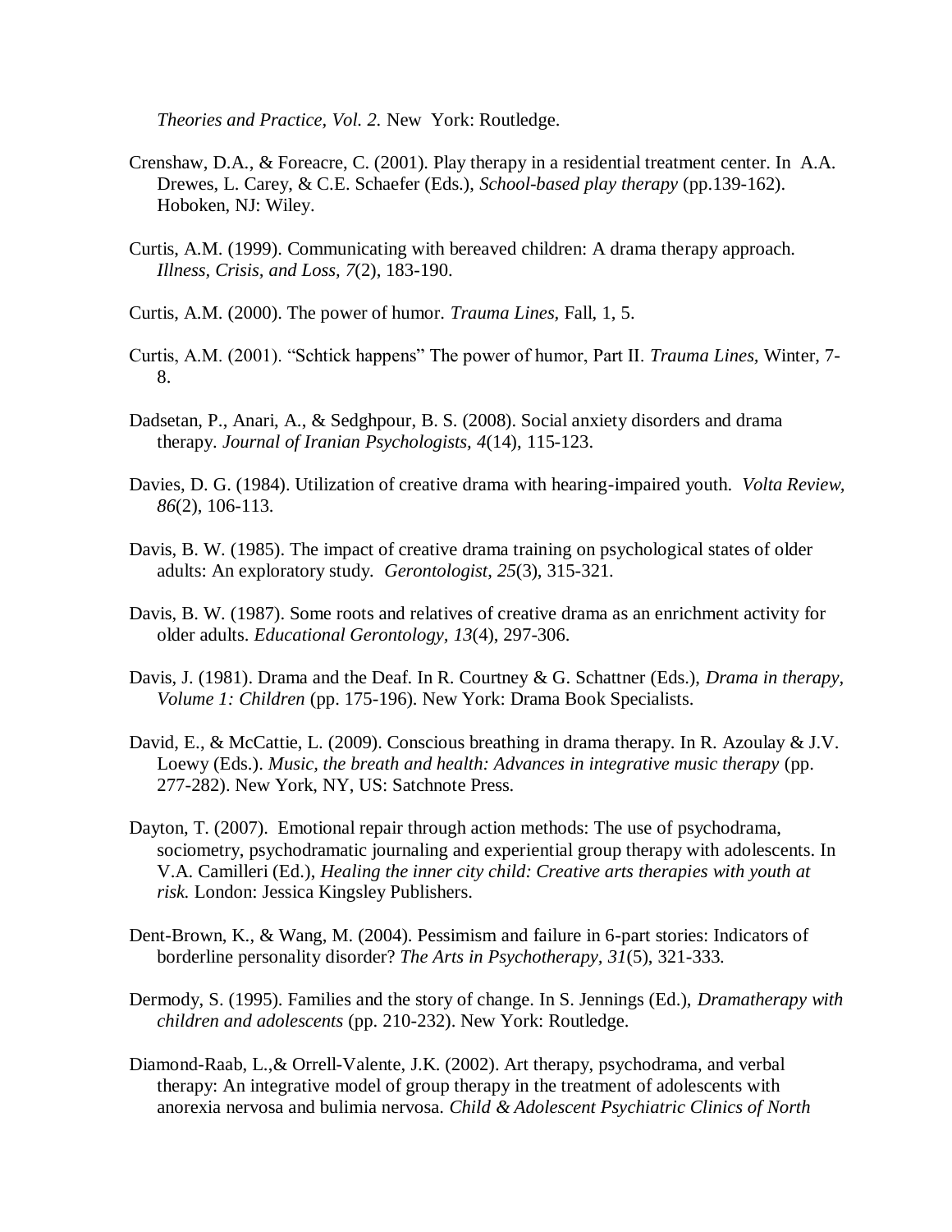*Theories and Practice, Vol. 2.* New York: Routledge.

Crenshaw, D.A., & Foreacre, C. (2001). Play therapy in a residential treatment center. In A.A. Drewes, L. Carey, & C.E. Schaefer (Eds.), *School-based play therapy* (pp.139-162). Hoboken, NJ: Wiley.

Curtis, A.M. (1999). Communicating with bereaved children: A drama therapy approach. *Illness, Crisis, and Loss, 7*(2), 183-190.

Curtis, A.M. (2000). The power of humor. *Trauma Lines*, Fall, 1, 5.

Curtis, A.M. (2001). "Schtick happens" The power of humor, Part II. *Trauma Lines*, Winter, 7-8.

Dadsetan, P., Anari, A., & Sedghpour, B. S. (2008). Social anxiety disorders and drama therapy. *Journal of Iranian Psychologists, 4*(14), 115-123.

Davies, D. G. (1984). Utilization of creative drama with hearing-impaired youth. *Volta Review, 86*(2), 106-113.

Davis, B. W. (1985). The impact of creative drama training on psychological states of older adults: An exploratory study. *Gerontologist, 25*(3), 315-321.

Davis, B. W. (1987). Some roots and relatives of creative drama as an enrichment activity for older adults. *Educational Gerontology, 13*(4), 297-306.

Davis, J. (1981). Drama and the Deaf. In R. Courtney & G. Schattner (Eds.), *Drama in therapy, Volume 1: Children* (pp. 175-196). New York: Drama Book Specialists.

David, E., & McCattie, L. (2009). Conscious breathing in drama therapy. In R. Azoulay & J.V. Loewy (Eds.). *Music, the breath and health: Advances in integrative music therapy* (pp. 277-282). New York, NY, US: Satchnote Press.

Dayton, T. (2007). Emotional repair through action methods: The use of psychodrama, sociometry, psychodramatic journaling and experiential group therapy with adolescents. In V.A. Camilleri (Ed.), *Healing the inner city child: Creative arts therapies with youth at risk.* London: Jessica Kingsley Publishers.

Dent-Brown, K., & Wang, M. (2004). Pessimism and failure in 6-part stories: Indicators of borderline personality disorder? *The Arts in Psychotherapy, 31*(5), 321-333.

Dermody, S. (1995). Families and the story of change. In S. Jennings (Ed.), *Dramatherapy with children and adolescents* (pp. 210-232). New York: Routledge.

Diamond-Raab, L.,& Orrell-Valente, J.K. (2002). Art therapy, psychodrama, and verbal therapy: An integrative model of group therapy in the treatment of adolescents with anorexia nervosa and bulimia nervosa. *Child & Adolescent Psychiatric Clinics of North*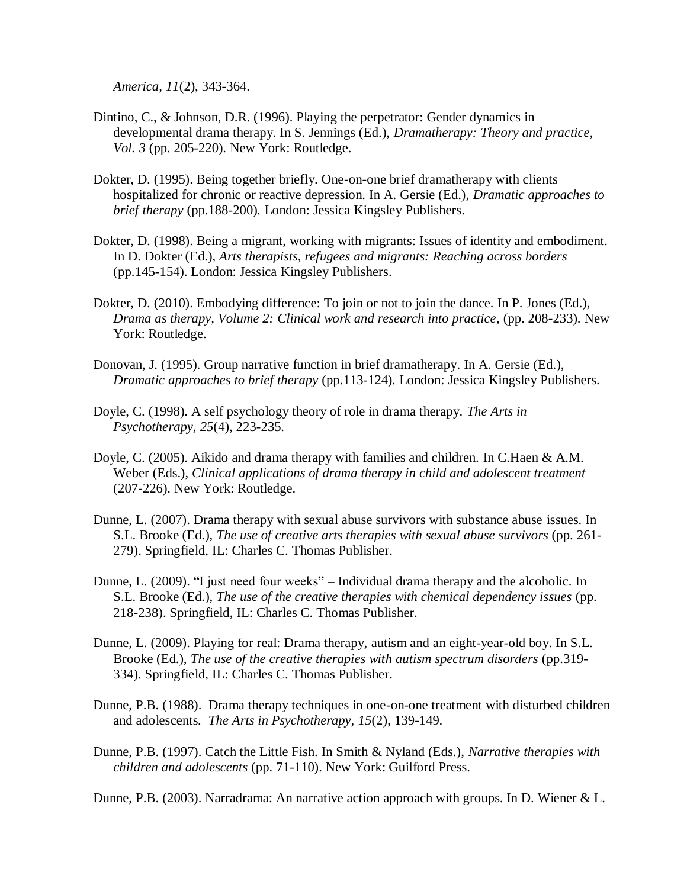*America, 11*(2), 343-364.

Dintino, C., & Johnson, D.R. (1996). Playing the perpetrator: Gender dynamics in developmental drama therapy. In S. Jennings (Ed.), *Dramatherapy: Theory and practice, Vol. 3* (pp. 205-220). New York: Routledge.

Dokter, D. (1995). Being together briefly. One-on-one brief dramatherapy with clients hospitalized for chronic or reactive depression. In A. Gersie (Ed.), *Dramatic approaches to brief therapy* (pp.188-200). London: Jessica Kingsley Publishers.

Dokter, D. (1998). Being a migrant, working with migrants: Issues of identity and embodiment. In D. Dokter (Ed.), *Arts therapists, refugees and migrants: Reaching across borders* (pp.145-154). London: Jessica Kingsley Publishers.

Dokter, D. (2010). Embodying difference: To join or not to join the dance. In P. Jones (Ed.), *Drama as therapy, Volume 2: Clinical work and research into practice,* (pp. 208-233). New York: Routledge.

Donovan, J. (1995). Group narrative function in brief dramatherapy. In A. Gersie (Ed.), *Dramatic approaches to brief therapy* (pp.113-124). London: Jessica Kingsley Publishers.

Doyle, C. (1998). A self psychology theory of role in drama therapy. *The Arts in Psychotherapy, 25*(4), 223-235.

Doyle, C. (2005). Aikido and drama therapy with families and children. In C.Haen & A.M. Weber (Eds.), *Clinical applications of drama therapy in child and adolescent treatment* (207-226). New York: Routledge.

Dunne, L. (2007). Drama therapy with sexual abuse survivors with substance abuse issues. In S.L. Brooke (Ed.), *The use of creative arts therapies with sexual abuse survivors* (pp. 261-279). Springfield, IL: Charles C. Thomas Publisher.

Dunne, L. (2009). "I just need four weeks" – Individual drama therapy and the alcoholic. In S.L. Brooke (Ed.), *The use of the creative therapies with chemical dependency issues* (pp. 218-238). Springfield, IL: Charles C. Thomas Publisher.

Dunne, L. (2009). Playing for real: Drama therapy, autism and an eight-year-old boy. In S.L. Brooke (Ed.), *The use of the creative therapies with autism spectrum disorders* (pp.319-334). Springfield, IL: Charles C. Thomas Publisher.

Dunne, P.B. (1988). Drama therapy techniques in one-on-one treatment with disturbed children and adolescents. *The Arts in Psychotherapy, 15*(2), 139-149.

Dunne, P.B. (1997). Catch the Little Fish. In Smith & Nyland (Eds.), *Narrative therapies with children and adolescents* (pp. 71-110). New York: Guilford Press.

Dunne, P.B. (2003). Narradrama: An narrative action approach with groups. In D. Wiener & L.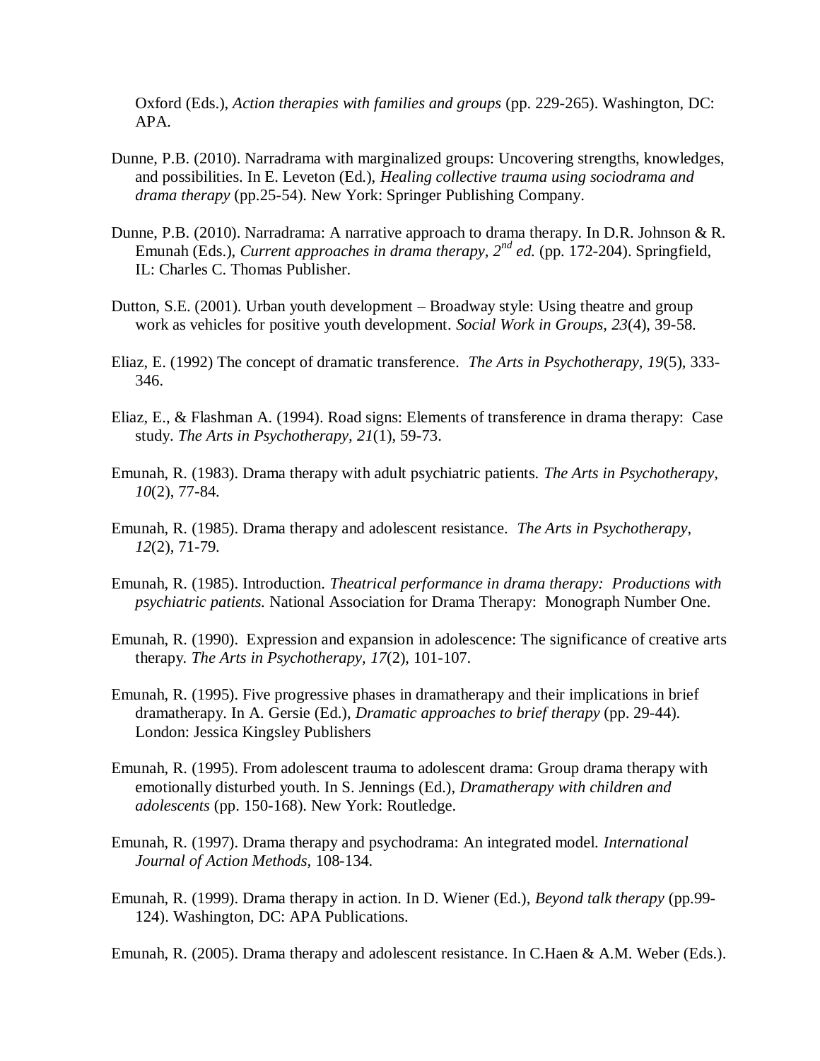Oxford (Eds.), *Action therapies with families and groups* (pp. 229-265). Washington, DC: APA.

Dunne, P.B. (2010). Narradrama with marginalized groups: Uncovering strengths, knowledges, and possibilities. In E. Leveton (Ed.), *Healing collective trauma using sociodrama and drama therapy* (pp.25-54). New York: Springer Publishing Company.

Dunne, P.B. (2010). Narradrama: A narrative approach to drama therapy. In D.R. Johnson & R. Emunah (Eds.), *Current approaches in drama therapy, 2nd ed.* (pp. 172-204). Springfield, IL: Charles C. Thomas Publisher.

Dutton, S.E. (2001). Urban youth development – Broadway style: Using theatre and group work as vehicles for positive youth development. *Social Work in Groups, 23*(4), 39-58.

Eliaz, E. (1992) The concept of dramatic transference. *The Arts in Psychotherapy, 19*(5), 333-346.

Eliaz, E., & Flashman A. (1994). Road signs: Elements of transference in drama therapy: Case study. *The Arts in Psychotherapy, 21*(1), 59-73.

Emunah, R. (1983). Drama therapy with adult psychiatric patients. *The Arts in Psychotherapy, 10*(2), 77-84.

Emunah, R. (1985). Drama therapy and adolescent resistance. *The Arts in Psychotherapy, 12*(2), 71-79.

Emunah, R. (1985). Introduction. *Theatrical performance in drama therapy: Productions with psychiatric patients.* National Association for Drama Therapy: Monograph Number One.

Emunah, R. (1990). Expression and expansion in adolescence: The significance of creative arts therapy. *The Arts in Psychotherapy, 17*(2), 101-107.

Emunah, R. (1995). Five progressive phases in dramatherapy and their implications in brief dramatherapy. In A. Gersie (Ed.), *Dramatic approaches to brief therapy* (pp. 29-44). London: Jessica Kingsley Publishers

Emunah, R. (1995). From adolescent trauma to adolescent drama: Group drama therapy with emotionally disturbed youth. In S. Jennings (Ed.), *Dramatherapy with children and adolescents* (pp. 150-168). New York: Routledge.

Emunah, R. (1997). Drama therapy and psychodrama: An integrated model. *International Journal of Action Methods,* 108-134.

Emunah, R. (1999). Drama therapy in action. In D. Wiener (Ed.), *Beyond talk therapy* (pp.99-124). Washington, DC: APA Publications.

Emunah, R. (2005). Drama therapy and adolescent resistance. In C.Haen & A.M. Weber (Eds.).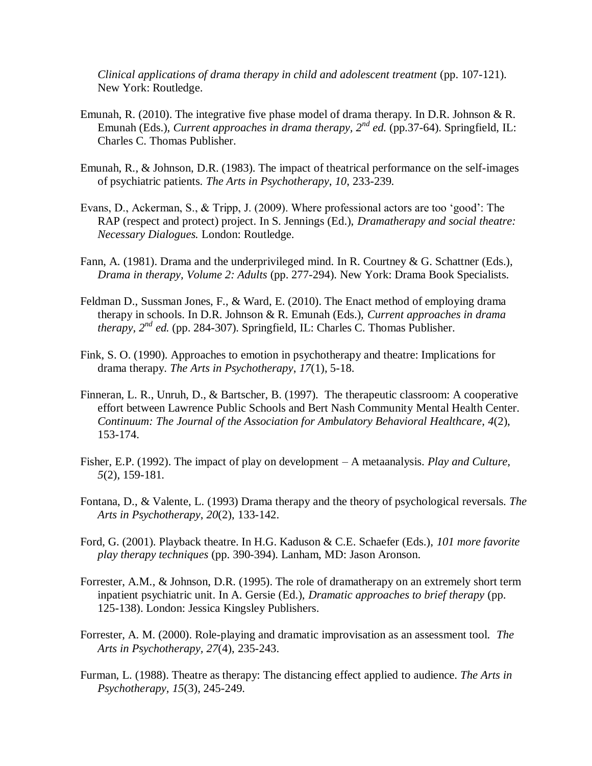*Clinical applications of drama therapy in child and adolescent treatment* (pp. 107-121). New York: Routledge.

Emunah, R. (2010). The integrative five phase model of drama therapy. In D.R. Johnson & R. Emunah (Eds.), *Current approaches in drama therapy, 2nd ed.* (pp.37-64). Springfield, IL: Charles C. Thomas Publisher.

Emunah, R., & Johnson, D.R. (1983). The impact of theatrical performance on the self-images of psychiatric patients. *The Arts in Psychotherapy*, *10*, 233-239.

Evans, D., Ackerman, S., & Tripp, J. (2009). Where professional actors are too 'good': The RAP (respect and protect) project. In S. Jennings (Ed.), *Dramatherapy and social theatre: Necessary Dialogues.* London: Routledge.

Fann, A. (1981). Drama and the underprivileged mind. In R. Courtney & G. Schattner (Eds.), *Drama in therapy, Volume 2: Adults* (pp. 277-294). New York: Drama Book Specialists.

Feldman D., Sussman Jones, F., & Ward, E. (2010). The Enact method of employing drama therapy in schools. In D.R. Johnson & R. Emunah (Eds.), *Current approaches in drama therapy, 2nd ed.* (pp. 284-307). Springfield, IL: Charles C. Thomas Publisher.

Fink, S. O. (1990). Approaches to emotion in psychotherapy and theatre: Implications for drama therapy. *The Arts in Psychotherapy*, *17*(1), 5-18.

Finneran, L. R., Unruh, D., & Bartscher, B. (1997). The therapeutic classroom: A cooperative effort between Lawrence Public Schools and Bert Nash Community Mental Health Center. *Continuum: The Journal of the Association for Ambulatory Behavioral Healthcare*, *4*(2), 153-174.

Fisher, E.P. (1992). The impact of play on development – A metaanalysis. *Play and Culture, 5*(2), 159-181.

Fontana, D., & Valente, L. (1993) Drama therapy and the theory of psychological reversals. *The Arts in Psychotherapy*, *20*(2), 133-142.

Ford, G. (2001). Playback theatre. In H.G. Kaduson & C.E. Schaefer (Eds.), *101 more favorite play therapy techniques* (pp. 390-394). Lanham, MD: Jason Aronson.

Forrester, A.M., & Johnson, D.R. (1995). The role of dramatherapy on an extremely short term inpatient psychiatric unit. In A. Gersie (Ed.), *Dramatic approaches to brief therapy* (pp. 125-138). London: Jessica Kingsley Publishers.

Forrester, A. M. (2000). Role-playing and dramatic improvisation as an assessment tool. *The Arts in Psychotherapy, 27*(4), 235-243.

Furman, L. (1988). Theatre as therapy: The distancing effect applied to audience. *The Arts in Psychotherapy*, *15*(3), 245-249.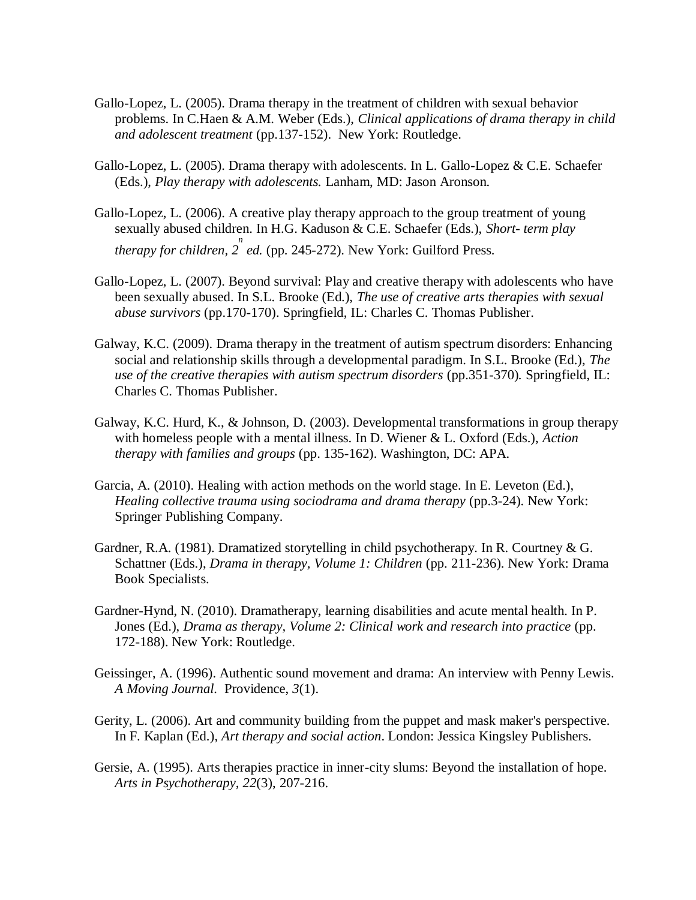Gallo-Lopez, L. (2005). Drama therapy in the treatment of children with sexual behavior problems. In C.Haen & A.M. Weber (Eds.), *Clinical applications of drama therapy in child and adolescent treatment* (pp.137-152). New York: Routledge.

Gallo-Lopez, L. (2005). Drama therapy with adolescents. In L. Gallo-Lopez & C.E. Schaefer (Eds.), *Play therapy with adolescents.* Lanham, MD: Jason Aronson.

Gallo-Lopez, L. (2006). A creative play therapy approach to the group treatment of young sexually abused children. In H.G. Kaduson & C.E. Schaefer (Eds.), *Short- term play therapy for children, 2nd ed.* (pp. 245-272). New York: Guilford Press.

Gallo-Lopez, L. (2007). Beyond survival: Play and creative therapy with adolescents who have been sexually abused. In S.L. Brooke (Ed.), *The use of creative arts therapies with sexual abuse survivors* (pp.170-170). Springfield, IL: Charles C. Thomas Publisher.

Galway, K.C. (2009). Drama therapy in the treatment of autism spectrum disorders: Enhancing social and relationship skills through a developmental paradigm. In S.L. Brooke (Ed.), *The use of the creative therapies with autism spectrum disorders* (pp.351-370)*.* Springfield, IL: Charles C. Thomas Publisher.

Galway, K.C. Hurd, K., & Johnson, D. (2003). Developmental transformations in group therapy with homeless people with a mental illness. In D. Wiener & L. Oxford (Eds.), *Action therapy with families and groups* (pp. 135-162). Washington, DC: APA.

Garcia, A. (2010). Healing with action methods on the world stage. In E. Leveton (Ed.), *Healing collective trauma using sociodrama and drama therapy* (pp.3-24). New York: Springer Publishing Company.

Gardner, R.A. (1981). Dramatized storytelling in child psychotherapy. In R. Courtney & G. Schattner (Eds.), *Drama in therapy, Volume 1: Children* (pp. 211-236). New York: Drama Book Specialists.

Gardner-Hynd, N. (2010). Dramatherapy, learning disabilities and acute mental health. In P. Jones (Ed.), *Drama as therapy, Volume 2: Clinical work and research into practice* (pp. 172-188). New York: Routledge.

Geissinger, A. (1996). Authentic sound movement and drama: An interview with Penny Lewis. *A Moving Journal*. Providence, *3*(1).

Gerity, L. (2006). Art and community building from the puppet and mask maker's perspective. In F. Kaplan (Ed.), *Art therapy and social action*. London: Jessica Kingsley Publishers.

Gersie, A. (1995). Arts therapies practice in inner-city slums: Beyond the installation of hope. *Arts in Psychotherapy, 22*(3), 207-216.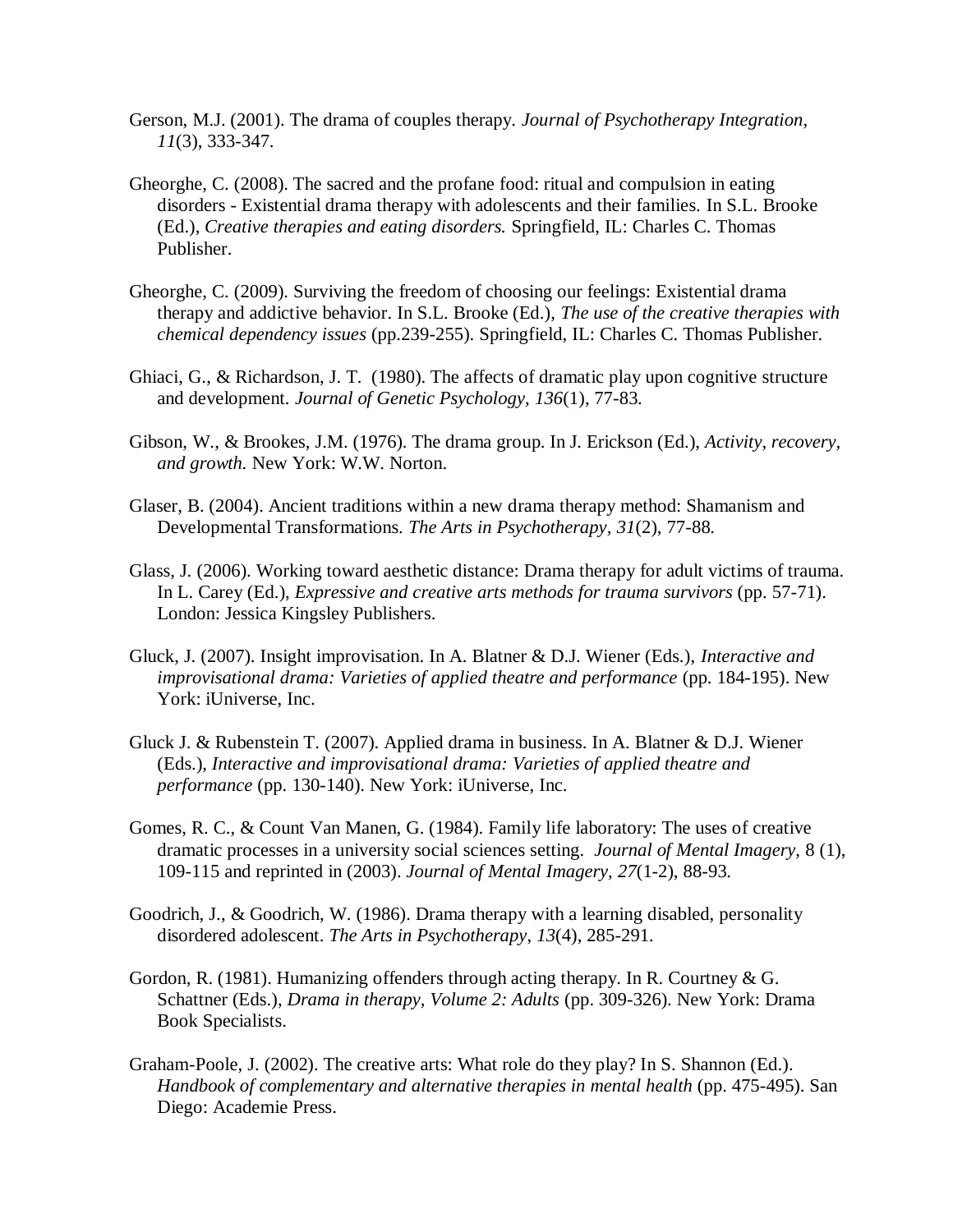Gerson, M.J. (2001). The drama of couples therapy. *Journal of Psychotherapy Integration, 11*(3), 333-347.

Gheorghe, C. (2008). The sacred and the profane food: ritual and compulsion in eating disorders - Existential drama therapy with adolescents and their families. In S.L. Brooke (Ed.), *Creative therapies and eating disorders.* Springfield, IL: Charles C. Thomas Publisher.

Gheorghe, C. (2009). Surviving the freedom of choosing our feelings: Existential drama therapy and addictive behavior. In S.L. Brooke (Ed.), *The use of the creative therapies with chemical dependency issues* (pp.239-255). Springfield, IL: Charles C. Thomas Publisher.

Ghiaci, G., & Richardson, J. T. (1980). The affects of dramatic play upon cognitive structure and development. *Journal of Genetic Psychology, 136*(1), 77-83.

Gibson, W., & Brookes, J.M. (1976). The drama group. In J. Erickson (Ed.), *Activity, recovery, and growth.* New York: W.W. Norton.

Glaser, B. (2004). Ancient traditions within a new drama therapy method: Shamanism and Developmental Transformations. *The Arts in Psychotherapy, 31*(2), 77-88.

Glass, J. (2006). Working toward aesthetic distance: Drama therapy for adult victims of trauma. In L. Carey (Ed.), *Expressive and creative arts methods for trauma survivors* (pp. 57-71). London: Jessica Kingsley Publishers.

Gluck, J. (2007). Insight improvisation. In A. Blatner & D.J. Wiener (Eds.), *Interactive and improvisational drama: Varieties of applied theatre and performance* (pp. 184-195). New York: iUniverse, Inc.

Gluck J. & Rubenstein T. (2007). Applied drama in business. In A. Blatner & D.J. Wiener (Eds.), *Interactive and improvisational drama: Varieties of applied theatre and performance* (pp. 130-140). New York: iUniverse, Inc.

Gomes, R. C., & Count Van Manen, G. (1984). Family life laboratory: The uses of creative dramatic processes in a university social sciences setting. *Journal of Mental Imagery,* 8 (1), 109-115 and reprinted in (2003). *Journal of Mental Imagery, 27*(1-2), 88-93.

Goodrich, J., & Goodrich, W. (1986). Drama therapy with a learning disabled, personality disordered adolescent. *The Arts in Psychotherapy, 13*(4), 285-291.

Gordon, R. (1981). Humanizing offenders through acting therapy. In R. Courtney & G. Schattner (Eds.), *Drama in therapy, Volume 2: Adults* (pp. 309-326). New York: Drama Book Specialists.

Graham-Poole, J. (2002). The creative arts: What role do they play? In S. Shannon (Ed.). *Handbook of complementary and alternative therapies in mental health* (pp. 475-495). San Diego: Academie Press.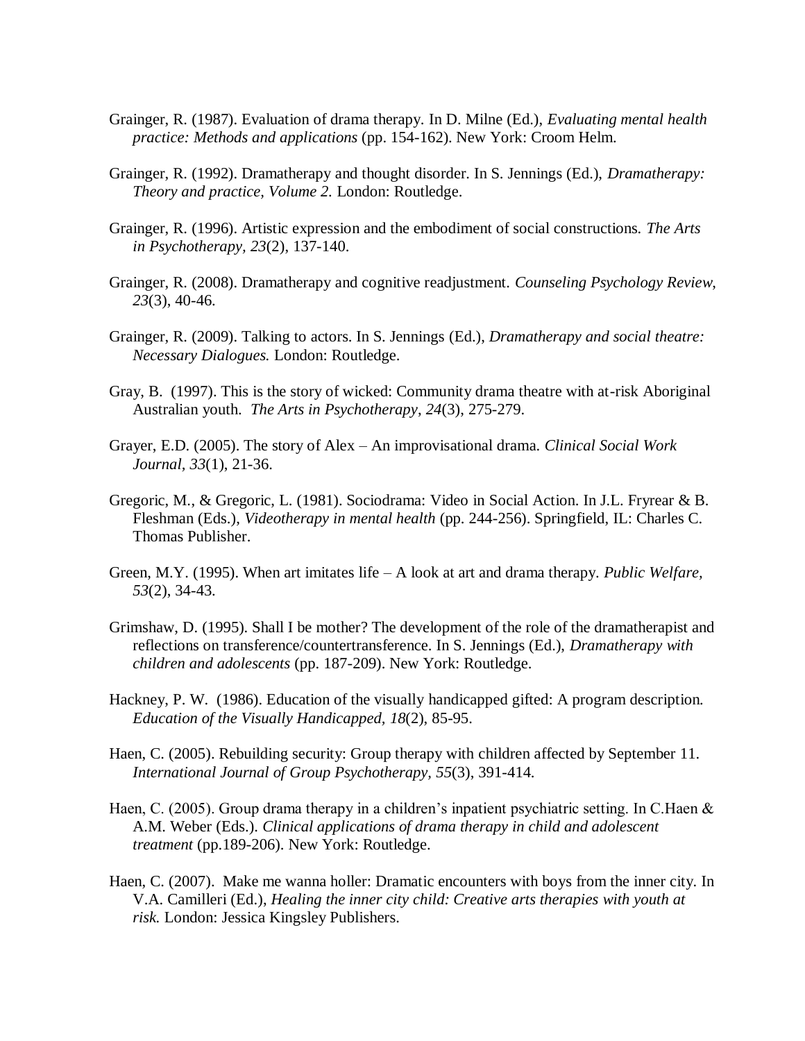Grainger, R. (1987). Evaluation of drama therapy. In D. Milne (Ed.), *Evaluating mental health practice: Methods and applications* (pp. 154-162). New York: Croom Helm.

Grainger, R. (1992). Dramatherapy and thought disorder. In S. Jennings (Ed.), *Dramatherapy: Theory and practice, Volume 2.* London: Routledge.

Grainger, R. (1996). Artistic expression and the embodiment of social constructions. *The Arts in Psychotherapy, 23*(2), 137-140.

Grainger, R. (2008). Dramatherapy and cognitive readjustment. *Counseling Psychology Review, 23*(3), 40-46.

Grainger, R. (2009). Talking to actors. In S. Jennings (Ed.), *Dramatherapy and social theatre: Necessary Dialogues.* London: Routledge.

Gray, B. (1997). This is the story of wicked: Community drama theatre with at-risk Aboriginal Australian youth. *The Arts in Psychotherapy, 24*(3), 275-279.

Grayer, E.D. (2005). The story of Alex – An improvisational drama. *Clinical Social Work Journal, 33*(1), 21-36.

Gregoric, M., & Gregoric, L. (1981). Sociodrama: Video in Social Action. In J.L. Fryrear & B. Fleshman (Eds.), *Videotherapy in mental health* (pp. 244-256). Springfield, IL: Charles C. Thomas Publisher.

Green, M.Y. (1995). When art imitates life – A look at art and drama therapy. *Public Welfare, 53*(2), 34-43.

Grimshaw, D. (1995). Shall I be mother? The development of the role of the dramatherapist and reflections on transference/countertransference. In S. Jennings (Ed.), *Dramatherapy with children and adolescents* (pp. 187-209). New York: Routledge.

Hackney, P. W. (1986). Education of the visually handicapped gifted: A program description. *Education of the Visually Handicapped, 18*(2), 85-95.

Haen, C. (2005). Rebuilding security: Group therapy with children affected by September 11. *International Journal of Group Psychotherapy, 55*(3), 391-414.

Haen, C. (2005). Group drama therapy in a children's inpatient psychiatric setting. In C.Haen & A.M. Weber (Eds.). *Clinical applications of drama therapy in child and adolescent treatment* (pp.189-206). New York: Routledge.

Haen, C. (2007). Make me wanna holler: Dramatic encounters with boys from the inner city. In V.A. Camilleri (Ed.), *Healing the inner city child: Creative arts therapies with youth at risk.* London: Jessica Kingsley Publishers.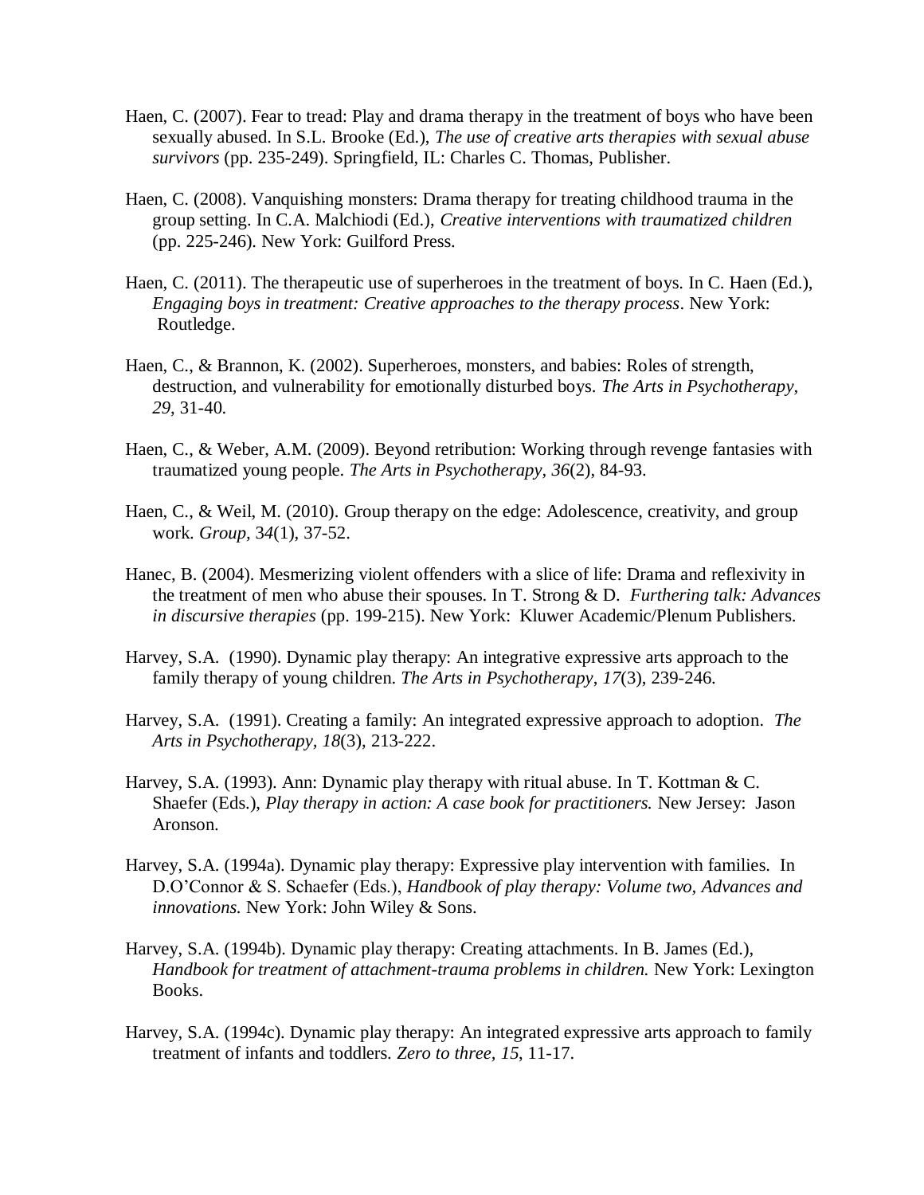Haen, C. (2007). Fear to tread: Play and drama therapy in the treatment of boys who have been sexually abused. In S.L. Brooke (Ed.), *The use of creative arts therapies with sexual abuse survivors* (pp. 235-249). Springfield, IL: Charles C. Thomas, Publisher.

Haen, C. (2008). Vanquishing monsters: Drama therapy for treating childhood trauma in the group setting. In C.A. Malchiodi (Ed.), *Creative interventions with traumatized children* (pp. 225-246). New York: Guilford Press.

Haen, C. (2011). The therapeutic use of superheroes in the treatment of boys. In C. Haen (Ed.), *Engaging boys in treatment: Creative approaches to the therapy process*. New York: Routledge.

Haen, C., & Brannon, K. (2002). Superheroes, monsters, and babies: Roles of strength, destruction, and vulnerability for emotionally disturbed boys. *The Arts in Psychotherapy, 29*, 31-40.

Haen, C., & Weber, A.M. (2009). Beyond retribution: Working through revenge fantasies with traumatized young people. *The Arts in Psychotherapy, 36*(2), 84-93.

Haen, C., & Weil, M. (2010). Group therapy on the edge: Adolescence, creativity, and group work. *Group,* 3*4*(1), 37-52.

Hanec, B. (2004). Mesmerizing violent offenders with a slice of life: Drama and reflexivity in the treatment of men who abuse their spouses. In T. Strong & D. *Furthering talk: Advances in discursive therapies* (pp. 199-215). New York: Kluwer Academic/Plenum Publishers.

Harvey, S.A. (1990). Dynamic play therapy: An integrative expressive arts approach to the family therapy of young children. *The Arts in Psychotherapy*, *17*(3), 239-246.

Harvey, S.A. (1991). Creating a family: An integrated expressive approach to adoption. *The Arts in Psychotherapy, 18*(3), 213-222.

Harvey, S.A. (1993). Ann: Dynamic play therapy with ritual abuse. In T. Kottman & C. Shaefer (Eds.), *Play therapy in action: A case book for practitioners.* New Jersey: Jason Aronson.

Harvey, S.A. (1994a). Dynamic play therapy: Expressive play intervention with families. In D.O'Connor & S. Schaefer (Eds.), *Handbook of play therapy: Volume two, Advances and innovations.* New York: John Wiley & Sons.

Harvey, S.A. (1994b). Dynamic play therapy: Creating attachments. In B. James (Ed.), *Handbook for treatment of attachment-trauma problems in children.* New York: Lexington Books.

Harvey, S.A. (1994c). Dynamic play therapy: An integrated expressive arts approach to family treatment of infants and toddlers. *Zero to three*, *15*, 11-17.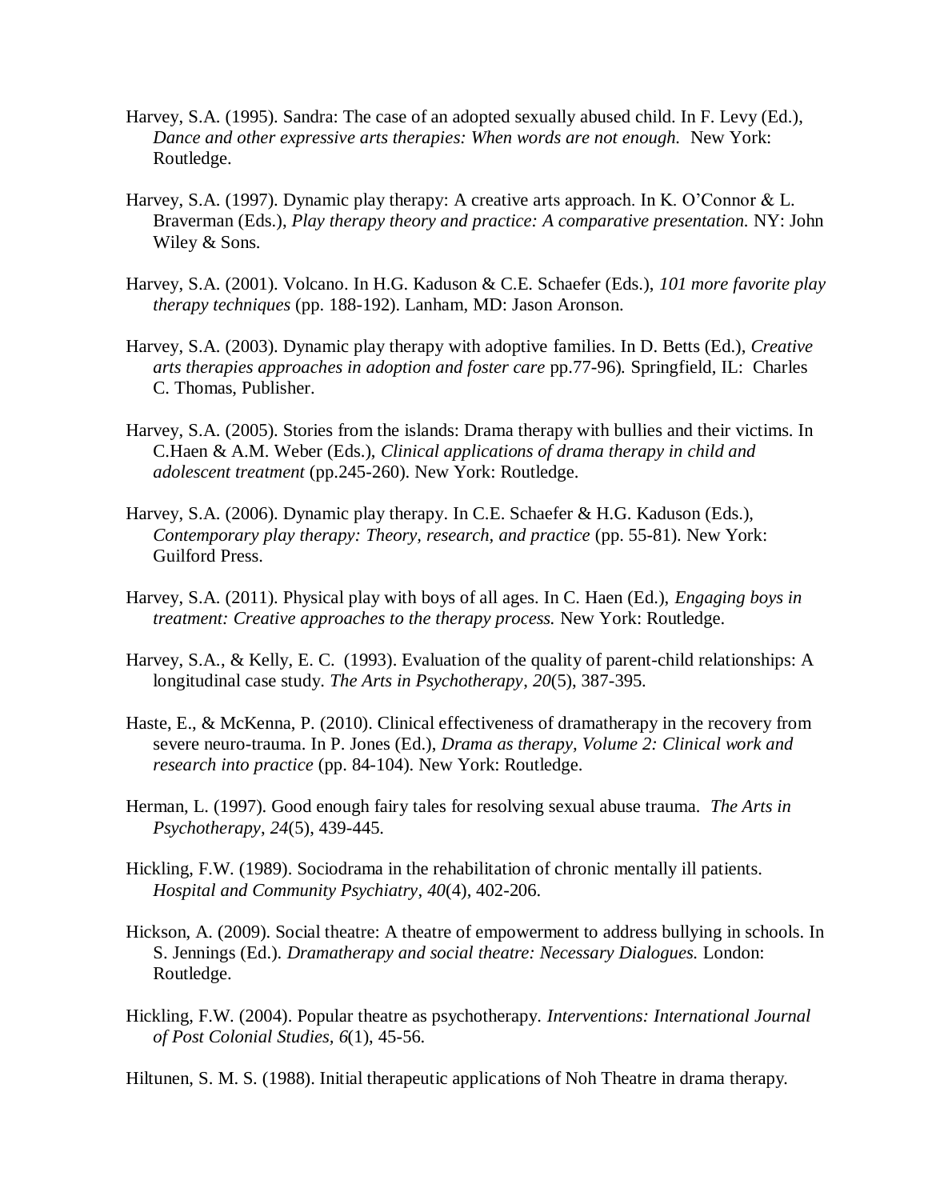Harvey, S.A. (1995). Sandra: The case of an adopted sexually abused child. In F. Levy (Ed.), *Dance and other expressive arts therapies: When words are not enough.* New York: Routledge.

Harvey, S.A. (1997). Dynamic play therapy: A creative arts approach. In K. O'Connor & L. Braverman (Eds.), *Play therapy theory and practice: A comparative presentation.* NY: John Wiley & Sons.

Harvey, S.A. (2001). Volcano. In H.G. Kaduson & C.E. Schaefer (Eds.), *101 more favorite play therapy techniques* (pp. 188-192). Lanham, MD: Jason Aronson.

Harvey, S.A. (2003). Dynamic play therapy with adoptive families. In D. Betts (Ed.), *Creative arts therapies approaches in adoption and foster care* pp.77-96). Springfield, IL: Charles C. Thomas, Publisher.

Harvey, S.A. (2005). Stories from the islands: Drama therapy with bullies and their victims. In C.Haen & A.M. Weber (Eds.), *Clinical applications of drama therapy in child and adolescent treatment* (pp.245-260). New York: Routledge.

Harvey, S.A. (2006). Dynamic play therapy. In C.E. Schaefer & H.G. Kaduson (Eds.), *Contemporary play therapy: Theory, research, and practice* (pp. 55-81). New York: Guilford Press.

Harvey, S.A. (2011). Physical play with boys of all ages. In C. Haen (Ed.), *Engaging boys in treatment: Creative approaches to the therapy process.* New York: Routledge.

Harvey, S.A., & Kelly, E. C. (1993). Evaluation of the quality of parent-child relationships: A longitudinal case study. *The Arts in Psychotherapy*, *20*(5), 387-395.

Haste, E., & McKenna, P. (2010). Clinical effectiveness of dramatherapy in the recovery from severe neuro-trauma. In P. Jones (Ed.), *Drama as therapy, Volume 2: Clinical work and research into practice* (pp. 84-104). New York: Routledge.

Herman, L. (1997). Good enough fairy tales for resolving sexual abuse trauma. *The Arts in Psychotherapy*, *24*(5), 439-445.

Hickling, F.W. (1989). Sociodrama in the rehabilitation of chronic mentally ill patients. *Hospital and Community Psychiatry, 40*(4), 402-206.

Hickson, A. (2009). Social theatre: A theatre of empowerment to address bullying in schools. In S. Jennings (Ed.). *Dramatherapy and social theatre: Necessary Dialogues.* London: Routledge.

Hickling, F.W. (2004). Popular theatre as psychotherapy. *Interventions: International Journal of Post Colonial Studies, 6*(1), 45-56.

Hiltunen, S. M. S. (1988). Initial therapeutic applications of Noh Theatre in drama therapy.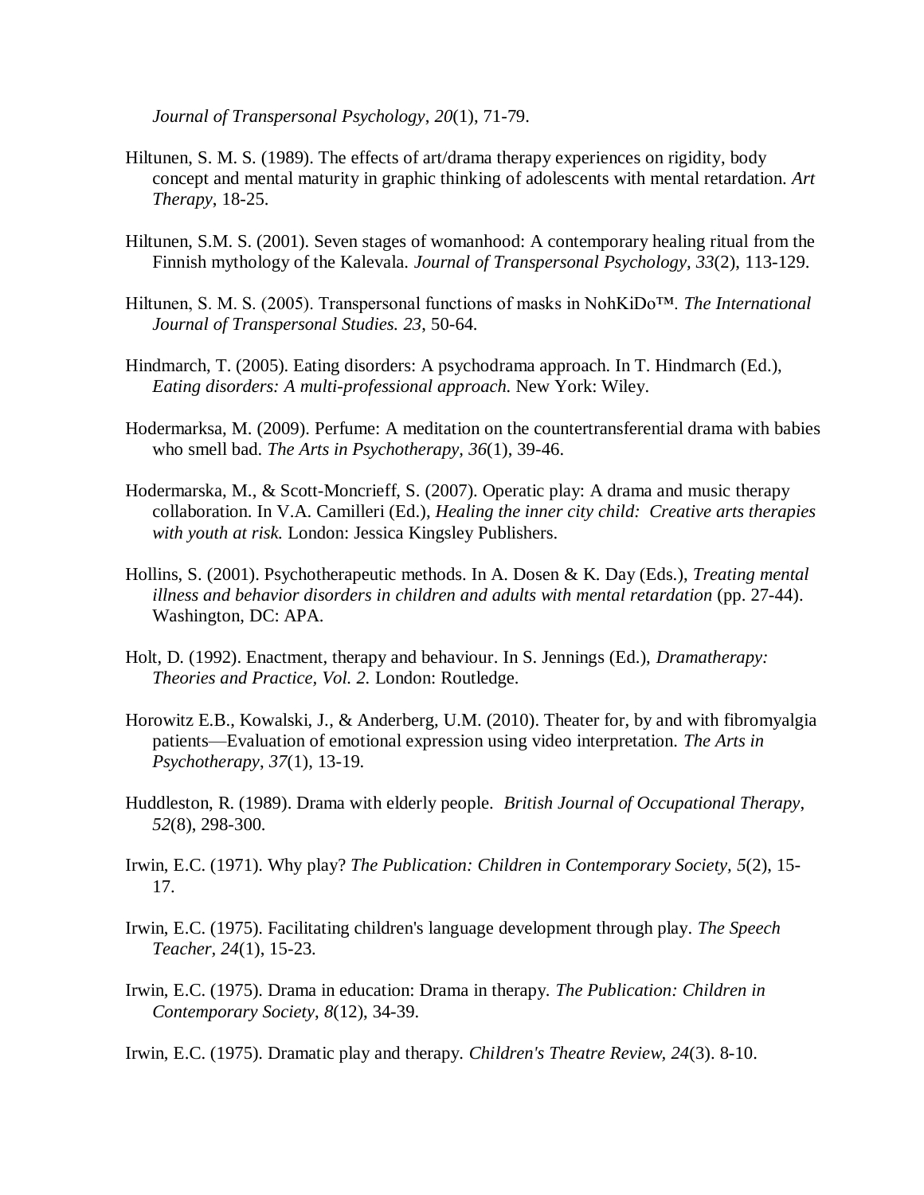*Journal of Transpersonal Psychology*, *20*(1), 71-79.

Hiltunen, S. M. S. (1989). The effects of art/drama therapy experiences on rigidity, body concept and mental maturity in graphic thinking of adolescents with mental retardation. *Art Therapy*, 18-25.

Hiltunen, S.M. S. (2001). Seven stages of womanhood: A contemporary healing ritual from the Finnish mythology of the Kalevala. *Journal of Transpersonal Psychology, 33*(2), 113-129.

Hiltunen, S. M. S. (2005). Transpersonal functions of masks in NohKiDo™. *The International Journal of Transpersonal Studies. 23*, 50-64.

Hindmarch, T. (2005). Eating disorders: A psychodrama approach. In T. Hindmarch (Ed.), *Eating disorders: A multi-professional approach.* New York: Wiley.

Hodermarksa, M. (2009). Perfume: A meditation on the countertransferential drama with babies who smell bad. *The Arts in Psychotherapy, 36*(1), 39-46.

Hodermarska, M., & Scott-Moncrieff, S. (2007). Operatic play: A drama and music therapy collaboration. In V.A. Camilleri (Ed.), *Healing the inner city child: Creative arts therapies with youth at risk.* London: Jessica Kingsley Publishers.

Hollins, S. (2001). Psychotherapeutic methods. In A. Dosen & K. Day (Eds.), *Treating mental illness and behavior disorders in children and adults with mental retardation* (pp. 27-44). Washington, DC: APA.

Holt, D. (1992). Enactment, therapy and behaviour. In S. Jennings (Ed.), *Dramatherapy: Theories and Practice, Vol. 2.* London: Routledge.

Horowitz E.B., Kowalski, J., & Anderberg, U.M. (2010). Theater for, by and with fibromyalgia patients—Evaluation of emotional expression using video interpretation. *The Arts in Psychotherapy*, *37*(1), 13-19.

Huddleston, R. (1989). Drama with elderly people. *British Journal of Occupational Therapy, 52*(8), 298-300.

Irwin, E.C. (1971). Why play? *The Publication: Children in Contemporary Society, 5*(2), 15-17.

Irwin, E.C. (1975). Facilitating children's language development through play. *The Speech Teacher, 24*(1), 15-23.

Irwin, E.C. (1975). Drama in education: Drama in therapy. *The Publication: Children in Contemporary Society*, *8*(12), 34-39.

Irwin, E.C. (1975). Dramatic play and therapy. *Children's Theatre Review, 24*(3). 8-10.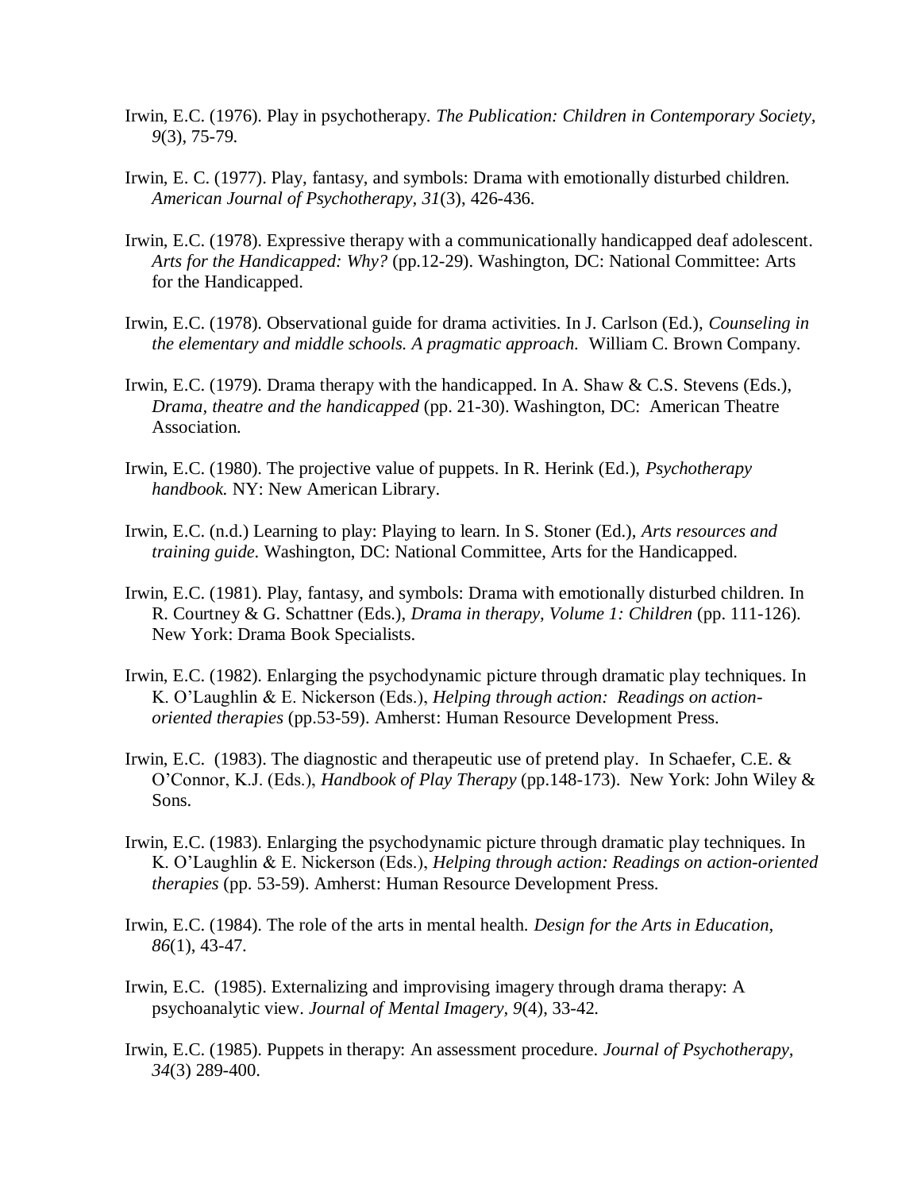Irwin, E.C. (1976). Play in psychotherapy. *The Publication: Children in Contemporary Society, 9*(3), 75-79.

Irwin, E. C. (1977). Play, fantasy, and symbols: Drama with emotionally disturbed children. *American Journal of Psychotherapy, 31*(3), 426-436.

Irwin, E.C. (1978). Expressive therapy with a communicationally handicapped deaf adolescent. *Arts for the Handicapped: Why?* (pp.12-29). Washington, DC: National Committee: Arts for the Handicapped.

Irwin, E.C. (1978). Observational guide for drama activities. In J. Carlson (Ed.), *Counseling in the elementary and middle schools. A pragmatic approach.* William C. Brown Company.

Irwin, E.C. (1979). Drama therapy with the handicapped. In A. Shaw & C.S. Stevens (Eds.), *Drama, theatre and the handicapped* (pp. 21-30). Washington, DC: American Theatre Association.

Irwin, E.C. (1980). The projective value of puppets. In R. Herink (Ed.), *Psychotherapy handbook.* NY: New American Library.

Irwin, E.C. (n.d.) Learning to play: Playing to learn. In S. Stoner (Ed.), *Arts resources and training guide.* Washington, DC: National Committee, Arts for the Handicapped.

Irwin, E.C. (1981). Play, fantasy, and symbols: Drama with emotionally disturbed children. In R. Courtney & G. Schattner (Eds.), *Drama in therapy, Volume 1: Children* (pp. 111-126). New York: Drama Book Specialists.

Irwin, E.C. (1982). Enlarging the psychodynamic picture through dramatic play techniques. In K. O'Laughlin & E. Nickerson (Eds.), *Helping through action: Readings on action-oriented therapies* (pp.53-59). Amherst: Human Resource Development Press.

Irwin, E.C. (1983). The diagnostic and therapeutic use of pretend play. In Schaefer, C.E. & O'Connor, K.J. (Eds.), *Handbook of Play Therapy* (pp.148-173). New York: John Wiley & Sons.

Irwin, E.C. (1983). Enlarging the psychodynamic picture through dramatic play techniques. In K. O'Laughlin & E. Nickerson (Eds.), *Helping through action: Readings on action-oriented therapies* (pp. 53-59). Amherst: Human Resource Development Press.

Irwin, E.C. (1984). The role of the arts in mental health. *Design for the Arts in Education, 86*(1), 43-47.

Irwin, E.C. (1985). Externalizing and improvising imagery through drama therapy: A psychoanalytic view. *Journal of Mental Imagery, 9*(4), 33-42.

Irwin, E.C. (1985). Puppets in therapy: An assessment procedure. *Journal of Psychotherapy, 34*(3) 289-400.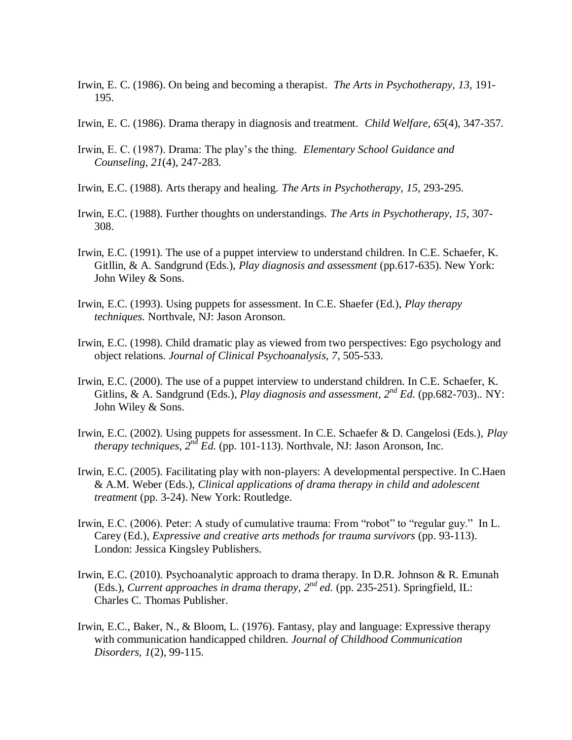Irwin, E. C. (1986). On being and becoming a therapist. *The Arts in Psychotherapy, 13*, 191-195.

Irwin, E. C. (1986). Drama therapy in diagnosis and treatment. *Child Welfare, 65*(4), 347-357.

Irwin, E. C. (1987). Drama: The play's the thing. *Elementary School Guidance and Counseling, 21*(4), 247-283.

Irwin, E.C. (1988). Arts therapy and healing. *The Arts in Psychotherapy, 15*, 293-295.

Irwin, E.C. (1988). Further thoughts on understandings. *The Arts in Psychotherapy, 15*, 307-308.

Irwin, E.C. (1991). The use of a puppet interview to understand children. In C.E. Schaefer, K. Gitllin, & A. Sandgrund (Eds.), *Play diagnosis and assessment* (pp.617-635). New York: John Wiley & Sons.

Irwin, E.C. (1993). Using puppets for assessment. In C.E. Shaefer (Ed.), *Play therapy techniques.* Northvale, NJ: Jason Aronson.

Irwin, E.C. (1998). Child dramatic play as viewed from two perspectives: Ego psychology and object relations. *Journal of Clinical Psychoanalysis, 7*, 505-533.

Irwin, E.C. (2000). The use of a puppet interview to understand children. In C.E. Schaefer, K. Gitlins, & A. Sandgrund (Eds.), *Play diagnosis and assessment, 2nd Ed.* (pp.682-703).. NY: John Wiley & Sons.

Irwin, E.C. (2002). Using puppets for assessment. In C.E. Schaefer & D. Cangelosi (Eds.), *Play therapy techniques, 2nd Ed.* (pp. 101-113). Northvale, NJ: Jason Aronson, Inc.

Irwin, E.C. (2005). Facilitating play with non-players: A developmental perspective. In C.Haen & A.M. Weber (Eds.), *Clinical applications of drama therapy in child and adolescent treatment* (pp. 3-24). New York: Routledge.

Irwin, E.C. (2006). Peter: A study of cumulative trauma: From "robot" to "regular guy." In L. Carey (Ed.), *Expressive and creative arts methods for trauma survivors* (pp. 93-113). London: Jessica Kingsley Publishers.

Irwin, E.C. (2010). Psychoanalytic approach to drama therapy. In D.R. Johnson & R. Emunah (Eds.), *Current approaches in drama therapy, 2nd ed.* (pp. 235-251). Springfield, IL: Charles C. Thomas Publisher.

Irwin, E.C., Baker, N., & Bloom, L. (1976). Fantasy, play and language: Expressive therapy with communication handicapped children. *Journal of Childhood Communication Disorders, 1*(2), 99-115.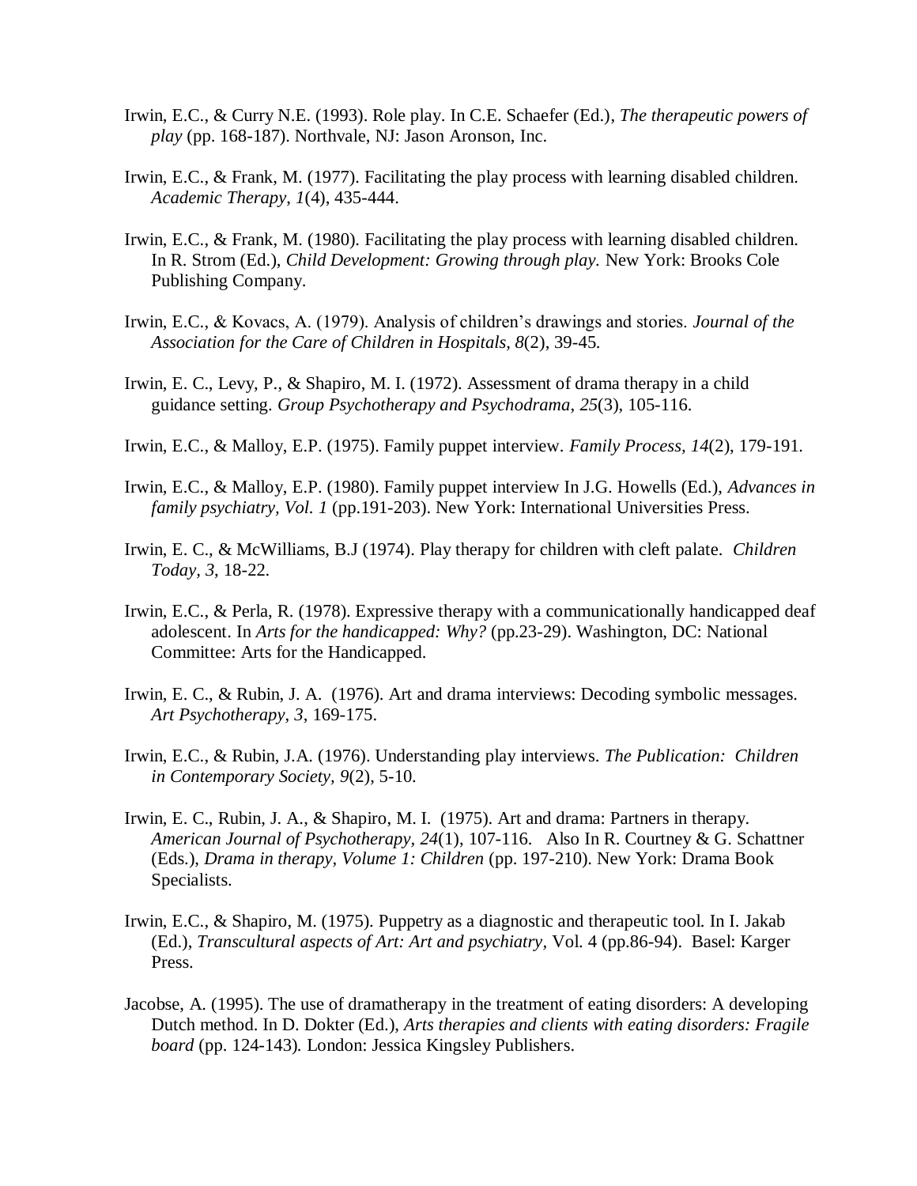Irwin, E.C., & Curry N.E. (1993). Role play. In C.E. Schaefer (Ed.), *The therapeutic powers of play* (pp. 168-187). Northvale, NJ: Jason Aronson, Inc.

Irwin, E.C., & Frank, M. (1977). Facilitating the play process with learning disabled children. *Academic Therapy*, *1*(4), 435-444.

Irwin, E.C., & Frank, M. (1980). Facilitating the play process with learning disabled children. In R. Strom (Ed.), *Child Development: Growing through play.* New York: Brooks Cole Publishing Company.

Irwin, E.C., & Kovacs, A. (1979). Analysis of children's drawings and stories. *Journal of the Association for the Care of Children in Hospitals, 8*(2), 39-45.

Irwin, E. C., Levy, P., & Shapiro, M. I. (1972). Assessment of drama therapy in a child guidance setting. *Group Psychotherapy and Psychodrama*, *25*(3), 105-116.

Irwin, E.C., & Malloy, E.P. (1975). Family puppet interview. *Family Process, 14*(2), 179-191.

Irwin, E.C., & Malloy, E.P. (1980). Family puppet interview In J.G. Howells (Ed.), *Advances in family psychiatry, Vol. 1* (pp.191-203). New York: International Universities Press.

Irwin, E. C., & McWilliams, B.J (1974). Play therapy for children with cleft palate. *Children Today, 3*, 18-22.

Irwin, E.C., & Perla, R. (1978). Expressive therapy with a communicationally handicapped deaf adolescent. In *Arts for the handicapped: Why?* (pp.23-29). Washington, DC: National Committee: Arts for the Handicapped.

Irwin, E. C., & Rubin, J. A. (1976). Art and drama interviews: Decoding symbolic messages. *Art Psychotherapy, 3*, 169-175.

Irwin, E.C., & Rubin, J.A. (1976). Understanding play interviews. *The Publication: Children in Contemporary Society, 9*(2), 5-10.

Irwin, E. C., Rubin, J. A., & Shapiro, M. I. (1975). Art and drama: Partners in therapy. *American Journal of Psychotherapy, 24*(1), 107-116. Also In R. Courtney & G. Schattner (Eds.), *Drama in therapy, Volume 1: Children* (pp. 197-210). New York: Drama Book Specialists.

Irwin, E.C., & Shapiro, M. (1975). Puppetry as a diagnostic and therapeutic tool. In I. Jakab (Ed.), *Transcultural aspects of Art: Art and psychiatry*, Vol. 4 (pp.86-94). Basel: Karger Press.

Jacobse, A. (1995). The use of dramatherapy in the treatment of eating disorders: A developing Dutch method. In D. Dokter (Ed.), *Arts therapies and clients with eating disorders: Fragile board* (pp. 124-143). London: Jessica Kingsley Publishers.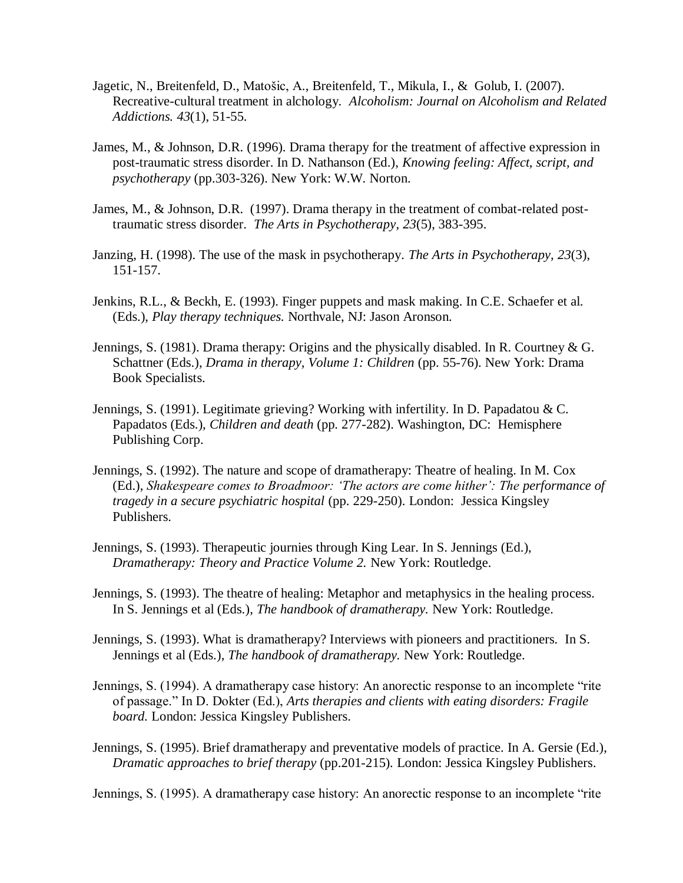Jagetic, N., Breitenfeld, D., Matošic, A., Breitenfeld, T., Mikula, I., & Golub, I. (2007). Recreative-cultural treatment in alchology. *Alcoholism: Journal on Alcoholism and Related Addictions. 43*(1), 51-55.

James, M., & Johnson, D.R. (1996). Drama therapy for the treatment of affective expression in post-traumatic stress disorder. In D. Nathanson (Ed.), *Knowing feeling: Affect, script, and psychotherapy* (pp.303-326). New York: W.W. Norton.

James, M., & Johnson, D.R. (1997). Drama therapy in the treatment of combat-related post-traumatic stress disorder. *The Arts in Psychotherapy*, *23*(5), 383-395.

Janzing, H. (1998). The use of the mask in psychotherapy. *The Arts in Psychotherapy*, *23*(3), 151-157.

Jenkins, R.L., & Beckh, E. (1993). Finger puppets and mask making. In C.E. Schaefer et al. (Eds.), *Play therapy techniques.* Northvale, NJ: Jason Aronson.

Jennings, S. (1981). Drama therapy: Origins and the physically disabled. In R. Courtney & G. Schattner (Eds.), *Drama in therapy, Volume 1: Children* (pp. 55-76). New York: Drama Book Specialists.

Jennings, S. (1991). Legitimate grieving? Working with infertility. In D. Papadatou & C. Papadatos (Eds.), *Children and death* (pp. 277-282). Washington, DC: Hemisphere Publishing Corp.

Jennings, S. (1992). The nature and scope of dramatherapy: Theatre of healing. In M. Cox (Ed.), *Shakespeare comes to Broadmoor: 'The actors are come hither': The performance of tragedy in a secure psychiatric hospital* (pp. 229-250). London: Jessica Kingsley Publishers.

Jennings, S. (1993). Therapeutic journies through King Lear. In S. Jennings (Ed.), *Dramatherapy: Theory and Practice Volume 2.* New York: Routledge.

Jennings, S. (1993). The theatre of healing: Metaphor and metaphysics in the healing process. In S. Jennings et al (Eds.), *The handbook of dramatherapy.* New York: Routledge.

Jennings, S. (1993). What is dramatherapy? Interviews with pioneers and practitioners. In S. Jennings et al (Eds.), *The handbook of dramatherapy.* New York: Routledge.

Jennings, S. (1994). A dramatherapy case history: An anorectic response to an incomplete "rite of passage." In D. Dokter (Ed.), *Arts therapies and clients with eating disorders: Fragile board.* London: Jessica Kingsley Publishers.

Jennings, S. (1995). Brief dramatherapy and preventative models of practice. In A. Gersie (Ed.), *Dramatic approaches to brief therapy* (pp.201-215). London: Jessica Kingsley Publishers.

Jennings, S. (1995). A dramatherapy case history: An anorectic response to an incomplete "rite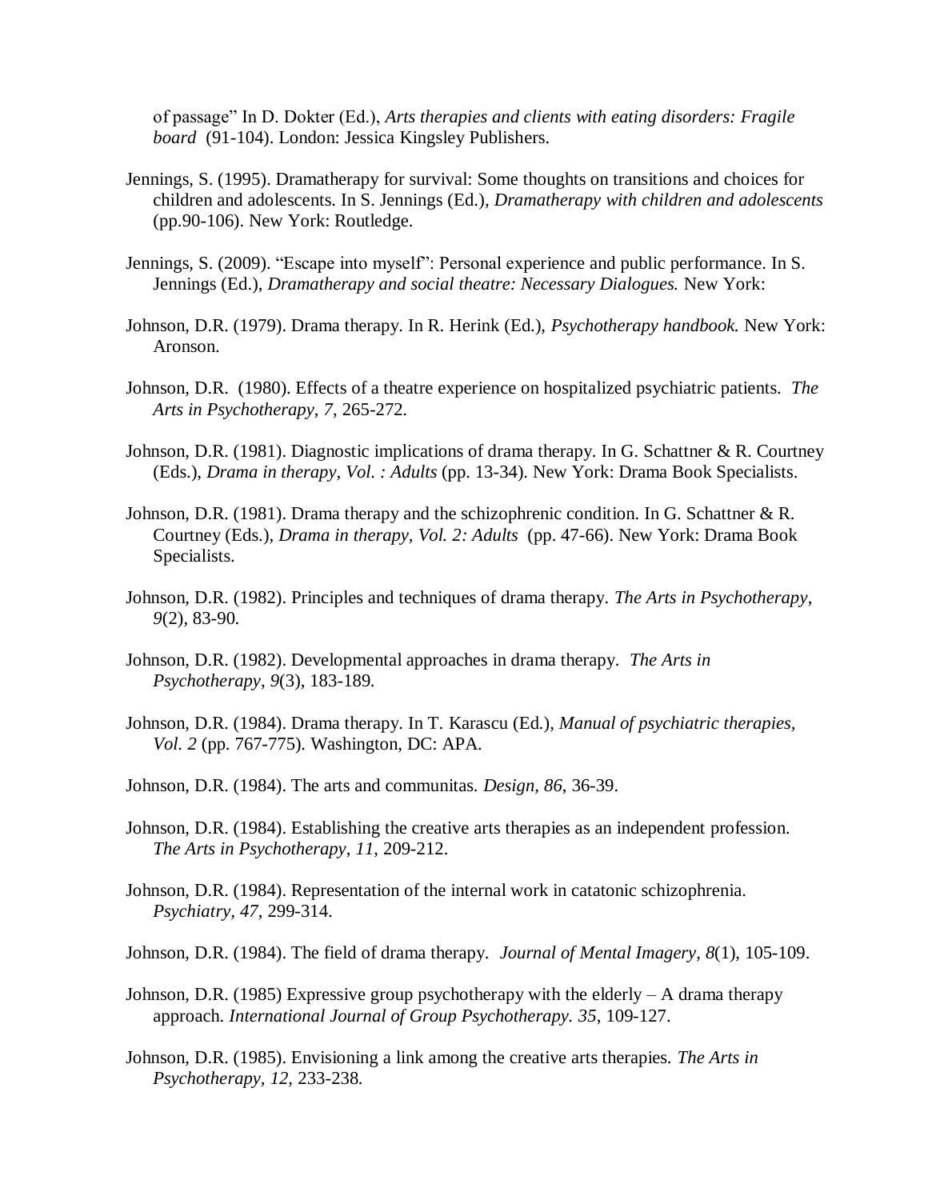of passage" In D. Dokter (Ed.), *Arts therapies and clients with eating disorders: Fragile board* (91-104). London: Jessica Kingsley Publishers.

Jennings, S. (1995). Dramatherapy for survival: Some thoughts on transitions and choices for children and adolescents. In S. Jennings (Ed.), *Dramatherapy with children and adolescents* (pp.90-106). New York: Routledge.

Jennings, S. (2009). "Escape into myself": Personal experience and public performance. In S. Jennings (Ed.), *Dramatherapy and social theatre: Necessary Dialogues.* New York:

Johnson, D.R. (1979). Drama therapy. In R. Herink (Ed.), *Psychotherapy handbook.* New York: Aronson.

Johnson, D.R. (1980). Effects of a theatre experience on hospitalized psychiatric patients. *The Arts in Psychotherapy*, *7*, 265-272.

Johnson, D.R. (1981). Diagnostic implications of drama therapy. In G. Schattner & R. Courtney (Eds.), *Drama in therapy, Vol. : Adults* (pp. 13-34). New York: Drama Book Specialists.

Johnson, D.R. (1981). Drama therapy and the schizophrenic condition. In G. Schattner & R. Courtney (Eds.), *Drama in therapy, Vol. 2: Adults* (pp. 47-66). New York: Drama Book Specialists.

Johnson, D.R. (1982). Principles and techniques of drama therapy. *The Arts in Psychotherapy*, *9*(2), 83-90.

Johnson, D.R. (1982). Developmental approaches in drama therapy. *The Arts in Psychotherapy*, *9*(3), 183-189.

Johnson, D.R. (1984). Drama therapy. In T. Karascu (Ed.), *Manual of psychiatric therapies, Vol. 2* (pp. 767-775). Washington, DC: APA.

Johnson, D.R. (1984). The arts and communitas. *Design, 86*, 36-39.

Johnson, D.R. (1984). Establishing the creative arts therapies as an independent profession. *The Arts in Psychotherapy*, *11*, 209-212.

Johnson, D.R. (1984). Representation of the internal work in catatonic schizophrenia. *Psychiatry, 47*, 299-314.

Johnson, D.R. (1984). The field of drama therapy. *Journal of Mental Imagery*, *8*(1), 105-109.

Johnson, D.R. (1985) Expressive group psychotherapy with the elderly – A drama therapy approach. *International Journal of Group Psychotherapy. 35*, 109-127.

Johnson, D.R. (1985). Envisioning a link among the creative arts therapies. *The Arts in Psychotherapy, 12,* 233-238.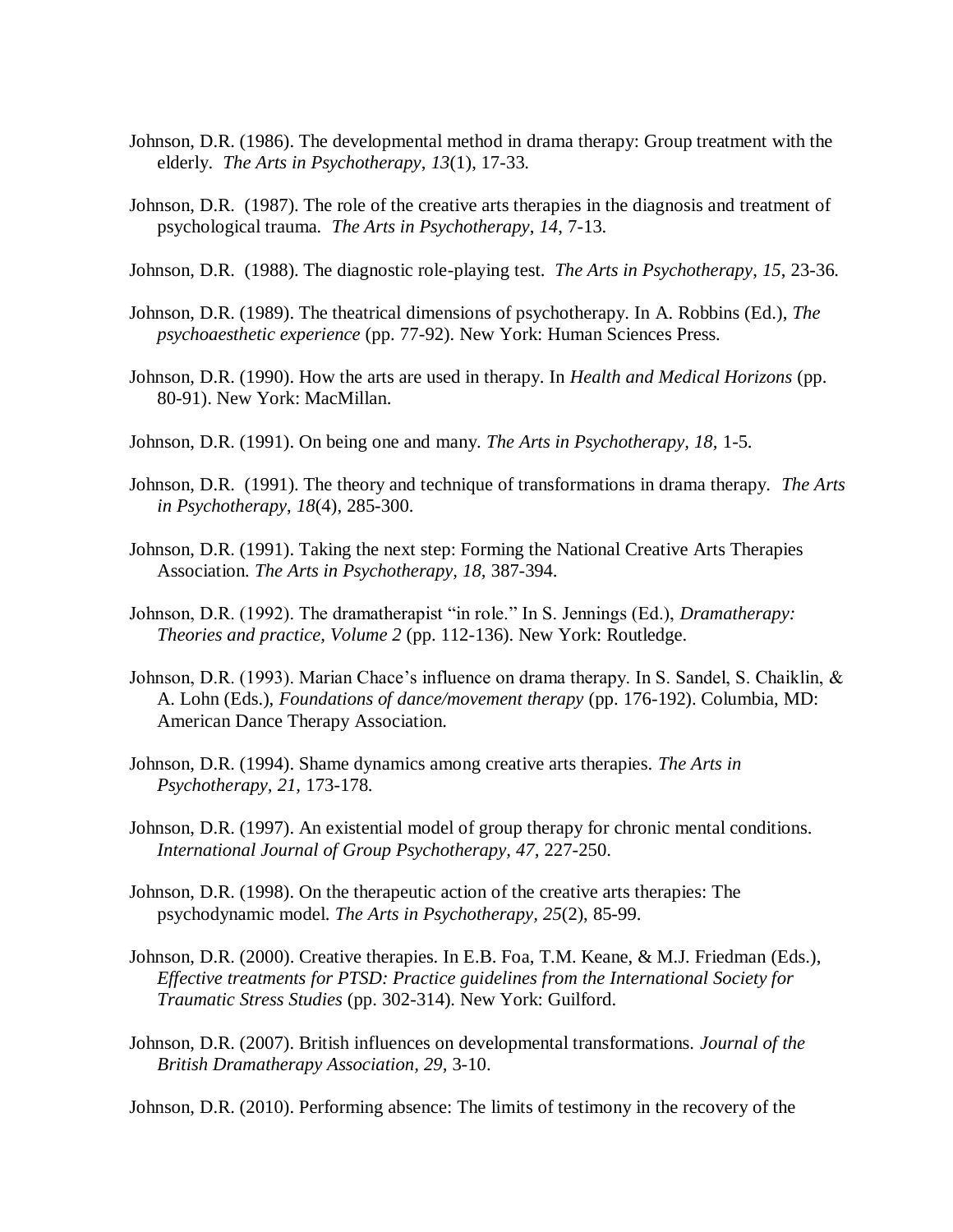Johnson, D.R. (1986). The developmental method in drama therapy: Group treatment with the elderly. *The Arts in Psychotherapy*, *13*(1), 17-33.

Johnson, D.R. (1987). The role of the creative arts therapies in the diagnosis and treatment of psychological trauma. *The Arts in Psychotherapy*, *14*, 7-13.

Johnson, D.R. (1988). The diagnostic role-playing test. *The Arts in Psychotherapy, 15*, 23-36.

Johnson, D.R. (1989). The theatrical dimensions of psychotherapy. In A. Robbins (Ed.), *The psychoaesthetic experience* (pp. 77-92). New York: Human Sciences Press.

Johnson, D.R. (1990). How the arts are used in therapy. In *Health and Medical Horizons* (pp. 80-91). New York: MacMillan.

Johnson, D.R. (1991). On being one and many. *The Arts in Psychotherapy, 18,* 1-5.

Johnson, D.R. (1991). The theory and technique of transformations in drama therapy. *The Arts in Psychotherapy*, *18*(4), 285-300.

Johnson, D.R. (1991). Taking the next step: Forming the National Creative Arts Therapies Association. *The Arts in Psychotherapy, 18,* 387-394.

Johnson, D.R. (1992). The dramatherapist "in role." In S. Jennings (Ed.), *Dramatherapy: Theories and practice, Volume 2* (pp. 112-136). New York: Routledge.

Johnson, D.R. (1993). Marian Chace's influence on drama therapy. In S. Sandel, S. Chaiklin, & A. Lohn (Eds.), *Foundations of dance/movement therapy* (pp. 176-192). Columbia, MD: American Dance Therapy Association.

Johnson, D.R. (1994). Shame dynamics among creative arts therapies. *The Arts in Psychotherapy*, *21,* 173-178.

Johnson, D.R. (1997). An existential model of group therapy for chronic mental conditions. *International Journal of Group Psychotherapy, 47,* 227-250.

Johnson, D.R. (1998). On the therapeutic action of the creative arts therapies: The psychodynamic model. *The Arts in Psychotherapy, 25*(2), 85-99.

Johnson, D.R. (2000). Creative therapies. In E.B. Foa, T.M. Keane, & M.J. Friedman (Eds.), *Effective treatments for PTSD: Practice guidelines from the International Society for Traumatic Stress Studies* (pp. 302-314). New York: Guilford.

Johnson, D.R. (2007). British influences on developmental transformations. *Journal of the British Dramatherapy Association, 29,* 3-10.

Johnson, D.R. (2010). Performing absence: The limits of testimony in the recovery of the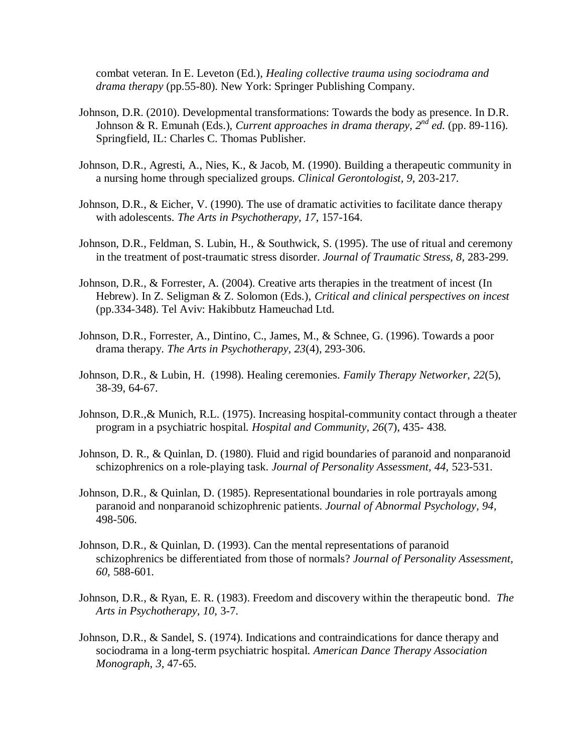combat veteran. In E. Leveton (Ed.), *Healing collective trauma using sociodrama and drama therapy* (pp.55-80). New York: Springer Publishing Company.

Johnson, D.R. (2010). Developmental transformations: Towards the body as presence. In D.R. Johnson & R. Emunah (Eds.), *Current approaches in drama therapy, 2nd ed.* (pp. 89-116). Springfield, IL: Charles C. Thomas Publisher.

Johnson, D.R., Agresti, A., Nies, K., & Jacob, M. (1990). Building a therapeutic community in a nursing home through specialized groups. *Clinical Gerontologist, 9*, 203-217.

Johnson, D.R., & Eicher, V. (1990). The use of dramatic activities to facilitate dance therapy with adolescents. *The Arts in Psychotherapy, 17*, 157-164.

Johnson, D.R., Feldman, S. Lubin, H., & Southwick, S. (1995). The use of ritual and ceremony in the treatment of post-traumatic stress disorder. *Journal of Traumatic Stress, 8*, 283-299.

Johnson, D.R., & Forrester, A. (2004). Creative arts therapies in the treatment of incest (In Hebrew). In Z. Seligman & Z. Solomon (Eds.), *Critical and clinical perspectives on incest* (pp.334-348). Tel Aviv: Hakibbutz Hameuchad Ltd.

Johnson, D.R., Forrester, A., Dintino, C., James, M., & Schnee, G. (1996). Towards a poor drama therapy. *The Arts in Psychotherapy, 23*(4), 293-306.

Johnson, D.R., & Lubin, H. (1998). Healing ceremonies. *Family Therapy Networker, 22*(5), 38-39, 64-67.

Johnson, D.R.,& Munich, R.L. (1975). Increasing hospital-community contact through a theater program in a psychiatric hospital. *Hospital and Community, 26*(7), 435- 438.

Johnson, D. R., & Quinlan, D. (1980). Fluid and rigid boundaries of paranoid and nonparanoid schizophrenics on a role-playing task. *Journal of Personality Assessment, 44,* 523-531.

Johnson, D.R., & Quinlan, D. (1985). Representational boundaries in role portrayals among paranoid and nonparanoid schizophrenic patients. *Journal of Abnormal Psychology, 94*, 498-506.

Johnson, D.R., & Quinlan, D. (1993). Can the mental representations of paranoid schizophrenics be differentiated from those of normals? *Journal of Personality Assessment, 60*, 588-601.

Johnson, D.R., & Ryan, E. R. (1983). Freedom and discovery within the therapeutic bond. *The Arts in Psychotherapy, 10*, 3-7.

Johnson, D.R., & Sandel, S. (1974). Indications and contraindications for dance therapy and sociodrama in a long-term psychiatric hospital. *American Dance Therapy Association Monograph, 3*, 47-65.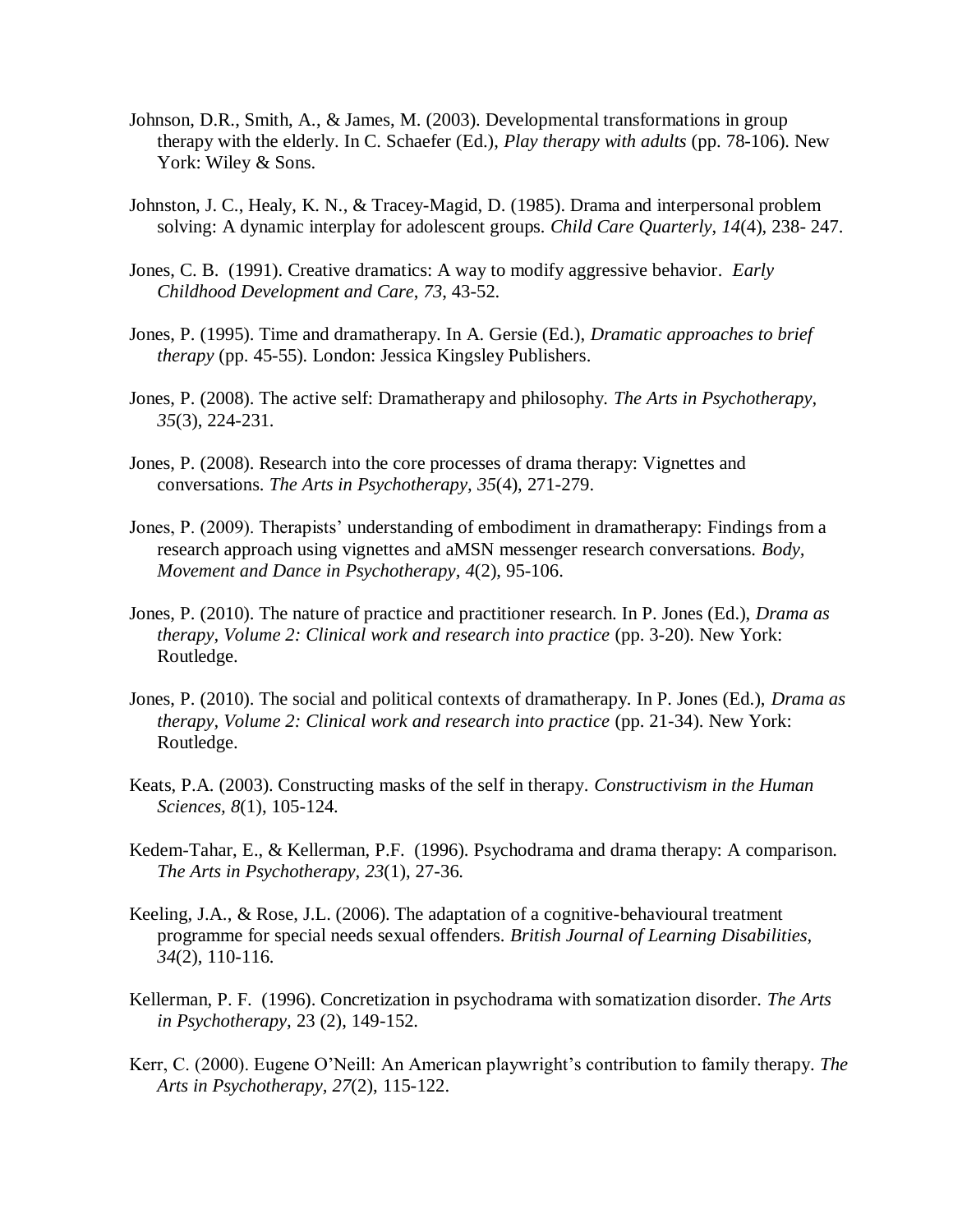Johnson, D.R., Smith, A., & James, M. (2003). Developmental transformations in group therapy with the elderly. In C. Schaefer (Ed.), *Play therapy with adults* (pp. 78-106). New York: Wiley & Sons.

Johnston, J. C., Healy, K. N., & Tracey-Magid, D. (1985). Drama and interpersonal problem solving: A dynamic interplay for adolescent groups. *Child Care Quarterly*, *14*(4), 238- 247.

Jones, C. B. (1991). Creative dramatics: A way to modify aggressive behavior. *Early Childhood Development and Care*, *73*, 43-52.

Jones, P. (1995). Time and dramatherapy. In A. Gersie (Ed.), *Dramatic approaches to brief therapy* (pp. 45-55). London: Jessica Kingsley Publishers.

Jones, P. (2008). The active self: Dramatherapy and philosophy. *The Arts in Psychotherapy*, *35*(3), 224-231.

Jones, P. (2008). Research into the core processes of drama therapy: Vignettes and conversations. *The Arts in Psychotherapy, 35*(4), 271-279.

Jones, P. (2009). Therapists' understanding of embodiment in dramatherapy: Findings from a research approach using vignettes and aMSN messenger research conversations. *Body, Movement and Dance in Psychotherapy*, *4*(2), 95-106.

Jones, P. (2010). The nature of practice and practitioner research. In P. Jones (Ed.), *Drama as therapy, Volume 2: Clinical work and research into practice* (pp. 3-20). New York: Routledge.

Jones, P. (2010). The social and political contexts of dramatherapy. In P. Jones (Ed.), *Drama as therapy, Volume 2: Clinical work and research into practice* (pp. 21-34). New York: Routledge.

Keats, P.A. (2003). Constructing masks of the self in therapy. *Constructivism in the Human Sciences*, *8*(1), 105-124.

Kedem-Tahar, E., & Kellerman, P.F. (1996). Psychodrama and drama therapy: A comparison. *The Arts in Psychotherapy*, *23*(1), 27-36.

Keeling, J.A., & Rose, J.L. (2006). The adaptation of a cognitive-behavioural treatment programme for special needs sexual offenders. *British Journal of Learning Disabilities*, *34*(2), 110-116.

Kellerman, P. F. (1996). Concretization in psychodrama with somatization disorder. *The Arts in Psychotherapy,* 23 (2), 149-152.

Kerr, C. (2000). Eugene O'Neill: An American playwright's contribution to family therapy. *The Arts in Psychotherapy, 27*(2), 115-122.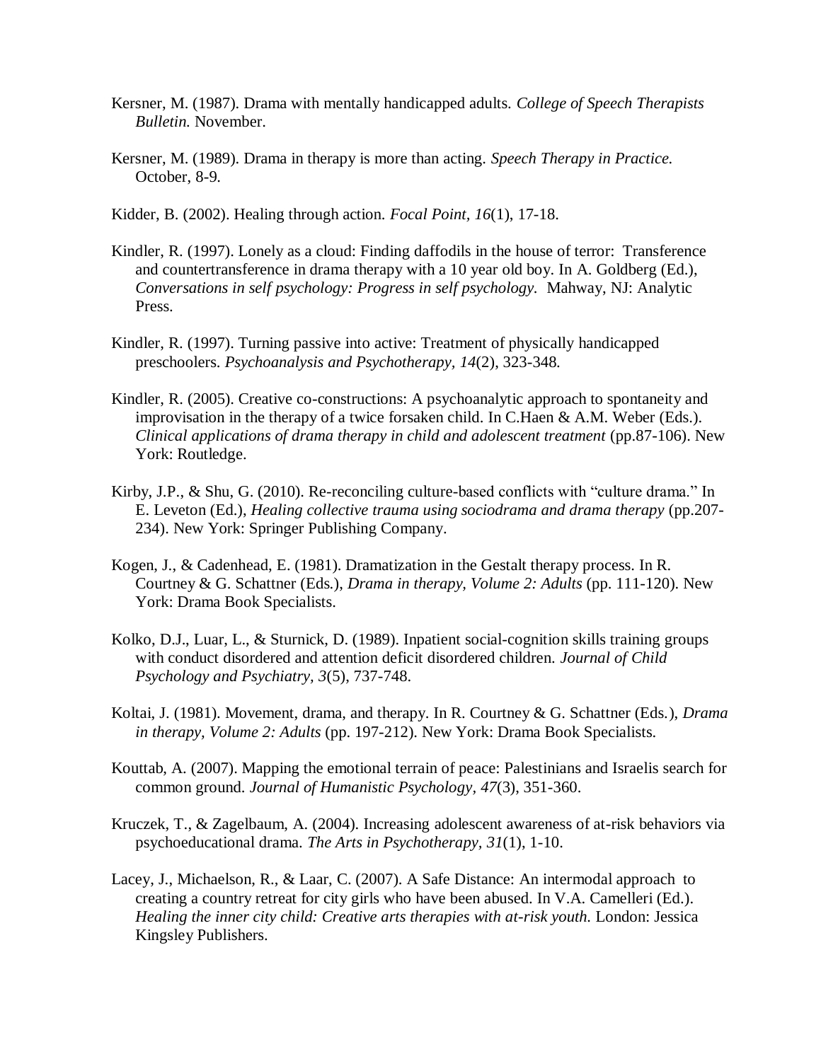Kersner, M. (1987). Drama with mentally handicapped adults. *College of Speech Therapists Bulletin.* November.

Kersner, M. (1989). Drama in therapy is more than acting. *Speech Therapy in Practice.* October, 8-9.

Kidder, B. (2002). Healing through action. *Focal Point, 16*(1), 17-18.

Kindler, R. (1997). Lonely as a cloud: Finding daffodils in the house of terror: Transference and countertransference in drama therapy with a 10 year old boy. In A. Goldberg (Ed.), *Conversations in self psychology: Progress in self psychology.* Mahway, NJ: Analytic Press.

Kindler, R. (1997). Turning passive into active: Treatment of physically handicapped preschoolers. *Psychoanalysis and Psychotherapy, 14*(2), 323-348.

Kindler, R. (2005). Creative co-constructions: A psychoanalytic approach to spontaneity and improvisation in the therapy of a twice forsaken child. In C.Haen & A.M. Weber (Eds.). *Clinical applications of drama therapy in child and adolescent treatment* (pp.87-106). New York: Routledge.

Kirby, J.P., & Shu, G. (2010). Re-reconciling culture-based conflicts with "culture drama." In E. Leveton (Ed.), *Healing collective trauma using sociodrama and drama therapy* (pp.207-234). New York: Springer Publishing Company.

Kogen, J., & Cadenhead, E. (1981). Dramatization in the Gestalt therapy process. In R. Courtney & G. Schattner (Eds.), *Drama in therapy, Volume 2: Adults* (pp. 111-120). New York: Drama Book Specialists.

Kolko, D.J., Luar, L., & Sturnick, D. (1989). Inpatient social-cognition skills training groups with conduct disordered and attention deficit disordered children. *Journal of Child Psychology and Psychiatry, 3*(5), 737-748.

Koltai, J. (1981). Movement, drama, and therapy. In R. Courtney & G. Schattner (Eds.), *Drama in therapy, Volume 2: Adults* (pp. 197-212). New York: Drama Book Specialists.

Kouttab, A. (2007). Mapping the emotional terrain of peace: Palestinians and Israelis search for common ground. *Journal of Humanistic Psychology, 47*(3), 351-360.

Kruczek, T., & Zagelbaum, A. (2004). Increasing adolescent awareness of at-risk behaviors via psychoeducational drama. *The Arts in Psychotherapy, 31*(1), 1-10.

Lacey, J., Michaelson, R., & Laar, C. (2007). A Safe Distance: An intermodal approach to creating a country retreat for city girls who have been abused. In V.A. Camelleri (Ed.). *Healing the inner city child: Creative arts therapies with at-risk youth.* London: Jessica Kingsley Publishers.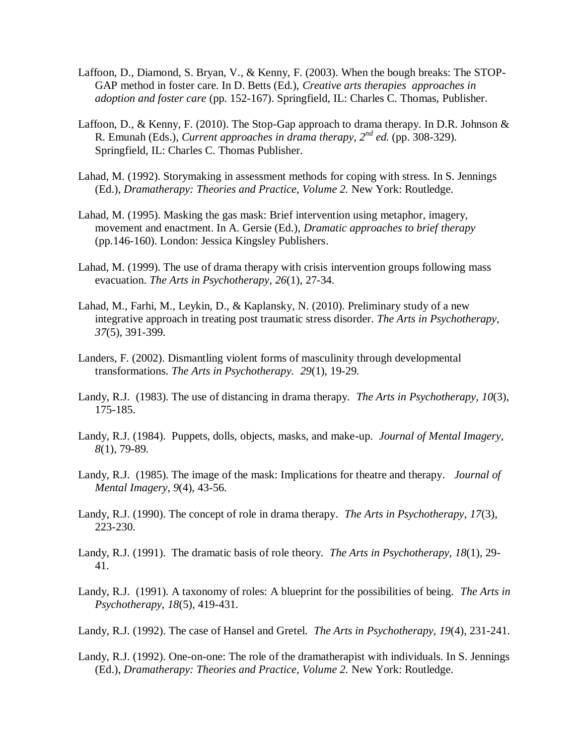Laffoon, D., Diamond, S. Bryan, V., & Kenny, F. (2003). When the bough breaks: The STOP-GAP method in foster care. In D. Betts (Ed.), *Creative arts therapies approaches in adoption and foster care* (pp. 152-167). Springfield, IL: Charles C. Thomas, Publisher.

Laffoon, D., & Kenny, F. (2010). The Stop-Gap approach to drama therapy. In D.R. Johnson & R. Emunah (Eds.), *Current approaches in drama therapy, 2nd ed.* (pp. 308-329). Springfield, IL: Charles C. Thomas Publisher.

Lahad, M. (1992). Storymaking in assessment methods for coping with stress. In S. Jennings (Ed.), *Dramatherapy: Theories and Practice, Volume 2.* New York: Routledge.

Lahad, M. (1995). Masking the gas mask: Brief intervention using metaphor, imagery, movement and enactment. In A. Gersie (Ed.), *Dramatic approaches to brief therapy* (pp.146-160). London: Jessica Kingsley Publishers.

Lahad, M. (1999). The use of drama therapy with crisis intervention groups following mass evacuation. *The Arts in Psychotherapy, 26*(1), 27-34.

Lahad, M., Farhi, M., Leykin, D., & Kaplansky, N. (2010). Preliminary study of a new integrative approach in treating post traumatic stress disorder. *The Arts in Psychotherapy, 37*(5), 391-399.

Landers, F. (2002). Dismantling violent forms of masculinity through developmental transformations. *The Arts in Psychotherapy. 29*(1), 19-29.

Landy, R.J. (1983). The use of distancing in drama therapy. *The Arts in Psychotherapy, 10*(3), 175-185.

Landy, R.J. (1984). Puppets, dolls, objects, masks, and make-up. *Journal of Mental Imagery, 8*(1), 79-89.

Landy, R.J. (1985). The image of the mask: Implications for theatre and therapy. *Journal of Mental Imagery, 9*(4), 43-56.

Landy, R.J. (1990). The concept of role in drama therapy. *The Arts in Psychotherapy, 17*(3), 223-230.

Landy, R.J. (1991). The dramatic basis of role theory. *The Arts in Psychotherapy, 18*(1), 29-41.

Landy, R.J. (1991). A taxonomy of roles: A blueprint for the possibilities of being. *The Arts in Psychotherapy, 18*(5), 419-431.

Landy, R.J. (1992). The case of Hansel and Gretel. *The Arts in Psychotherapy, 19*(4), 231-241.

Landy, R.J. (1992). One-on-one: The role of the dramatherapist with individuals. In S. Jennings (Ed.), *Dramatherapy: Theories and Practice, Volume 2.* New York: Routledge.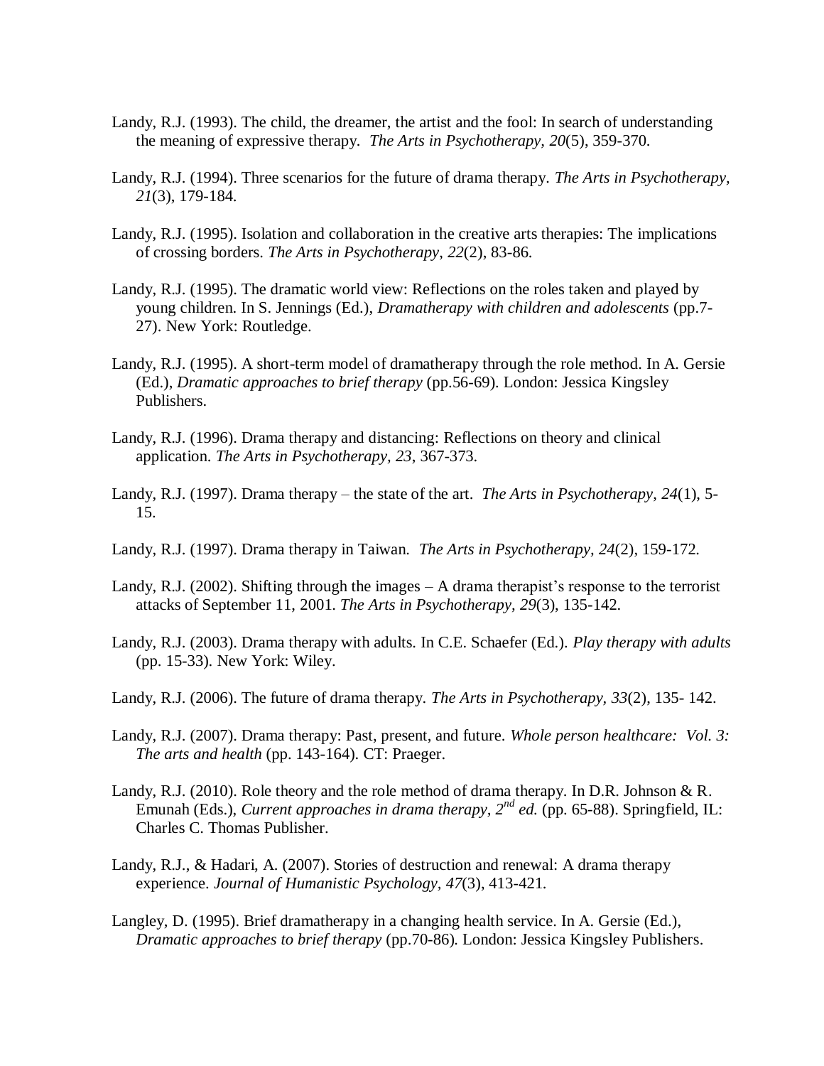Landy, R.J. (1993). The child, the dreamer, the artist and the fool: In search of understanding the meaning of expressive therapy. *The Arts in Psychotherapy*, *20*(5), 359-370.

Landy, R.J. (1994). Three scenarios for the future of drama therapy. *The Arts in Psychotherapy*, *21*(3), 179-184.

Landy, R.J. (1995). Isolation and collaboration in the creative arts therapies: The implications of crossing borders. *The Arts in Psychotherapy*, *22*(2), 83-86.

Landy, R.J. (1995). The dramatic world view: Reflections on the roles taken and played by young children. In S. Jennings (Ed.), *Dramatherapy with children and adolescents* (pp.7-27). New York: Routledge.

Landy, R.J. (1995). A short-term model of dramatherapy through the role method. In A. Gersie (Ed.), *Dramatic approaches to brief therapy* (pp.56-69). London: Jessica Kingsley Publishers.

Landy, R.J. (1996). Drama therapy and distancing: Reflections on theory and clinical application. *The Arts in Psychotherapy*, *23*, 367-373.

Landy, R.J. (1997). Drama therapy – the state of the art. *The Arts in Psychotherapy*, *24*(1), 5-15.

Landy, R.J. (1997). Drama therapy in Taiwan. *The Arts in Psychotherapy*, *24*(2), 159-172.

Landy, R.J. (2002). Shifting through the images – A drama therapist's response to the terrorist attacks of September 11, 2001. *The Arts in Psychotherapy*, *29*(3), 135-142.

Landy, R.J. (2003). Drama therapy with adults. In C.E. Schaefer (Ed.). *Play therapy with adults* (pp. 15-33). New York: Wiley.

Landy, R.J. (2006). The future of drama therapy. *The Arts in Psychotherapy*, *33*(2), 135- 142.

Landy, R.J. (2007). Drama therapy: Past, present, and future. *Whole person healthcare: Vol. 3: The arts and health* (pp. 143-164). CT: Praeger.

Landy, R.J. (2010). Role theory and the role method of drama therapy. In D.R. Johnson & R. Emunah (Eds.), *Current approaches in drama therapy, 2nd ed.* (pp. 65-88). Springfield, IL: Charles C. Thomas Publisher.

Landy, R.J., & Hadari, A. (2007). Stories of destruction and renewal: A drama therapy experience. *Journal of Humanistic Psychology*, *47*(3), 413-421.

Langley, D. (1995). Brief dramatherapy in a changing health service. In A. Gersie (Ed.), *Dramatic approaches to brief therapy* (pp.70-86). London: Jessica Kingsley Publishers.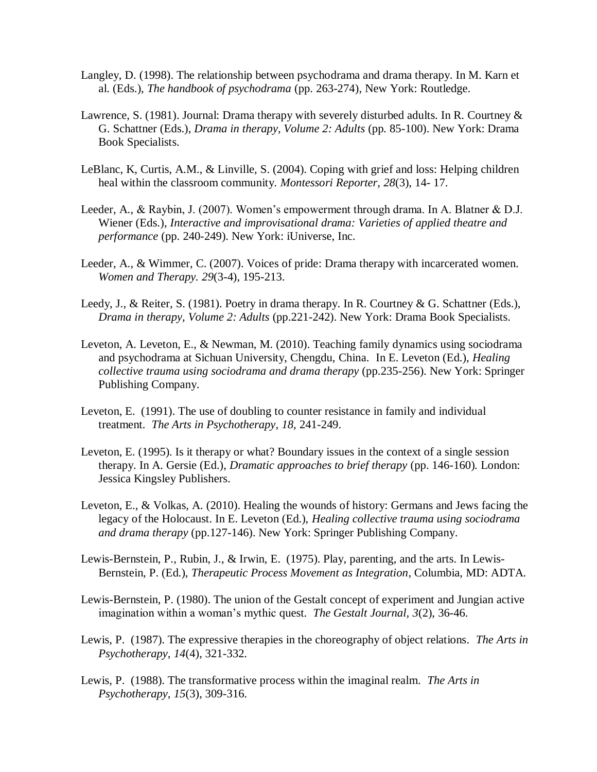Langley, D. (1998). The relationship between psychodrama and drama therapy. In M. Karn et al. (Eds.), *The handbook of psychodrama* (pp. 263-274), New York: Routledge.

Lawrence, S. (1981). Journal: Drama therapy with severely disturbed adults. In R. Courtney & G. Schattner (Eds.), *Drama in therapy, Volume 2: Adults* (pp. 85-100). New York: Drama Book Specialists.

LeBlanc, K, Curtis, A.M., & Linville, S. (2004). Coping with grief and loss: Helping children heal within the classroom community. *Montessori Reporter, 28*(3), 14- 17.

Leeder, A., & Raybin, J. (2007). Women's empowerment through drama. In A. Blatner & D.J. Wiener (Eds.), *Interactive and improvisational drama: Varieties of applied theatre and performance* (pp. 240-249). New York: iUniverse, Inc.

Leeder, A., & Wimmer, C. (2007). Voices of pride: Drama therapy with incarcerated women. *Women and Therapy. 29*(3-4), 195-213.

Leedy, J., & Reiter, S. (1981). Poetry in drama therapy. In R. Courtney & G. Schattner (Eds.), *Drama in therapy, Volume 2: Adults* (pp.221-242). New York: Drama Book Specialists.

Leveton, A. Leveton, E., & Newman, M. (2010). Teaching family dynamics using sociodrama and psychodrama at Sichuan University, Chengdu, China. In E. Leveton (Ed.), *Healing collective trauma using sociodrama and drama therapy* (pp.235-256). New York: Springer Publishing Company.

Leveton, E. (1991). The use of doubling to counter resistance in family and individual treatment. *The Arts in Psychotherapy, 18*, 241-249.

Leveton, E. (1995). Is it therapy or what? Boundary issues in the context of a single session therapy. In A. Gersie (Ed.), *Dramatic approaches to brief therapy* (pp. 146-160). London: Jessica Kingsley Publishers.

Leveton, E., & Volkas, A. (2010). Healing the wounds of history: Germans and Jews facing the legacy of the Holocaust. In E. Leveton (Ed.), *Healing collective trauma using sociodrama and drama therapy* (pp.127-146). New York: Springer Publishing Company.

Lewis-Bernstein, P., Rubin, J., & Irwin, E. (1975). Play, parenting, and the arts. In Lewis-Bernstein, P. (Ed.), *Therapeutic Process Movement as Integration*, Columbia, MD: ADTA.

Lewis-Bernstein, P. (1980). The union of the Gestalt concept of experiment and Jungian active imagination within a woman's mythic quest. *The Gestalt Journal, 3*(2), 36-46.

Lewis, P. (1987). The expressive therapies in the choreography of object relations. *The Arts in Psychotherapy, 14*(4), 321-332.

Lewis, P. (1988). The transformative process within the imaginal realm. *The Arts in Psychotherapy, 15*(3), 309-316.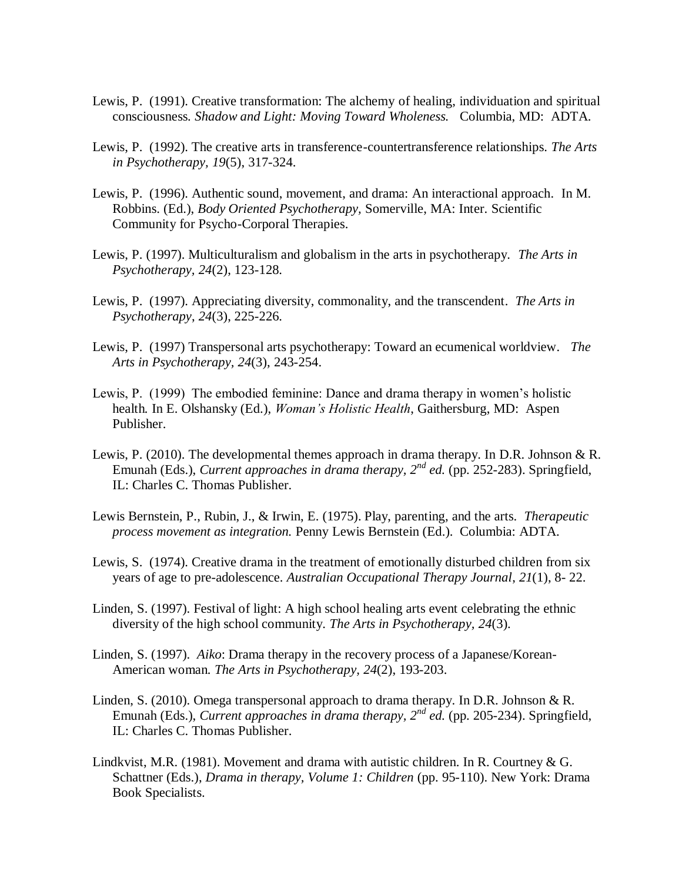Lewis, P. (1991). Creative transformation: The alchemy of healing, individuation and spiritual consciousness. *Shadow and Light: Moving Toward Wholeness.* Columbia, MD: ADTA.

Lewis, P. (1992). The creative arts in transference-countertransference relationships. *The Arts in Psychotherapy, 19*(5), 317-324.

Lewis, P. (1996). Authentic sound, movement, and drama: An interactional approach. In M. Robbins. (Ed.), *Body Oriented Psychotherapy,* Somerville, MA: Inter. Scientific Community for Psycho-Corporal Therapies.

Lewis, P. (1997). Multiculturalism and globalism in the arts in psychotherapy. *The Arts in Psychotherapy, 24*(2), 123-128.

Lewis, P. (1997). Appreciating diversity, commonality, and the transcendent. *The Arts in Psychotherapy, 24*(3), 225-226.

Lewis, P. (1997) Transpersonal arts psychotherapy: Toward an ecumenical worldview. *The Arts in Psychotherapy, 24*(3), 243-254.

Lewis, P. (1999) The embodied feminine: Dance and drama therapy in women's holistic health. In E. Olshansky (Ed.), *Woman's Holistic Health*, Gaithersburg, MD: Aspen Publisher.

Lewis, P. (2010). The developmental themes approach in drama therapy. In D.R. Johnson & R. Emunah (Eds.), *Current approaches in drama therapy, 2nd ed.* (pp. 252-283). Springfield, IL: Charles C. Thomas Publisher.

Lewis Bernstein, P., Rubin, J., & Irwin, E. (1975). Play, parenting, and the arts. *Therapeutic process movement as integration.* Penny Lewis Bernstein (Ed.). Columbia: ADTA.

Lewis, S. (1974). Creative drama in the treatment of emotionally disturbed children from six years of age to pre-adolescence. *Australian Occupational Therapy Journal*, *21*(1), 8- 22.

Linden, S. (1997). Festival of light: A high school healing arts event celebrating the ethnic diversity of the high school community. *The Arts in Psychotherapy, 24*(3).

Linden, S. (1997). *Aiko*: Drama therapy in the recovery process of a Japanese/Korean-American woman. *The Arts in Psychotherapy, 24*(2), 193-203.

Linden, S. (2010). Omega transpersonal approach to drama therapy. In D.R. Johnson & R. Emunah (Eds.), *Current approaches in drama therapy, 2nd ed.* (pp. 205-234). Springfield, IL: Charles C. Thomas Publisher.

Lindkvist, M.R. (1981). Movement and drama with autistic children. In R. Courtney & G. Schattner (Eds.), *Drama in therapy, Volume 1: Children* (pp. 95-110). New York: Drama Book Specialists.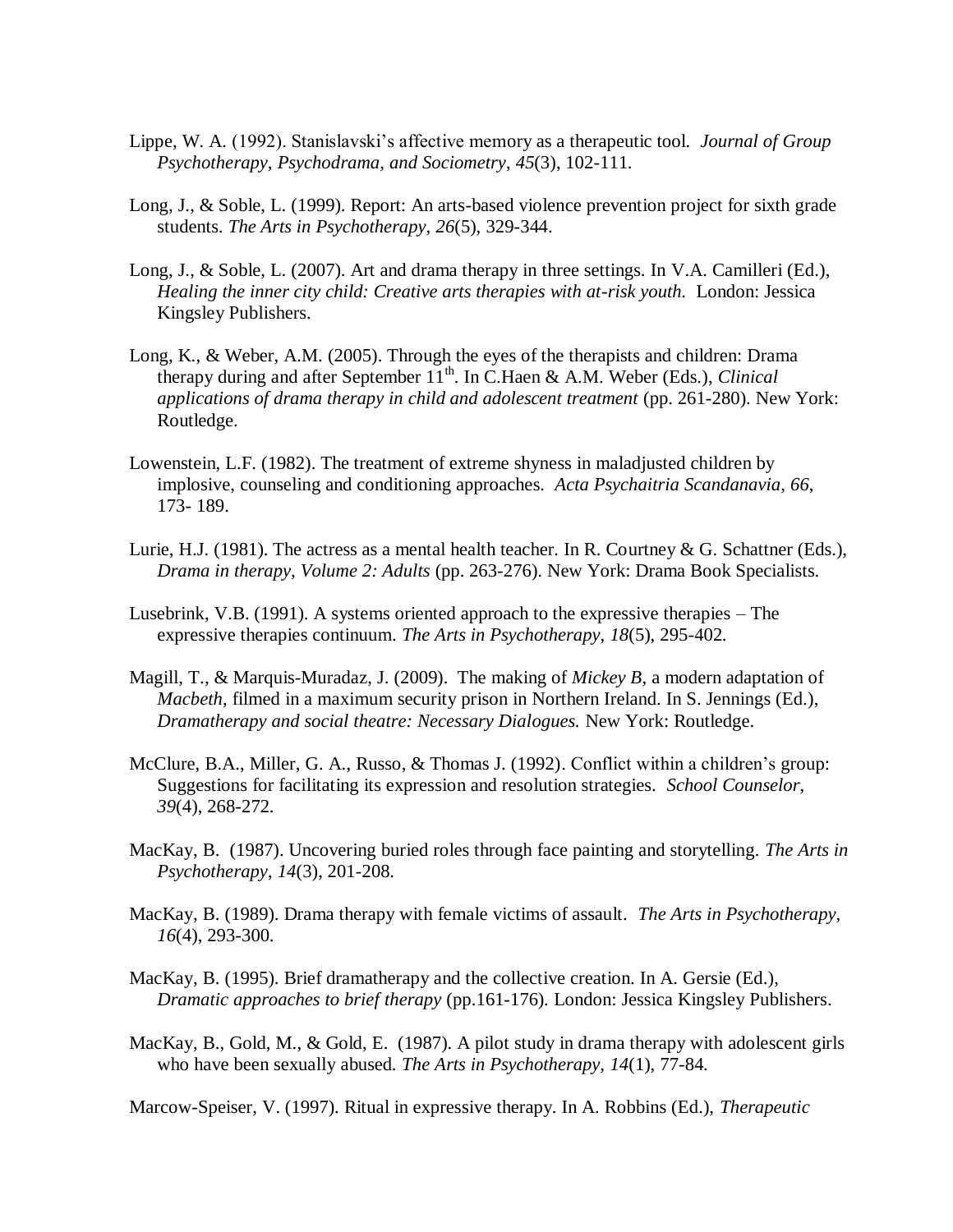Lippe, W. A. (1992). Stanislavski's affective memory as a therapeutic tool. *Journal of Group Psychotherapy, Psychodrama, and Sociometry*, *45*(3), 102-111.

Long, J., & Soble, L. (1999). Report: An arts-based violence prevention project for sixth grade students. *The Arts in Psychotherapy, 26*(5), 329-344.

Long, J., & Soble, L. (2007). Art and drama therapy in three settings. In V.A. Camilleri (Ed.), *Healing the inner city child: Creative arts therapies with at-risk youth.* London: Jessica Kingsley Publishers.

Long, K., & Weber, A.M. (2005). Through the eyes of the therapists and children: Drama therapy during and after September 11th. In C.Haen & A.M. Weber (Eds.), *Clinical applications of drama therapy in child and adolescent treatment* (pp. 261-280). New York: Routledge.

Lowenstein, L.F. (1982). The treatment of extreme shyness in maladjusted children by implosive, counseling and conditioning approaches. *Acta Psychaitria Scandanavia, 66*, 173- 189.

Lurie, H.J. (1981). The actress as a mental health teacher. In R. Courtney & G. Schattner (Eds.), *Drama in therapy, Volume 2: Adults* (pp. 263-276). New York: Drama Book Specialists.

Lusebrink, V.B. (1991). A systems oriented approach to the expressive therapies – The expressive therapies continuum. *The Arts in Psychotherapy*, *18*(5), 295-402.

Magill, T., & Marquis-Muradaz, J. (2009). The making of *Mickey B,* a modern adaptation of *Macbeth*, filmed in a maximum security prison in Northern Ireland. In S. Jennings (Ed.), *Dramatherapy and social theatre: Necessary Dialogues.* New York: Routledge.

McClure, B.A., Miller, G. A., Russo, & Thomas J. (1992). Conflict within a children's group: Suggestions for facilitating its expression and resolution strategies. *School Counselor*, *39*(4), 268-272.

MacKay, B. (1987). Uncovering buried roles through face painting and storytelling. *The Arts in Psychotherapy*, *14*(3), 201-208.

MacKay, B. (1989). Drama therapy with female victims of assault. *The Arts in Psychotherapy, 16*(4), 293-300.

MacKay, B. (1995). Brief dramatherapy and the collective creation. In A. Gersie (Ed.), *Dramatic approaches to brief therapy* (pp.161-176). London: Jessica Kingsley Publishers.

MacKay, B., Gold, M., & Gold, E. (1987). A pilot study in drama therapy with adolescent girls who have been sexually abused. *The Arts in Psychotherapy, 14*(1), 77-84.

Marcow-Speiser, V. (1997). Ritual in expressive therapy. In A. Robbins (Ed.), *Therapeutic*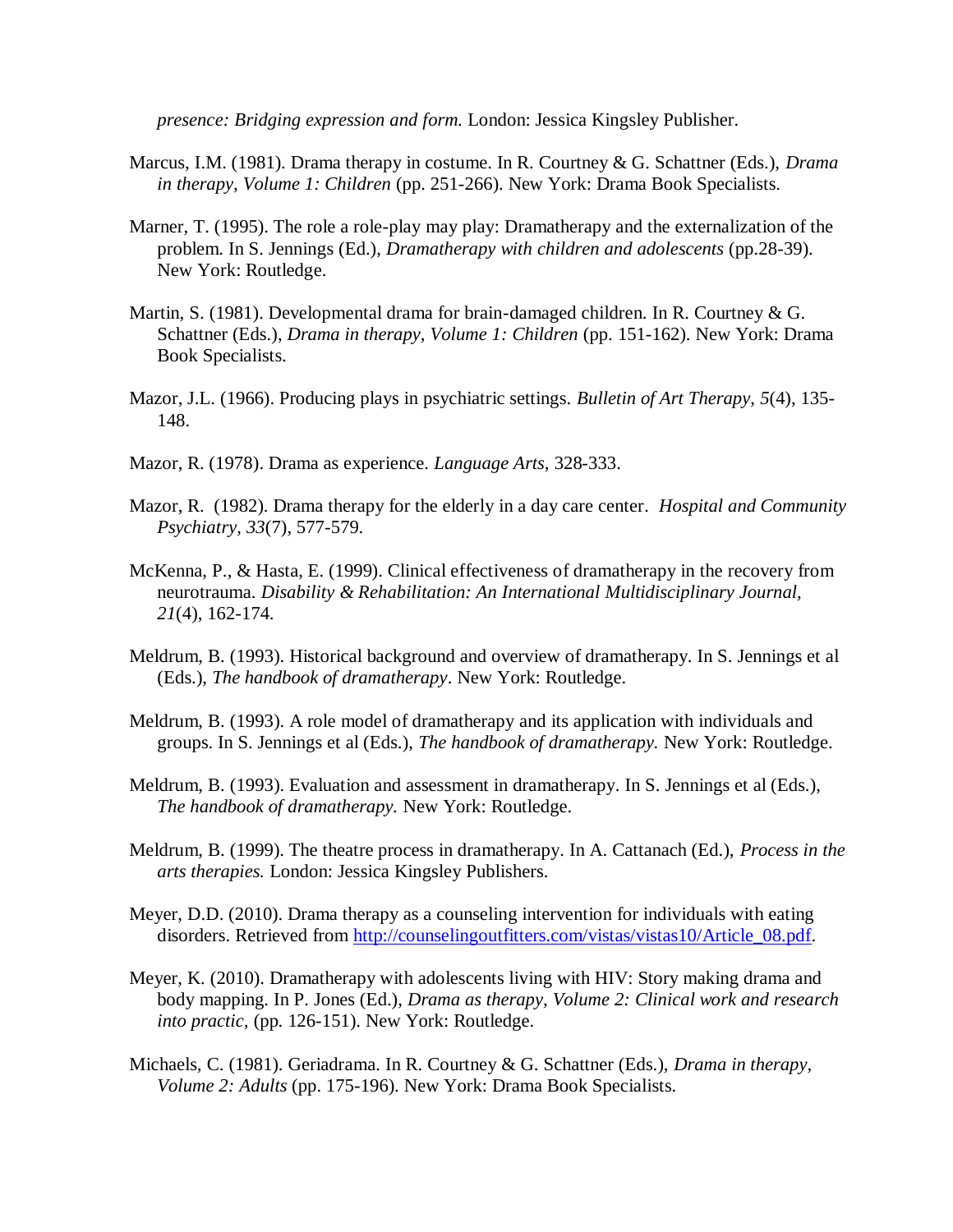*presence: Bridging expression and form.* London: Jessica Kingsley Publisher.

Marcus, I.M. (1981). Drama therapy in costume. In R. Courtney & G. Schattner (Eds.), *Drama in therapy, Volume 1: Children* (pp. 251-266). New York: Drama Book Specialists.

Marner, T. (1995). The role a role-play may play: Dramatherapy and the externalization of the problem. In S. Jennings (Ed.), *Dramatherapy with children and adolescents* (pp.28-39). New York: Routledge.

Martin, S. (1981). Developmental drama for brain-damaged children. In R. Courtney & G. Schattner (Eds.), *Drama in therapy, Volume 1: Children* (pp. 151-162). New York: Drama Book Specialists.

Mazor, J.L. (1966). Producing plays in psychiatric settings. *Bulletin of Art Therapy, 5*(4), 135-148.

Mazor, R. (1978). Drama as experience. *Language Arts,* 328-333.

Mazor, R. (1982). Drama therapy for the elderly in a day care center. *Hospital and Community Psychiatry, 33*(7), 577-579.

McKenna, P., & Hasta, E. (1999). Clinical effectiveness of dramatherapy in the recovery from neurotrauma. *Disability & Rehabilitation: An International Multidisciplinary Journal, 21*(4), 162-174.

Meldrum, B. (1993). Historical background and overview of dramatherapy. In S. Jennings et al (Eds.), *The handbook of dramatherapy*. New York: Routledge.

Meldrum, B. (1993). A role model of dramatherapy and its application with individuals and groups. In S. Jennings et al (Eds.), *The handbook of dramatherapy.* New York: Routledge.

Meldrum, B. (1993). Evaluation and assessment in dramatherapy. In S. Jennings et al (Eds.), *The handbook of dramatherapy.* New York: Routledge.

Meldrum, B. (1999). The theatre process in dramatherapy. In A. Cattanach (Ed.), *Process in the arts therapies.* London: Jessica Kingsley Publishers.

Meyer, D.D. (2010). Drama therapy as a counseling intervention for individuals with eating disorders. Retrieved from http://counselingoutfitters.com/vistas/vistas10/Article_08.pdf.

Meyer, K. (2010). Dramatherapy with adolescents living with HIV: Story making drama and body mapping. In P. Jones (Ed.), *Drama as therapy, Volume 2: Clinical work and research into practic,* (pp. 126-151). New York: Routledge.

Michaels, C. (1981). Geriadrama. In R. Courtney & G. Schattner (Eds.), *Drama in therapy, Volume 2: Adults* (pp. 175-196). New York: Drama Book Specialists.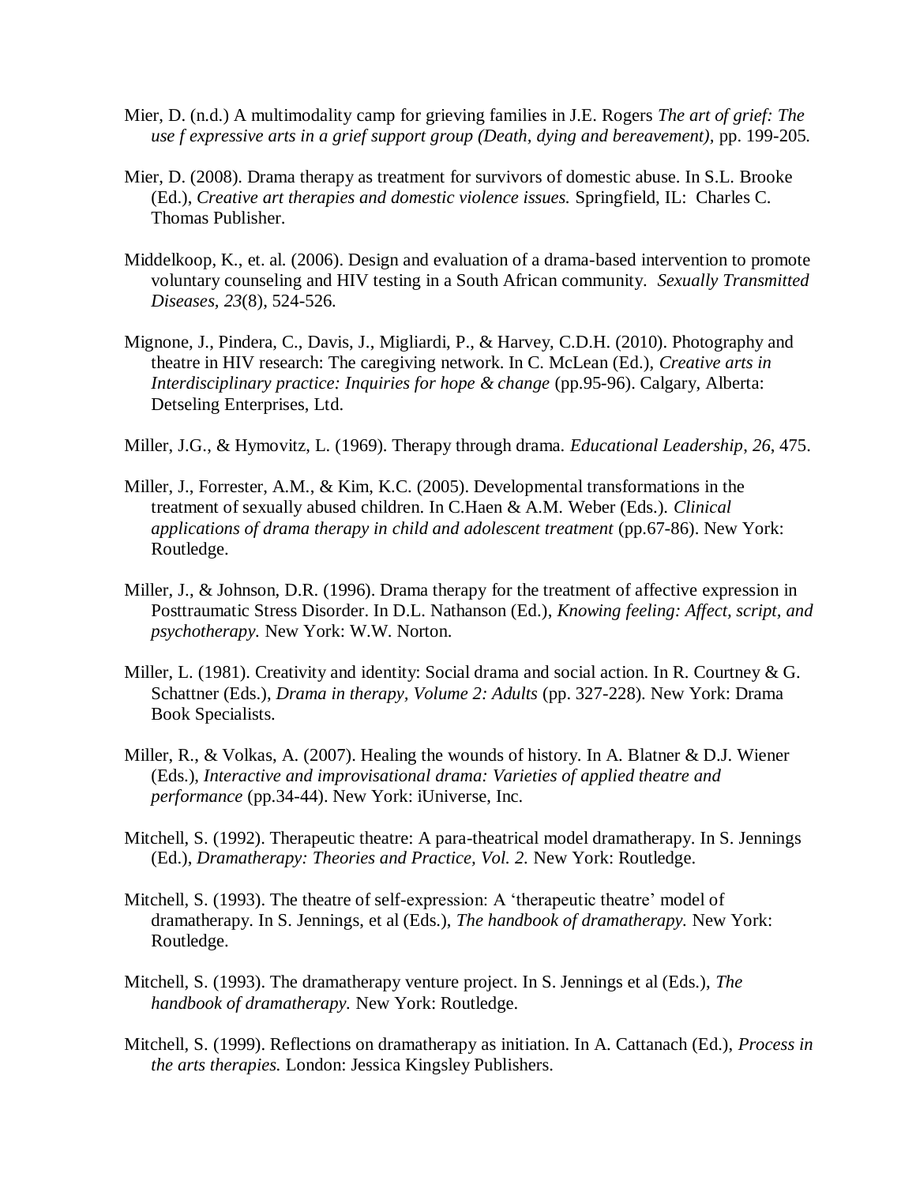Mier, D. (n.d.) A multimodality camp for grieving families in J.E. Rogers *The art of grief: The use f expressive arts in a grief support group (Death, dying and bereavement),* pp. 199-205.

Mier, D. (2008). Drama therapy as treatment for survivors of domestic abuse. In S.L. Brooke (Ed.), *Creative art therapies and domestic violence issues.* Springfield, IL: Charles C. Thomas Publisher.

Middelkoop, K., et. al. (2006). Design and evaluation of a drama-based intervention to promote voluntary counseling and HIV testing in a South African community. *Sexually Transmitted Diseases, 23*(8), 524-526.

Mignone, J., Pindera, C., Davis, J., Migliardi, P., & Harvey, C.D.H. (2010). Photography and theatre in HIV research: The caregiving network. In C. McLean (Ed.), *Creative arts in Interdisciplinary practice: Inquiries for hope & change* (pp.95-96). Calgary, Alberta: Detseling Enterprises, Ltd.

Miller, J.G., & Hymovitz, L. (1969). Therapy through drama. *Educational Leadership*, *26*, 475.

Miller, J., Forrester, A.M., & Kim, K.C. (2005). Developmental transformations in the treatment of sexually abused children. In C.Haen & A.M. Weber (Eds.). *Clinical applications of drama therapy in child and adolescent treatment* (pp.67-86). New York: Routledge.

Miller, J., & Johnson, D.R. (1996). Drama therapy for the treatment of affective expression in Posttraumatic Stress Disorder. In D.L. Nathanson (Ed.), *Knowing feeling: Affect, script, and psychotherapy.* New York: W.W. Norton.

Miller, L. (1981). Creativity and identity: Social drama and social action. In R. Courtney & G. Schattner (Eds.), *Drama in therapy, Volume 2: Adults* (pp. 327-228). New York: Drama Book Specialists.

Miller, R., & Volkas, A. (2007). Healing the wounds of history. In A. Blatner & D.J. Wiener (Eds.), *Interactive and improvisational drama: Varieties of applied theatre and performance* (pp.34-44). New York: iUniverse, Inc.

Mitchell, S. (1992). Therapeutic theatre: A para-theatrical model dramatherapy. In S. Jennings (Ed.), *Dramatherapy: Theories and Practice, Vol. 2.* New York: Routledge.

Mitchell, S. (1993). The theatre of self-expression: A 'therapeutic theatre' model of dramatherapy. In S. Jennings, et al (Eds.), *The handbook of dramatherapy.* New York: Routledge.

Mitchell, S. (1993). The dramatherapy venture project. In S. Jennings et al (Eds.), *The handbook of dramatherapy.* New York: Routledge.

Mitchell, S. (1999). Reflections on dramatherapy as initiation. In A. Cattanach (Ed.), *Process in the arts therapies.* London: Jessica Kingsley Publishers.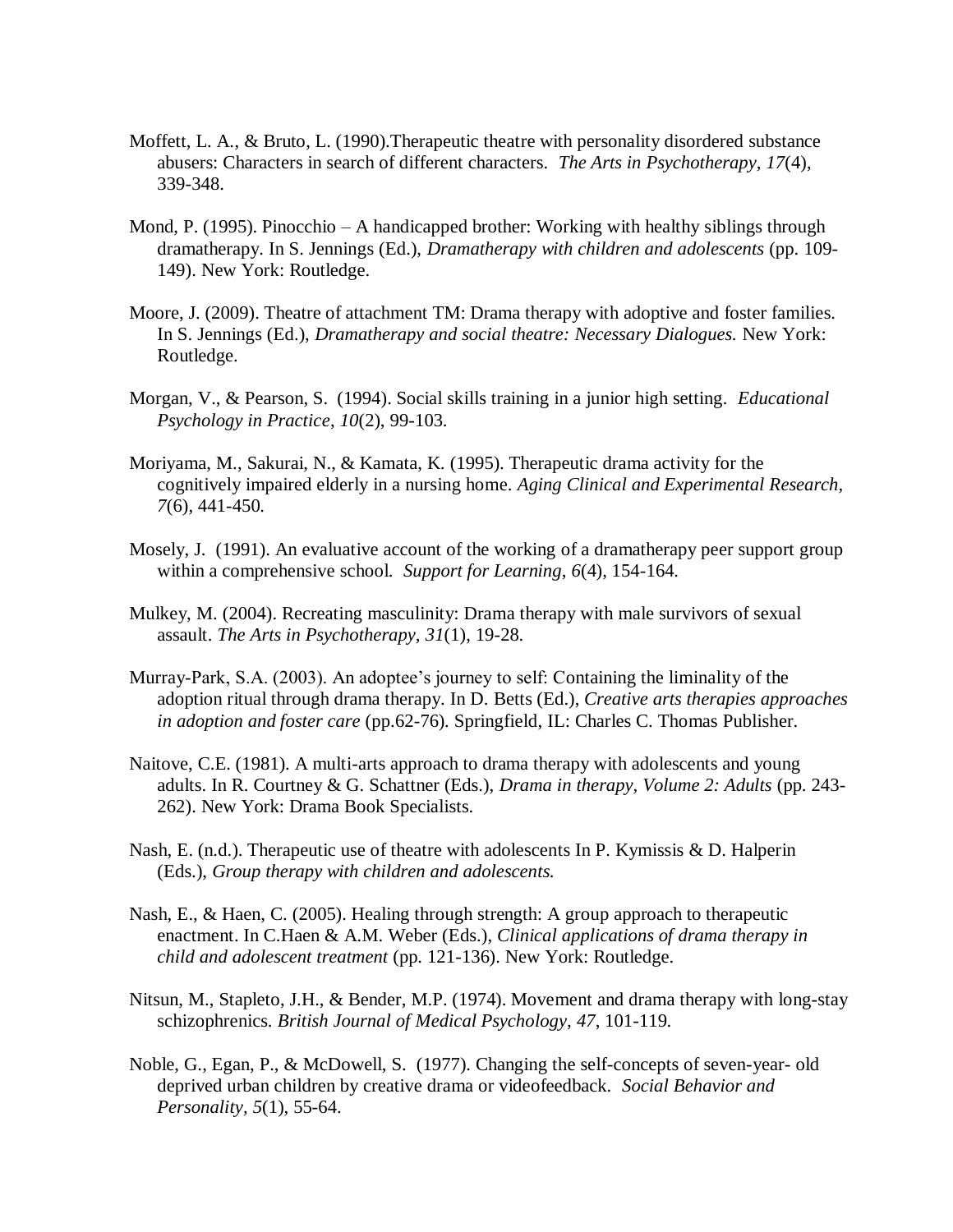Moffett, L. A., & Bruto, L. (1990).Therapeutic theatre with personality disordered substance abusers: Characters in search of different characters. *The Arts in Psychotherapy*, *17*(4), 339-348.

Mond, P. (1995). Pinocchio – A handicapped brother: Working with healthy siblings through dramatherapy. In S. Jennings (Ed.), *Dramatherapy with children and adolescents* (pp. 109-149). New York: Routledge.

Moore, J. (2009). Theatre of attachment TM: Drama therapy with adoptive and foster families. In S. Jennings (Ed.), *Dramatherapy and social theatre: Necessary Dialogues.* New York: Routledge.

Morgan, V., & Pearson, S. (1994). Social skills training in a junior high setting. *Educational Psychology in Practice*, *10*(2), 99-103.

Moriyama, M., Sakurai, N., & Kamata, K. (1995). Therapeutic drama activity for the cognitively impaired elderly in a nursing home. *Aging Clinical and Experimental Research, 7*(6), 441-450.

Mosely, J. (1991). An evaluative account of the working of a dramatherapy peer support group within a comprehensive school. *Support for Learning*, *6*(4), 154-164.

Mulkey, M. (2004). Recreating masculinity: Drama therapy with male survivors of sexual assault. *The Arts in Psychotherapy, 31*(1), 19-28.

Murray-Park, S.A. (2003). An adoptee's journey to self: Containing the liminality of the adoption ritual through drama therapy. In D. Betts (Ed.), *Creative arts therapies approaches in adoption and foster care* (pp.62-76). Springfield, IL: Charles C. Thomas Publisher.

Naitove, C.E. (1981). A multi-arts approach to drama therapy with adolescents and young adults. In R. Courtney & G. Schattner (Eds.), *Drama in therapy, Volume 2: Adults* (pp. 243-262). New York: Drama Book Specialists.

Nash, E. (n.d.). Therapeutic use of theatre with adolescents In P. Kymissis & D. Halperin (Eds.), *Group therapy with children and adolescents.*

Nash, E., & Haen, C. (2005). Healing through strength: A group approach to therapeutic enactment. In C.Haen & A.M. Weber (Eds.), *Clinical applications of drama therapy in child and adolescent treatment* (pp. 121-136). New York: Routledge.

Nitsun, M., Stapleto, J.H., & Bender, M.P. (1974). Movement and drama therapy with long-stay schizophrenics. *British Journal of Medical Psychology, 47*, 101-119.

Noble, G., Egan, P., & McDowell, S. (1977). Changing the self-concepts of seven-year- old deprived urban children by creative drama or videofeedback. *Social Behavior and Personality, 5*(1), 55-64.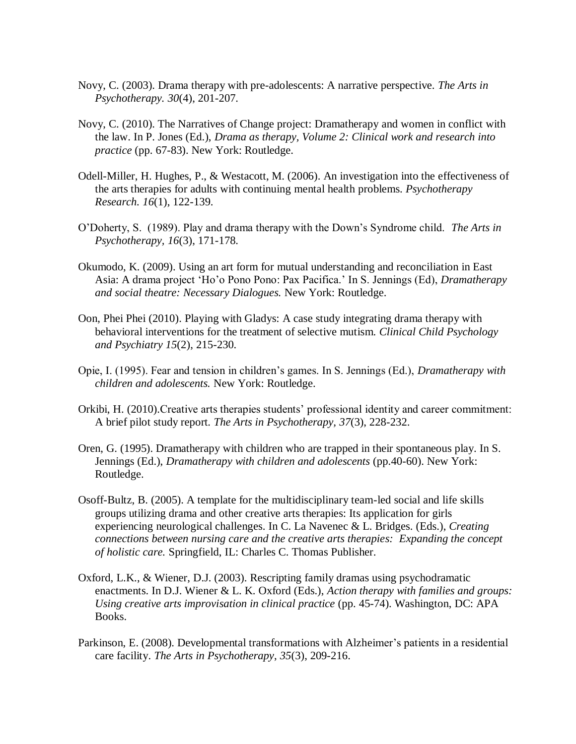Novy, C. (2003). Drama therapy with pre-adolescents: A narrative perspective. *The Arts in Psychotherapy. 30*(4), 201-207.

Novy, C. (2010). The Narratives of Change project: Dramatherapy and women in conflict with the law. In P. Jones (Ed.), *Drama as therapy, Volume 2: Clinical work and research into practice* (pp. 67-83). New York: Routledge.

Odell-Miller, H. Hughes, P., & Westacott, M. (2006). An investigation into the effectiveness of the arts therapies for adults with continuing mental health problems. *Psychotherapy Research. 16*(1), 122-139.

O'Doherty, S. (1989). Play and drama therapy with the Down's Syndrome child. *The Arts in Psychotherapy, 16*(3), 171-178.

Okumodo, K. (2009). Using an art form for mutual understanding and reconciliation in East Asia: A drama project 'Ho'o Pono Pono: Pax Pacifica.' In S. Jennings (Ed), *Dramatherapy and social theatre: Necessary Dialogues.* New York: Routledge.

Oon, Phei Phei (2010). Playing with Gladys: A case study integrating drama therapy with behavioral interventions for the treatment of selective mutism. *Clinical Child Psychology and Psychiatry 15*(2), 215-230.

Opie, I. (1995). Fear and tension in children's games. In S. Jennings (Ed.), *Dramatherapy with children and adolescents.* New York: Routledge.

Orkibi, H. (2010).Creative arts therapies students' professional identity and career commitment: A brief pilot study report. *The Arts in Psychotherapy, 37*(3), 228-232.

Oren, G. (1995). Dramatherapy with children who are trapped in their spontaneous play. In S. Jennings (Ed.), *Dramatherapy with children and adolescents* (pp.40-60). New York: Routledge.

Osoff-Bultz, B. (2005). A template for the multidisciplinary team-led social and life skills groups utilizing drama and other creative arts therapies: Its application for girls experiencing neurological challenges. In C. La Navenec & L. Bridges. (Eds.), *Creating connections between nursing care and the creative arts therapies: Expanding the concept of holistic care.* Springfield, IL: Charles C. Thomas Publisher.

Oxford, L.K., & Wiener, D.J. (2003). Rescripting family dramas using psychodramatic enactments. In D.J. Wiener & L. K. Oxford (Eds.), *Action therapy with families and groups: Using creative arts improvisation in clinical practice* (pp. 45-74). Washington, DC: APA Books.

Parkinson, E. (2008). Developmental transformations with Alzheimer's patients in a residential care facility. *The Arts in Psychotherapy, 35*(3), 209-216.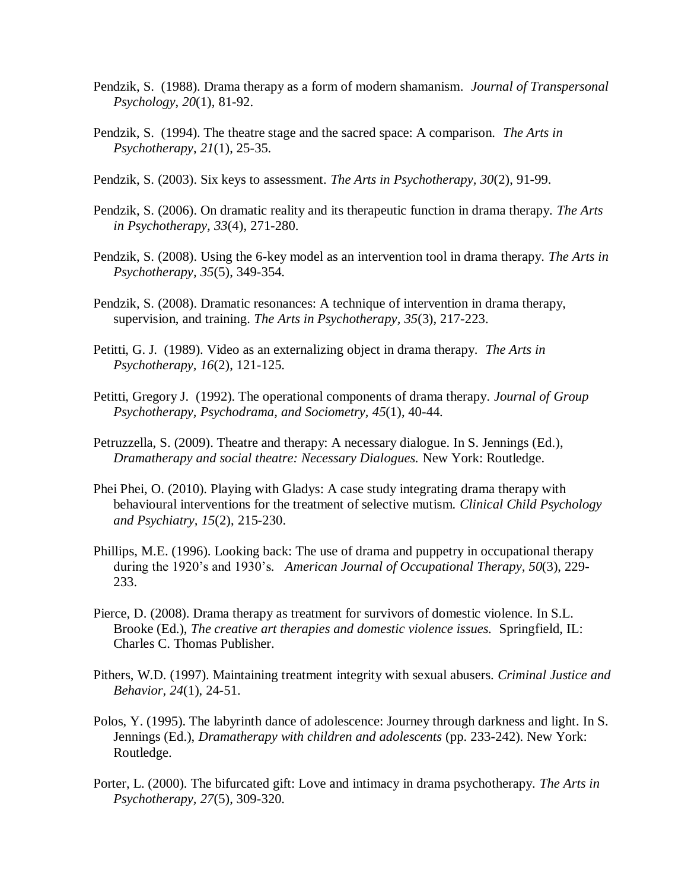Pendzik, S. (1988). Drama therapy as a form of modern shamanism. *Journal of Transpersonal Psychology*, *20*(1), 81-92.

Pendzik, S. (1994). The theatre stage and the sacred space: A comparison. *The Arts in Psychotherapy*, *21*(1), 25-35.

Pendzik, S. (2003). Six keys to assessment. *The Arts in Psychotherapy, 30*(2), 91-99.

Pendzik, S. (2006). On dramatic reality and its therapeutic function in drama therapy. *The Arts in Psychotherapy, 33*(4), 271-280.

Pendzik, S. (2008). Using the 6-key model as an intervention tool in drama therapy. *The Arts in Psychotherapy, 35*(5), 349-354.

Pendzik, S. (2008). Dramatic resonances: A technique of intervention in drama therapy, supervision, and training. *The Arts in Psychotherapy, 35*(3), 217-223.

Petitti, G. J. (1989). Video as an externalizing object in drama therapy. *The Arts in Psychotherapy, 16*(2), 121-125.

Petitti, Gregory J. (1992). The operational components of drama therapy. *Journal of Group Psychotherapy, Psychodrama, and Sociometry, 45*(1), 40-44.

Petruzzella, S. (2009). Theatre and therapy: A necessary dialogue. In S. Jennings (Ed.), *Dramatherapy and social theatre: Necessary Dialogues.* New York: Routledge.

Phei Phei, O. (2010). Playing with Gladys: A case study integrating drama therapy with behavioural interventions for the treatment of selective mutism. *Clinical Child Psychology and Psychiatry, 15*(2), 215-230.

Phillips, M.E. (1996). Looking back: The use of drama and puppetry in occupational therapy during the 1920's and 1930's. *American Journal of Occupational Therapy, 50*(3), 229-233.

Pierce, D. (2008). Drama therapy as treatment for survivors of domestic violence. In S.L. Brooke (Ed.), *The creative art therapies and domestic violence issues.* Springfield, IL: Charles C. Thomas Publisher.

Pithers, W.D. (1997). Maintaining treatment integrity with sexual abusers. *Criminal Justice and Behavior, 24*(1), 24-51.

Polos, Y. (1995). The labyrinth dance of adolescence: Journey through darkness and light. In S. Jennings (Ed.), *Dramatherapy with children and adolescents* (pp. 233-242). New York: Routledge.

Porter, L. (2000). The bifurcated gift: Love and intimacy in drama psychotherapy. *The Arts in Psychotherapy, 27*(5), 309-320.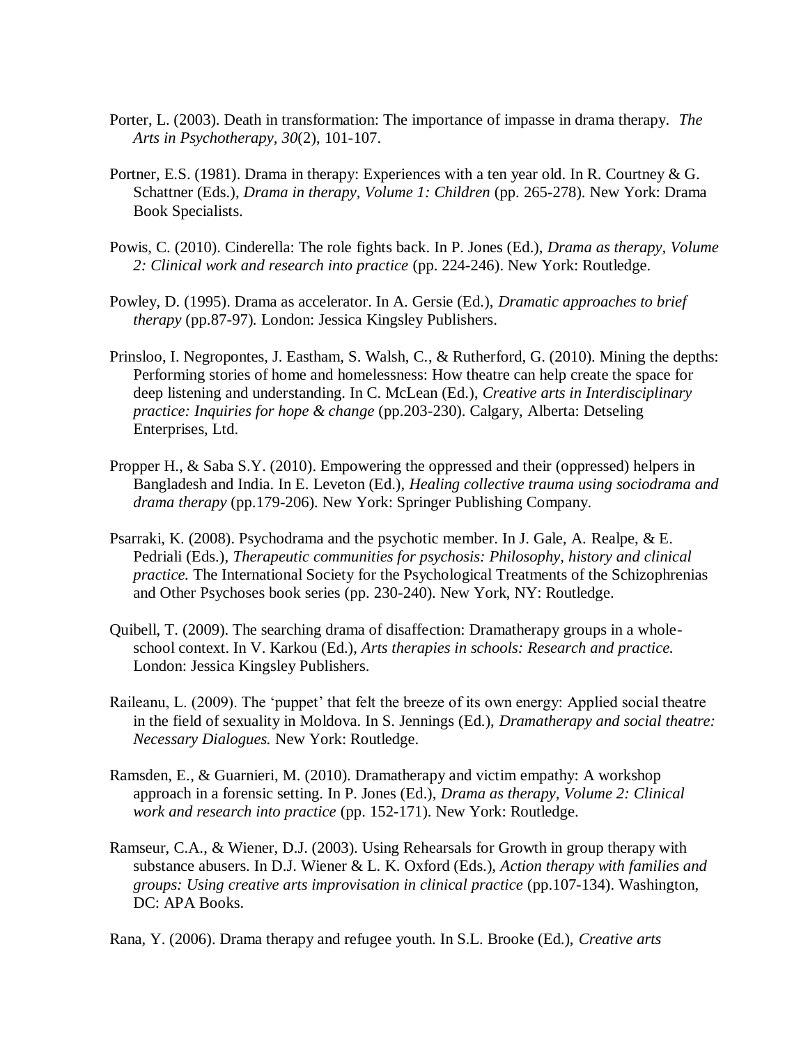Porter, L. (2003). Death in transformation: The importance of impasse in drama therapy. *The Arts in Psychotherapy, 30*(2), 101-107.

Portner, E.S. (1981). Drama in therapy: Experiences with a ten year old. In R. Courtney & G. Schattner (Eds.), *Drama in therapy, Volume 1: Children* (pp. 265-278). New York: Drama Book Specialists.

Powis, C. (2010). Cinderella: The role fights back. In P. Jones (Ed.), *Drama as therapy, Volume 2: Clinical work and research into practice* (pp. 224-246). New York: Routledge.

Powley, D. (1995). Drama as accelerator. In A. Gersie (Ed.), *Dramatic approaches to brief therapy* (pp.87-97)*.* London: Jessica Kingsley Publishers.

Prinsloo, I. Negropontes, J. Eastham, S. Walsh, C., & Rutherford, G. (2010). Mining the depths: Performing stories of home and homelessness: How theatre can help create the space for deep listening and understanding. In C. McLean (Ed.), *Creative arts in Interdisciplinary practice: Inquiries for hope & change* (pp.203-230). Calgary, Alberta: Detseling Enterprises, Ltd.

Propper H., & Saba S.Y. (2010). Empowering the oppressed and their (oppressed) helpers in Bangladesh and India. In E. Leveton (Ed.), *Healing collective trauma using sociodrama and drama therapy* (pp.179-206). New York: Springer Publishing Company.

Psarraki, K. (2008). Psychodrama and the psychotic member. In J. Gale, A. Realpe, & E. Pedriali (Eds.), *Therapeutic communities for psychosis: Philosophy, history and clinical practice.* The International Society for the Psychological Treatments of the Schizophrenias and Other Psychoses book series (pp. 230-240). New York, NY: Routledge.

Quibell, T. (2009). The searching drama of disaffection: Dramatherapy groups in a whole-school context. In V. Karkou (Ed.), *Arts therapies in schools: Research and practice.* London: Jessica Kingsley Publishers.

Raileanu, L. (2009). The 'puppet' that felt the breeze of its own energy: Applied social theatre in the field of sexuality in Moldova. In S. Jennings (Ed.), *Dramatherapy and social theatre: Necessary Dialogues.* New York: Routledge.

Ramsden, E., & Guarnieri, M. (2010). Dramatherapy and victim empathy: A workshop approach in a forensic setting. In P. Jones (Ed.), *Drama as therapy, Volume 2: Clinical work and research into practice* (pp. 152-171). New York: Routledge.

Ramseur, C.A., & Wiener, D.J. (2003). Using Rehearsals for Growth in group therapy with substance abusers. In D.J. Wiener & L. K. Oxford (Eds.), *Action therapy with families and groups: Using creative arts improvisation in clinical practice* (pp.107-134). Washington, DC: APA Books.

Rana, Y. (2006). Drama therapy and refugee youth. In S.L. Brooke (Ed.), *Creative arts*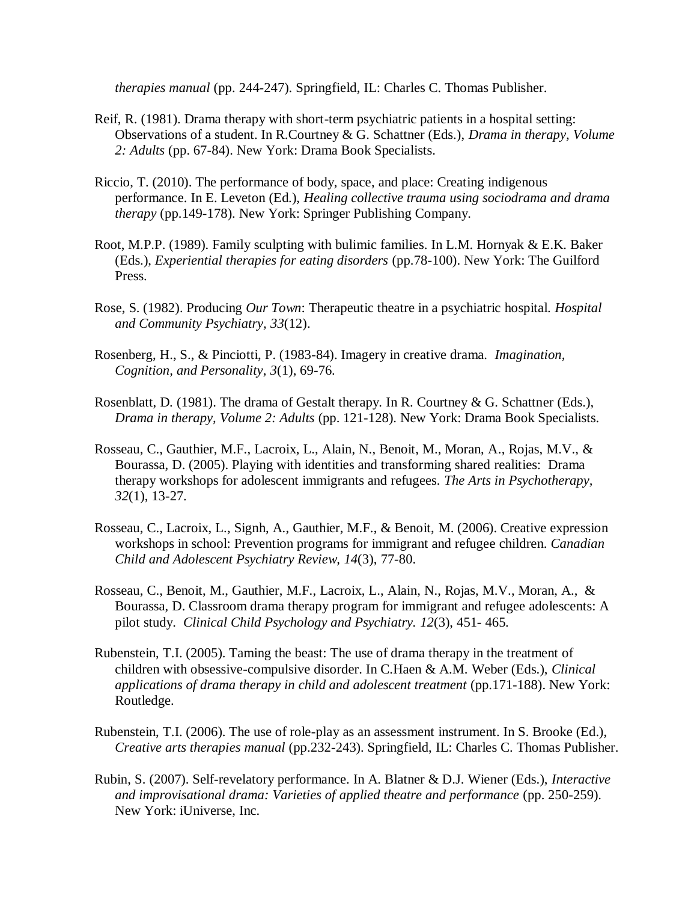*therapies manual* (pp. 244-247). Springfield, IL: Charles C. Thomas Publisher.

Reif, R. (1981). Drama therapy with short-term psychiatric patients in a hospital setting: Observations of a student. In R.Courtney & G. Schattner (Eds.), *Drama in therapy, Volume 2: Adults* (pp. 67-84). New York: Drama Book Specialists.

Riccio, T. (2010). The performance of body, space, and place: Creating indigenous performance. In E. Leveton (Ed.), *Healing collective trauma using sociodrama and drama therapy* (pp.149-178). New York: Springer Publishing Company.

Root, M.P.P. (1989). Family sculpting with bulimic families. In L.M. Hornyak & E.K. Baker (Eds.), *Experiential therapies for eating disorders* (pp.78-100). New York: The Guilford Press.

Rose, S. (1982). Producing *Our Town*: Therapeutic theatre in a psychiatric hospital. *Hospital and Community Psychiatry, 33*(12).

Rosenberg, H., S., & Pinciotti, P. (1983-84). Imagery in creative drama. *Imagination, Cognition, and Personality*, *3*(1), 69-76.

Rosenblatt, D. (1981). The drama of Gestalt therapy. In R. Courtney & G. Schattner (Eds.), *Drama in therapy, Volume 2: Adults* (pp. 121-128). New York: Drama Book Specialists.

Rosseau, C., Gauthier, M.F., Lacroix, L., Alain, N., Benoit, M., Moran, A., Rojas, M.V., & Bourassa, D. (2005). Playing with identities and transforming shared realities: Drama therapy workshops for adolescent immigrants and refugees. *The Arts in Psychotherapy, 32*(1), 13-27.

Rosseau, C., Lacroix, L., Signh, A., Gauthier, M.F., & Benoit, M. (2006). Creative expression workshops in school: Prevention programs for immigrant and refugee children. *Canadian Child and Adolescent Psychiatry Review, 14*(3), 77-80.

Rosseau, C., Benoit, M., Gauthier, M.F., Lacroix, L., Alain, N., Rojas, M.V., Moran, A., & Bourassa, D. Classroom drama therapy program for immigrant and refugee adolescents: A pilot study. *Clinical Child Psychology and Psychiatry. 12*(3), 451- 465.

Rubenstein, T.I. (2005). Taming the beast: The use of drama therapy in the treatment of children with obsessive-compulsive disorder. In C.Haen & A.M. Weber (Eds.), *Clinical applications of drama therapy in child and adolescent treatment* (pp.171-188). New York: Routledge.

Rubenstein, T.I. (2006). The use of role-play as an assessment instrument. In S. Brooke (Ed.), *Creative arts therapies manual* (pp.232-243). Springfield, IL: Charles C. Thomas Publisher.

Rubin, S. (2007). Self-revelatory performance. In A. Blatner & D.J. Wiener (Eds.), *Interactive and improvisational drama: Varieties of applied theatre and performance* (pp. 250-259). New York: iUniverse, Inc.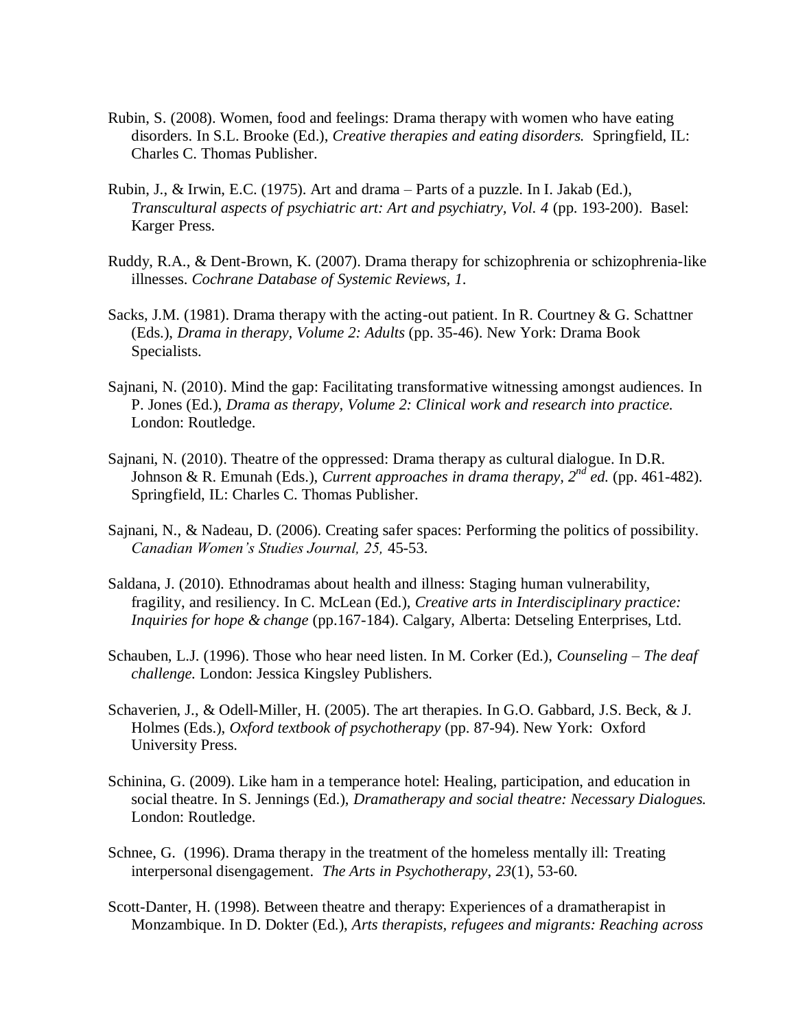Rubin, S. (2008). Women, food and feelings: Drama therapy with women who have eating disorders. In S.L. Brooke (Ed.), *Creative therapies and eating disorders.* Springfield, IL: Charles C. Thomas Publisher.

Rubin, J., & Irwin, E.C. (1975). Art and drama – Parts of a puzzle. In I. Jakab (Ed.), *Transcultural aspects of psychiatric art: Art and psychiatry, Vol. 4* (pp. 193-200). Basel: Karger Press.

Ruddy, R.A., & Dent-Brown, K. (2007). Drama therapy for schizophrenia or schizophrenia-like illnesses. *Cochrane Database of Systemic Reviews, 1*.

Sacks, J.M. (1981). Drama therapy with the acting-out patient. In R. Courtney & G. Schattner (Eds.), *Drama in therapy, Volume 2: Adults* (pp. 35-46). New York: Drama Book Specialists.

Sajnani, N. (2010). Mind the gap: Facilitating transformative witnessing amongst audiences. In P. Jones (Ed.), *Drama as therapy, Volume 2: Clinical work and research into practice.* London: Routledge.

Sajnani, N. (2010). Theatre of the oppressed: Drama therapy as cultural dialogue. In D.R. Johnson & R. Emunah (Eds.), *Current approaches in drama therapy, 2nd ed.* (pp. 461-482). Springfield, IL: Charles C. Thomas Publisher.

Sajnani, N., & Nadeau, D. (2006). Creating safer spaces: Performing the politics of possibility. *Canadian Women's Studies Journal, 25,* 45-53.

Saldana, J. (2010). Ethnodramas about health and illness: Staging human vulnerability, fragility, and resiliency. In C. McLean (Ed.), *Creative arts in Interdisciplinary practice: Inquiries for hope & change* (pp.167-184). Calgary, Alberta: Detseling Enterprises, Ltd.

Schauben, L.J. (1996). Those who hear need listen. In M. Corker (Ed.), *Counseling – The deaf challenge.* London: Jessica Kingsley Publishers.

Schaverien, J., & Odell-Miller, H. (2005). The art therapies. In G.O. Gabbard, J.S. Beck, & J. Holmes (Eds.), *Oxford textbook of psychotherapy* (pp. 87-94). New York: Oxford University Press.

Schinina, G. (2009). Like ham in a temperance hotel: Healing, participation, and education in social theatre. In S. Jennings (Ed.), *Dramatherapy and social theatre: Necessary Dialogues.* London: Routledge.

Schnee, G. (1996). Drama therapy in the treatment of the homeless mentally ill: Treating interpersonal disengagement. *The Arts in Psychotherapy*, *23*(1), 53-60.

Scott-Danter, H. (1998). Between theatre and therapy: Experiences of a dramatherapist in Monzambique. In D. Dokter (Ed.), *Arts therapists, refugees and migrants: Reaching across*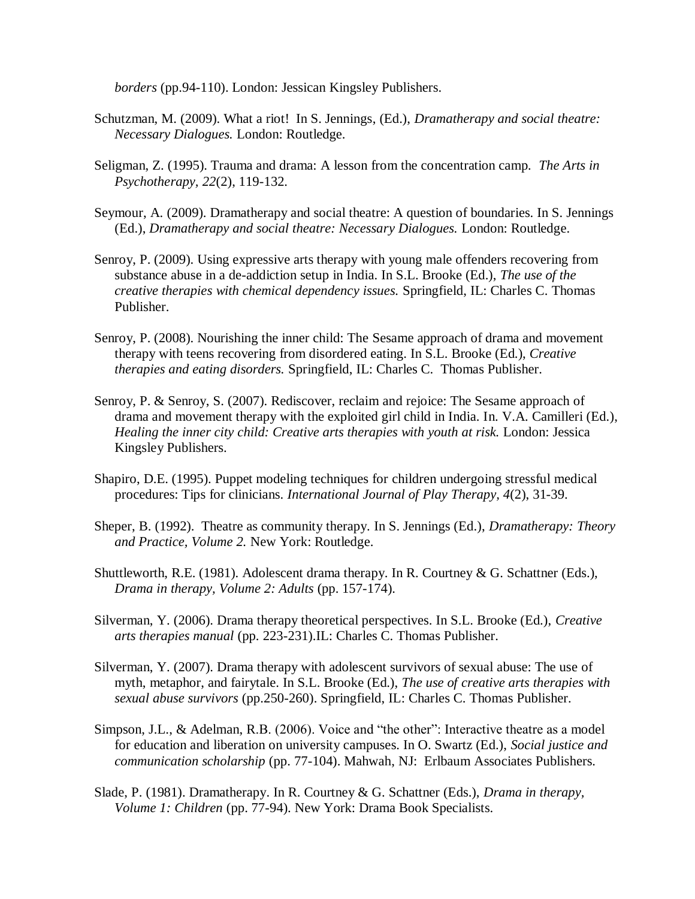*borders* (pp.94-110). London: Jessican Kingsley Publishers.

Schutzman, M. (2009). What a riot! In S. Jennings, (Ed.), *Dramatherapy and social theatre: Necessary Dialogues.* London: Routledge.

Seligman, Z. (1995). Trauma and drama: A lesson from the concentration camp. *The Arts in Psychotherapy, 22*(2), 119-132.

Seymour, A. (2009). Dramatherapy and social theatre: A question of boundaries. In S. Jennings (Ed.), *Dramatherapy and social theatre: Necessary Dialogues.* London: Routledge.

Senroy, P. (2009). Using expressive arts therapy with young male offenders recovering from substance abuse in a de-addiction setup in India. In S.L. Brooke (Ed.), *The use of the creative therapies with chemical dependency issues.* Springfield, IL: Charles C. Thomas Publisher.

Senroy, P. (2008). Nourishing the inner child: The Sesame approach of drama and movement therapy with teens recovering from disordered eating. In S.L. Brooke (Ed.), *Creative therapies and eating disorders.* Springfield, IL: Charles C. Thomas Publisher.

Senroy, P. & Senroy, S. (2007). Rediscover, reclaim and rejoice: The Sesame approach of drama and movement therapy with the exploited girl child in India. In. V.A. Camilleri (Ed.), *Healing the inner city child: Creative arts therapies with youth at risk.* London: Jessica Kingsley Publishers.

Shapiro, D.E. (1995). Puppet modeling techniques for children undergoing stressful medical procedures: Tips for clinicians. *International Journal of Play Therapy, 4*(2), 31-39.

Sheper, B. (1992). Theatre as community therapy. In S. Jennings (Ed.), *Dramatherapy: Theory and Practice, Volume 2.* New York: Routledge.

Shuttleworth, R.E. (1981). Adolescent drama therapy. In R. Courtney & G. Schattner (Eds.), *Drama in therapy, Volume 2: Adults* (pp. 157-174).

Silverman, Y. (2006). Drama therapy theoretical perspectives. In S.L. Brooke (Ed.), *Creative arts therapies manual* (pp. 223-231).IL: Charles C. Thomas Publisher.

Silverman, Y. (2007). Drama therapy with adolescent survivors of sexual abuse: The use of myth, metaphor, and fairytale. In S.L. Brooke (Ed.), *The use of creative arts therapies with sexual abuse survivors* (pp.250-260). Springfield, IL: Charles C. Thomas Publisher.

Simpson, J.L., & Adelman, R.B. (2006). Voice and "the other": Interactive theatre as a model for education and liberation on university campuses. In O. Swartz (Ed.), *Social justice and communication scholarship* (pp. 77-104). Mahwah, NJ: Erlbaum Associates Publishers.

Slade, P. (1981). Dramatherapy. In R. Courtney & G. Schattner (Eds.), *Drama in therapy, Volume 1: Children* (pp. 77-94). New York: Drama Book Specialists.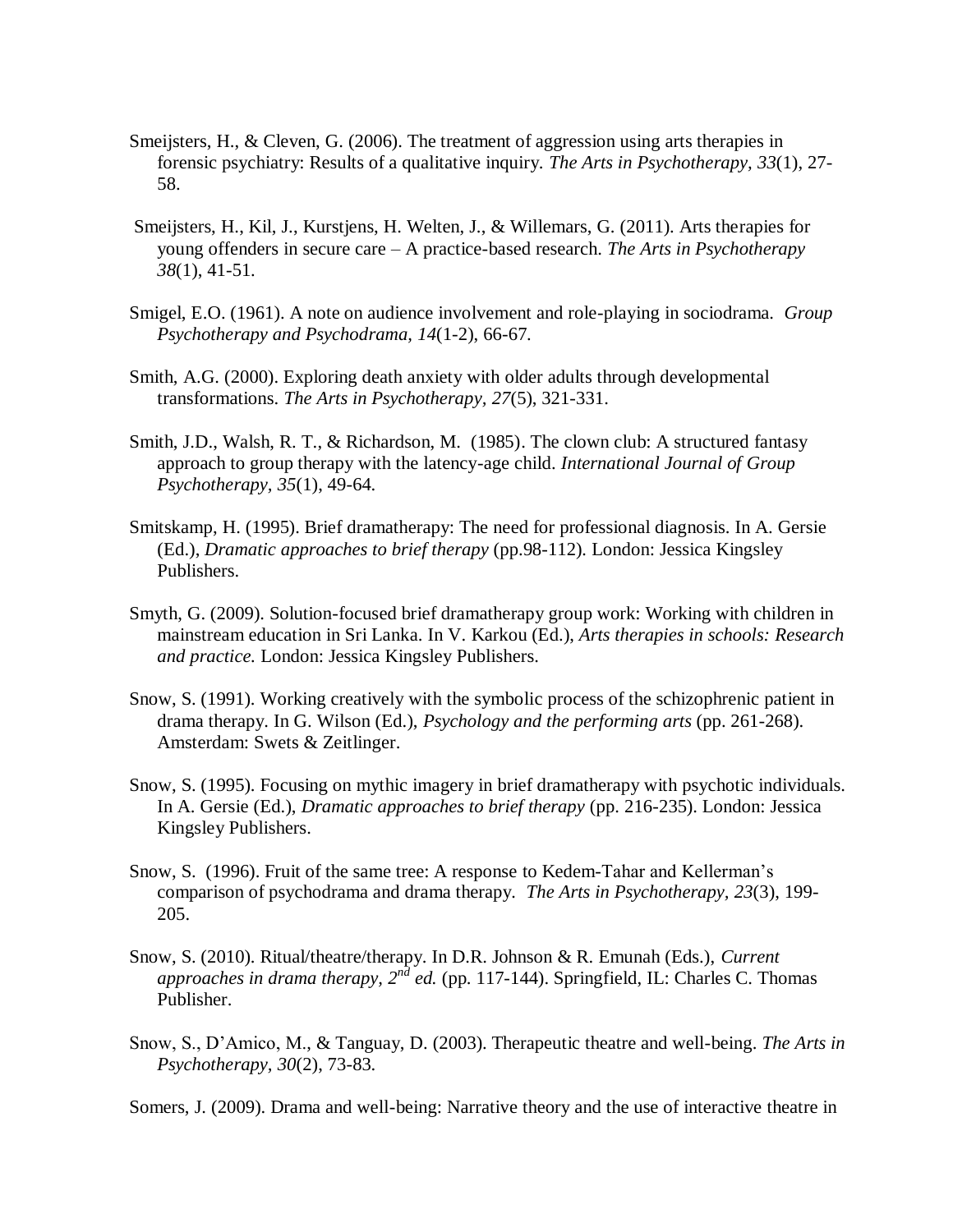Smeijsters, H., & Cleven, G. (2006). The treatment of aggression using arts therapies in forensic psychiatry: Results of a qualitative inquiry. *The Arts in Psychotherapy, 33*(1), 27-58.

Smeijsters, H., Kil, J., Kurstjens, H. Welten, J., & Willemars, G. (2011). Arts therapies for young offenders in secure care – A practice-based research. *The Arts in Psychotherapy 38*(1), 41-51.

Smigel, E.O. (1961). A note on audience involvement and role-playing in sociodrama. *Group Psychotherapy and Psychodrama, 14*(1-2), 66-67.

Smith, A.G. (2000). Exploring death anxiety with older adults through developmental transformations. *The Arts in Psychotherapy, 27*(5), 321-331.

Smith, J.D., Walsh, R. T., & Richardson, M. (1985). The clown club: A structured fantasy approach to group therapy with the latency-age child. *International Journal of Group Psychotherapy, 35*(1), 49-64.

Smitskamp, H. (1995). Brief dramatherapy: The need for professional diagnosis. In A. Gersie (Ed.), *Dramatic approaches to brief therapy* (pp.98-112). London: Jessica Kingsley Publishers.

Smyth, G. (2009). Solution-focused brief dramatherapy group work: Working with children in mainstream education in Sri Lanka. In V. Karkou (Ed.), *Arts therapies in schools: Research and practice.* London: Jessica Kingsley Publishers.

Snow, S. (1991). Working creatively with the symbolic process of the schizophrenic patient in drama therapy. In G. Wilson (Ed.), *Psychology and the performing arts* (pp. 261-268). Amsterdam: Swets & Zeitlinger.

Snow, S. (1995). Focusing on mythic imagery in brief dramatherapy with psychotic individuals. In A. Gersie (Ed.), *Dramatic approaches to brief therapy* (pp. 216-235). London: Jessica Kingsley Publishers.

Snow, S. (1996). Fruit of the same tree: A response to Kedem-Tahar and Kellerman's comparison of psychodrama and drama therapy. *The Arts in Psychotherapy, 23*(3), 199-205.

Snow, S. (2010). Ritual/theatre/therapy. In D.R. Johnson & R. Emunah (Eds.), *Current approaches in drama therapy, 2nd ed.* (pp. 117-144). Springfield, IL: Charles C. Thomas Publisher.

Snow, S., D'Amico, M., & Tanguay, D. (2003). Therapeutic theatre and well-being. *The Arts in Psychotherapy, 30*(2), 73-83.

Somers, J. (2009). Drama and well-being: Narrative theory and the use of interactive theatre in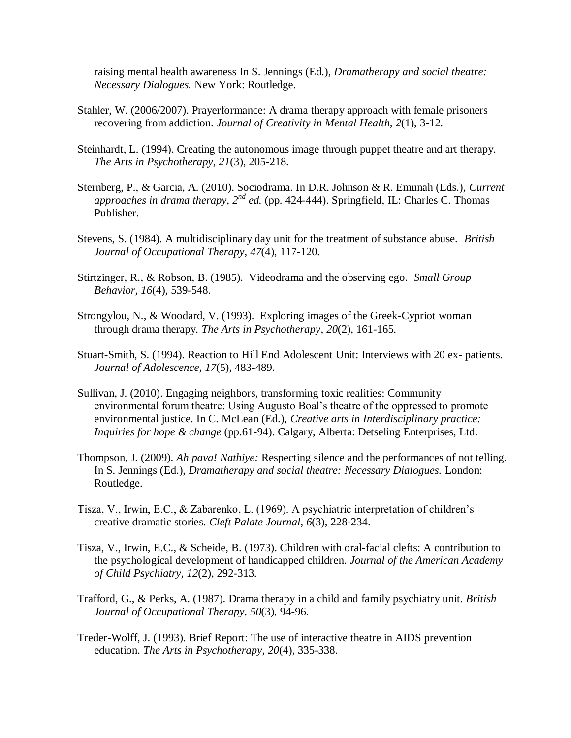raising mental health awareness In S. Jennings (Ed.), *Dramatherapy and social theatre: Necessary Dialogues.* New York: Routledge.

Stahler, W. (2006/2007). Prayerformance: A drama therapy approach with female prisoners recovering from addiction. *Journal of Creativity in Mental Health, 2*(1), 3-12.

Steinhardt, L. (1994). Creating the autonomous image through puppet theatre and art therapy. *The Arts in Psychotherapy, 21*(3), 205-218.

Sternberg, P., & Garcia, A. (2010). Sociodrama. In D.R. Johnson & R. Emunah (Eds.), *Current approaches in drama therapy, 2nd ed.* (pp. 424-444). Springfield, IL: Charles C. Thomas Publisher.

Stevens, S. (1984). A multidisciplinary day unit for the treatment of substance abuse. *British Journal of Occupational Therapy, 47*(4), 117-120.

Stirtzinger, R., & Robson, B. (1985). Videodrama and the observing ego. *Small Group Behavior, 16*(4), 539-548.

Strongylou, N., & Woodard, V. (1993). Exploring images of the Greek-Cypriot woman through drama therapy. *The Arts in Psychotherapy, 20*(2), 161-165.

Stuart-Smith, S. (1994). Reaction to Hill End Adolescent Unit: Interviews with 20 ex- patients. *Journal of Adolescence, 17*(5), 483-489.

Sullivan, J. (2010). Engaging neighbors, transforming toxic realities: Community environmental forum theatre: Using Augusto Boal's theatre of the oppressed to promote environmental justice. In C. McLean (Ed.), *Creative arts in Interdisciplinary practice: Inquiries for hope & change* (pp.61-94). Calgary, Alberta: Detseling Enterprises, Ltd.

Thompson, J. (2009). *Ah pava! Nathiye:* Respecting silence and the performances of not telling. In S. Jennings (Ed.), *Dramatherapy and social theatre: Necessary Dialogues.* London: Routledge.

Tisza, V., Irwin, E.C., & Zabarenko, L. (1969). A psychiatric interpretation of children's creative dramatic stories. *Cleft Palate Journal, 6*(3), 228-234.

Tisza, V., Irwin, E.C., & Scheide, B. (1973). Children with oral-facial clefts: A contribution to the psychological development of handicapped children. *Journal of the American Academy of Child Psychiatry, 12*(2), 292-313.

Trafford, G., & Perks, A. (1987). Drama therapy in a child and family psychiatry unit. *British Journal of Occupational Therapy, 50*(3), 94-96.

Treder-Wolff, J. (1993). Brief Report: The use of interactive theatre in AIDS prevention education. *The Arts in Psychotherapy, 20*(4), 335-338.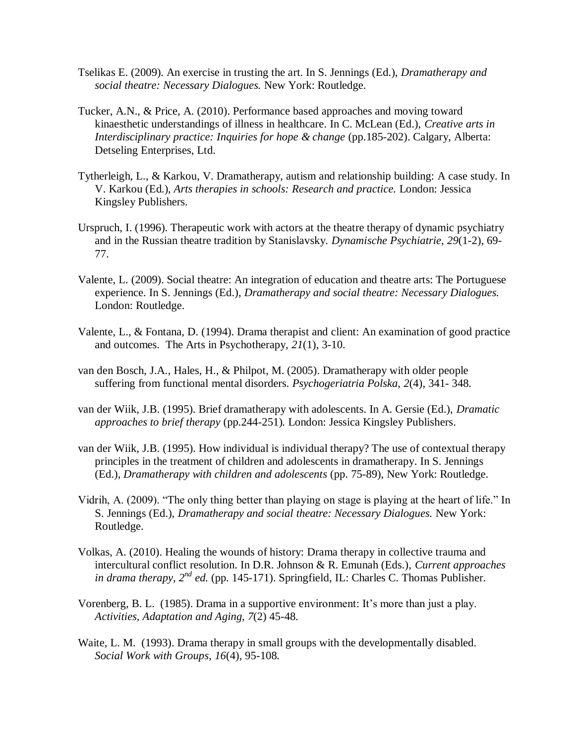Tselikas E. (2009). An exercise in trusting the art. In S. Jennings (Ed.), *Dramatherapy and social theatre: Necessary Dialogues.* New York: Routledge.

Tucker, A.N., & Price, A. (2010). Performance based approaches and moving toward kinaesthetic understandings of illness in healthcare. In C. McLean (Ed.), *Creative arts in Interdisciplinary practice: Inquiries for hope & change* (pp.185-202). Calgary, Alberta: Detseling Enterprises, Ltd.

Tytherleigh, L., & Karkou, V. Dramatherapy, autism and relationship building: A case study. In V. Karkou (Ed.), *Arts therapies in schools: Research and practice.* London: Jessica Kingsley Publishers.

Urspruch, I. (1996). Therapeutic work with actors at the theatre therapy of dynamic psychiatry and in the Russian theatre tradition by Stanislavsky. *Dynamische Psychiatrie, 29*(1-2), 69-77.

Valente, L. (2009). Social theatre: An integration of education and theatre arts: The Portuguese experience. In S. Jennings (Ed.), *Dramatherapy and social theatre: Necessary Dialogues.* London: Routledge.

Valente, L., & Fontana, D. (1994). Drama therapist and client: An examination of good practice and outcomes. The Arts in Psychotherapy, *21*(1), 3-10.

van den Bosch, J.A., Hales, H., & Philpot, M. (2005). Dramatherapy with older people suffering from functional mental disorders. *Psychogeriatria Polska, 2*(4), 341- 348.

van der Wiik, J.B. (1995). Brief dramatherapy with adolescents. In A. Gersie (Ed.), *Dramatic approaches to brief therapy* (pp.244-251). London: Jessica Kingsley Publishers.

van der Wiik, J.B. (1995). How individual is individual therapy? The use of contextual therapy principles in the treatment of children and adolescents in dramatherapy. In S. Jennings (Ed.), *Dramatherapy with children and adolescents* (pp. 75-89), New York: Routledge.

Vidrih, A. (2009). "The only thing better than playing on stage is playing at the heart of life." In S. Jennings (Ed.), *Dramatherapy and social theatre: Necessary Dialogues.* New York: Routledge.

Volkas, A. (2010). Healing the wounds of history: Drama therapy in collective trauma and intercultural conflict resolution. In D.R. Johnson & R. Emunah (Eds.), *Current approaches in drama therapy, 2nd ed.* (pp. 145-171). Springfield, IL: Charles C. Thomas Publisher.

Vorenberg, B. L. (1985). Drama in a supportive environment: It's more than just a play. *Activities, Adaptation and Aging, 7*(2) 45-48.

Waite, L. M. (1993). Drama therapy in small groups with the developmentally disabled. *Social Work with Groups, 16*(4), 95-108.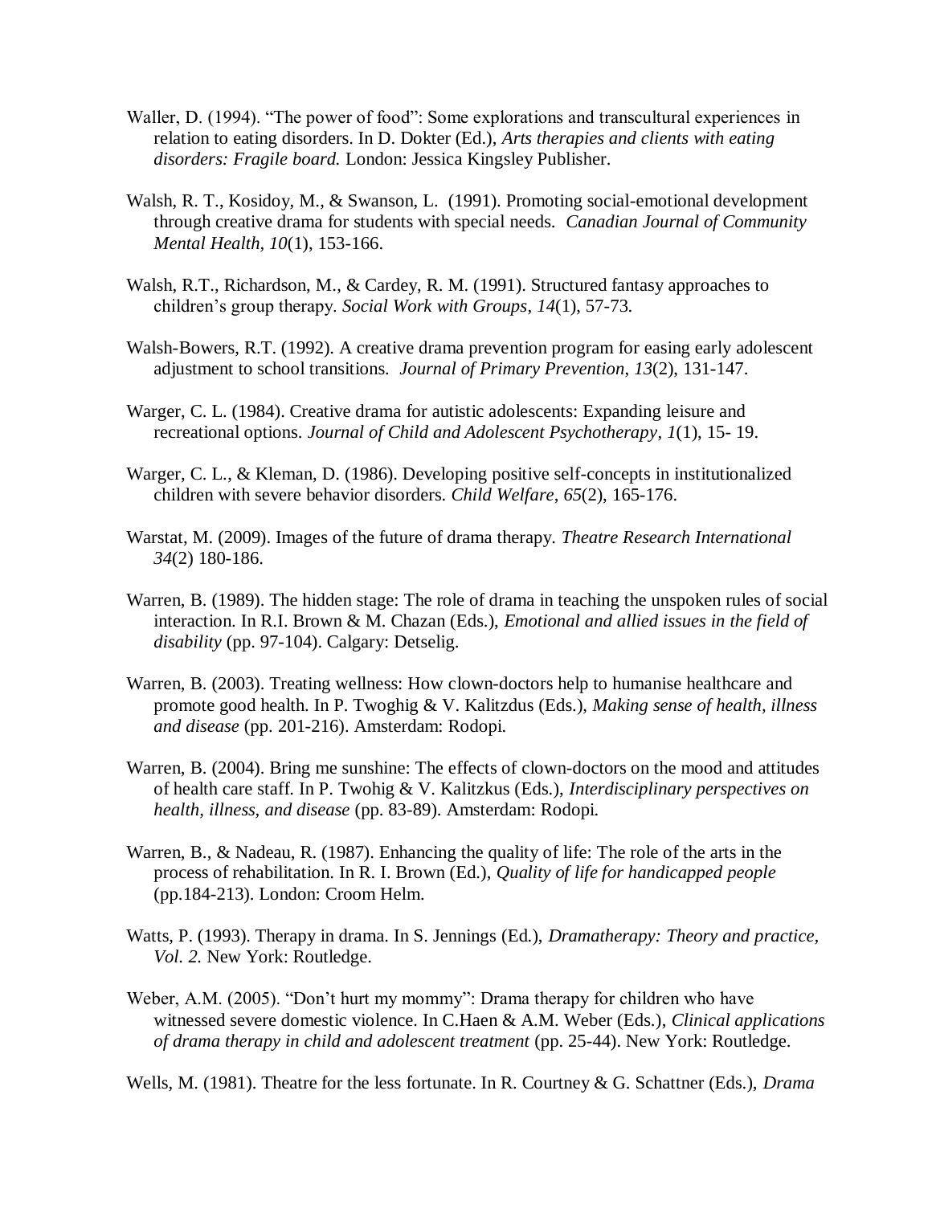Waller, D. (1994). "The power of food": Some explorations and transcultural experiences in relation to eating disorders. In D. Dokter (Ed.), *Arts therapies and clients with eating disorders: Fragile board.* London: Jessica Kingsley Publisher.

Walsh, R. T., Kosidoy, M., & Swanson, L. (1991). Promoting social-emotional development through creative drama for students with special needs. *Canadian Journal of Community Mental Health, 10*(1), 153-166.

Walsh, R.T., Richardson, M., & Cardey, R. M. (1991). Structured fantasy approaches to children's group therapy. *Social Work with Groups*, *14*(1), 57-73.

Walsh-Bowers, R.T. (1992). A creative drama prevention program for easing early adolescent adjustment to school transitions. *Journal of Primary Prevention*, *13*(2), 131-147.

Warger, C. L. (1984). Creative drama for autistic adolescents: Expanding leisure and recreational options. *Journal of Child and Adolescent Psychotherapy*, *1*(1), 15- 19.

Warger, C. L., & Kleman, D. (1986). Developing positive self-concepts in institutionalized children with severe behavior disorders. *Child Welfare*, *65*(2), 165-176.

Warstat, M. (2009). Images of the future of drama therapy. *Theatre Research International 34*(2) 180-186.

Warren, B. (1989). The hidden stage: The role of drama in teaching the unspoken rules of social interaction. In R.I. Brown & M. Chazan (Eds.), *Emotional and allied issues in the field of disability* (pp. 97-104). Calgary: Detselig.

Warren, B. (2003). Treating wellness: How clown-doctors help to humanise healthcare and promote good health. In P. Twoghig & V. Kalitzdus (Eds.), *Making sense of health, illness and disease* (pp. 201-216). Amsterdam: Rodopi.

Warren, B. (2004). Bring me sunshine: The effects of clown-doctors on the mood and attitudes of health care staff. In P. Twohig & V. Kalitzkus (Eds.), *Interdisciplinary perspectives on health, illness, and disease* (pp. 83-89). Amsterdam: Rodopi.

Warren, B., & Nadeau, R. (1987). Enhancing the quality of life: The role of the arts in the process of rehabilitation. In R. I. Brown (Ed.), *Quality of life for handicapped people* (pp.184-213). London: Croom Helm.

Watts, P. (1993). Therapy in drama. In S. Jennings (Ed.), *Dramatherapy: Theory and practice, Vol. 2.* New York: Routledge.

Weber, A.M. (2005). "Don't hurt my mommy": Drama therapy for children who have witnessed severe domestic violence. In C.Haen & A.M. Weber (Eds.), *Clinical applications of drama therapy in child and adolescent treatment* (pp. 25-44). New York: Routledge.

Wells, M. (1981). Theatre for the less fortunate. In R. Courtney & G. Schattner (Eds.), *Drama*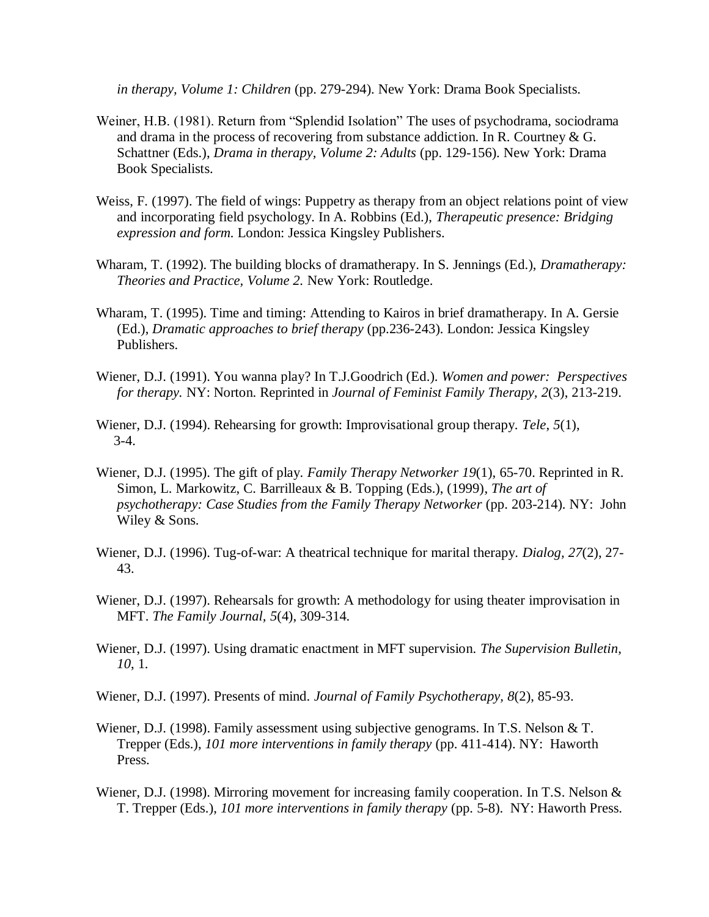*in therapy, Volume 1: Children* (pp. 279-294). New York: Drama Book Specialists.

Weiner, H.B. (1981). Return from "Splendid Isolation" The uses of psychodrama, sociodrama and drama in the process of recovering from substance addiction. In R. Courtney & G. Schattner (Eds.), *Drama in therapy, Volume 2: Adults* (pp. 129-156). New York: Drama Book Specialists.

Weiss, F. (1997). The field of wings: Puppetry as therapy from an object relations point of view and incorporating field psychology. In A. Robbins (Ed.), *Therapeutic presence: Bridging expression and form.* London: Jessica Kingsley Publishers.

Wharam, T. (1992). The building blocks of dramatherapy. In S. Jennings (Ed.), *Dramatherapy: Theories and Practice, Volume 2.* New York: Routledge.

Wharam, T. (1995). Time and timing: Attending to Kairos in brief dramatherapy. In A. Gersie (Ed.), *Dramatic approaches to brief therapy* (pp.236-243). London: Jessica Kingsley Publishers.

Wiener, D.J. (1991). You wanna play? In T.J.Goodrich (Ed.). *Women and power: Perspectives for therapy.* NY: Norton. Reprinted in *Journal of Feminist Family Therapy, 2*(3), 213-219.

Wiener, D.J. (1994). Rehearsing for growth: Improvisational group therapy. *Tele*, *5*(1), 3-4.

Wiener, D.J. (1995). The gift of play. *Family Therapy Networker 19*(1), 65-70. Reprinted in R. Simon, L. Markowitz, C. Barrilleaux & B. Topping (Eds.), (1999), *The art of psychotherapy: Case Studies from the Family Therapy Networker* (pp. 203-214). NY: John Wiley & Sons.

Wiener, D.J. (1996). Tug-of-war: A theatrical technique for marital therapy. *Dialog*, *27*(2), 27-43.

Wiener, D.J. (1997). Rehearsals for growth: A methodology for using theater improvisation in MFT. *The Family Journal*, *5*(4), 309-314.

Wiener, D.J. (1997). Using dramatic enactment in MFT supervision. *The Supervision Bulletin*, *10*, 1.

Wiener, D.J. (1997). Presents of mind. *Journal of Family Psychotherapy*, *8*(2), 85-93.

Wiener, D.J. (1998). Family assessment using subjective genograms. In T.S. Nelson & T. Trepper (Eds.), *101 more interventions in family therapy* (pp. 411-414). NY: Haworth Press.

Wiener, D.J. (1998). Mirroring movement for increasing family cooperation. In T.S. Nelson & T. Trepper (Eds.), *101 more interventions in family therapy* (pp. 5-8). NY: Haworth Press.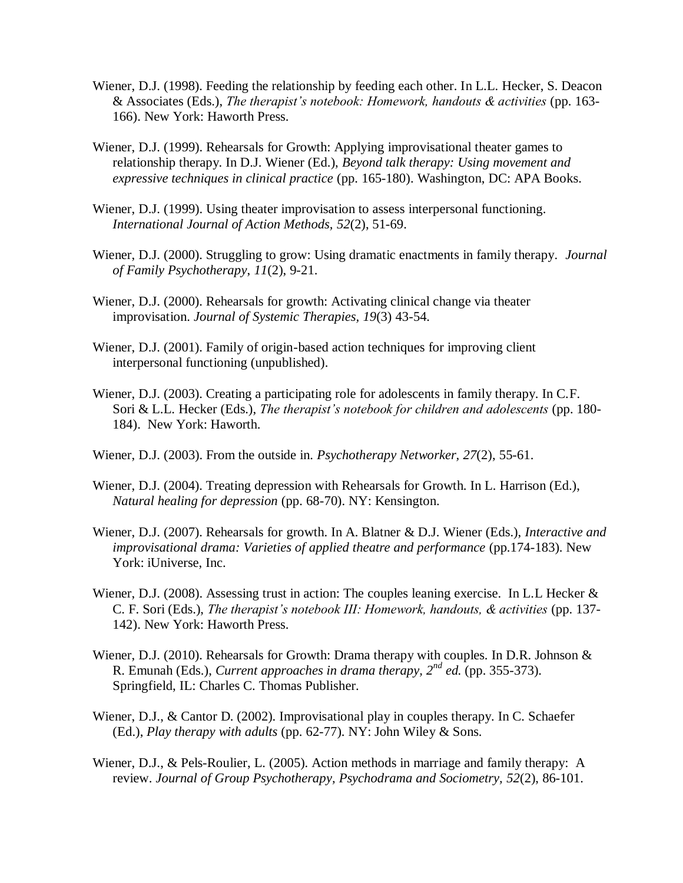Wiener, D.J. (1998). Feeding the relationship by feeding each other. In L.L. Hecker, S. Deacon & Associates (Eds.), *The therapist's notebook: Homework, handouts & activities* (pp. 163-166). New York: Haworth Press.

Wiener, D.J. (1999). Rehearsals for Growth: Applying improvisational theater games to relationship therapy. In D.J. Wiener (Ed.), *Beyond talk therapy: Using movement and expressive techniques in clinical practice* (pp. 165-180). Washington, DC: APA Books.

Wiener, D.J. (1999). Using theater improvisation to assess interpersonal functioning. *International Journal of Action Methods, 52*(2), 51-69.

Wiener, D.J. (2000). Struggling to grow: Using dramatic enactments in family therapy. *Journal of Family Psychotherapy*, *11*(2), 9-21.

Wiener, D.J. (2000). Rehearsals for growth: Activating clinical change via theater improvisation. *Journal of Systemic Therapies, 19*(3) 43-54.

Wiener, D.J. (2001). Family of origin-based action techniques for improving client interpersonal functioning (unpublished).

Wiener, D.J. (2003). Creating a participating role for adolescents in family therapy. In C.F. Sori & L.L. Hecker (Eds.), *The therapist's notebook for children and adolescents* (pp. 180-184). New York: Haworth.

Wiener, D.J. (2003). From the outside in. *Psychotherapy Networker, 27*(2), 55-61.

Wiener, D.J. (2004). Treating depression with Rehearsals for Growth. In L. Harrison (Ed.), *Natural healing for depression* (pp. 68-70). NY: Kensington.

Wiener, D.J. (2007). Rehearsals for growth. In A. Blatner & D.J. Wiener (Eds.), *Interactive and improvisational drama: Varieties of applied theatre and performance* (pp.174-183). New York: iUniverse, Inc.

Wiener, D.J. (2008). Assessing trust in action: The couples leaning exercise. In L.L Hecker & C. F. Sori (Eds.), *The therapist's notebook III: Homework, handouts, & activities* (pp. 137-142). New York: Haworth Press.

Wiener, D.J. (2010). Rehearsals for Growth: Drama therapy with couples. In D.R. Johnson & R. Emunah (Eds.), *Current approaches in drama therapy, 2nd ed.* (pp. 355-373). Springfield, IL: Charles C. Thomas Publisher.

Wiener, D.J., & Cantor D. (2002). Improvisational play in couples therapy. In C. Schaefer (Ed.), *Play therapy with adults* (pp. 62-77). NY: John Wiley & Sons.

Wiener, D.J., & Pels-Roulier, L. (2005). Action methods in marriage and family therapy: A review. *Journal of Group Psychotherapy, Psychodrama and Sociometry, 52*(2), 86-101.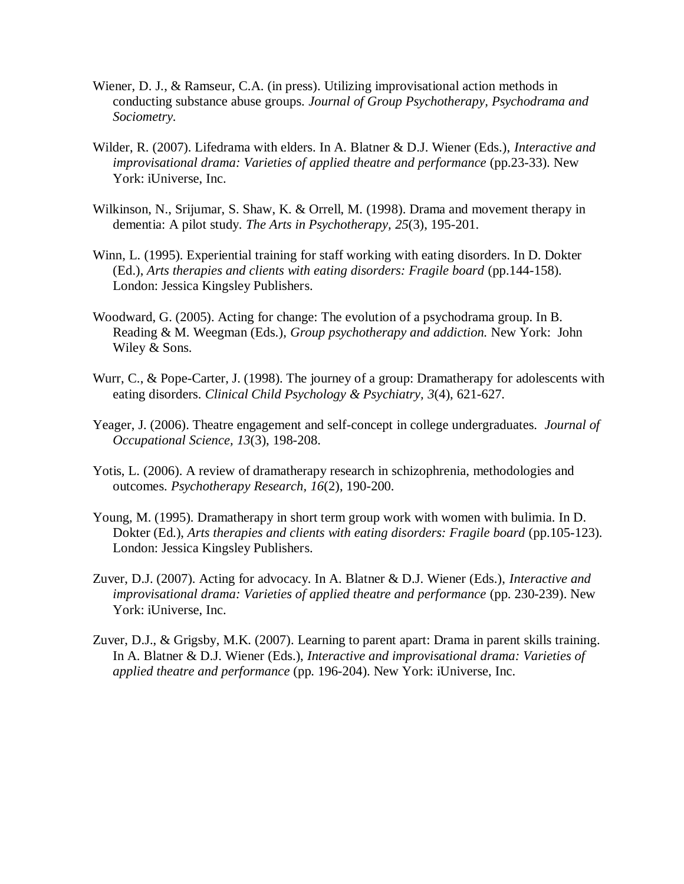Wiener, D. J., & Ramseur, C.A. (in press). Utilizing improvisational action methods in conducting substance abuse groups. *Journal of Group Psychotherapy, Psychodrama and Sociometry.*

Wilder, R. (2007). Lifedrama with elders. In A. Blatner & D.J. Wiener (Eds.), *Interactive and improvisational drama: Varieties of applied theatre and performance* (pp.23-33). New York: iUniverse, Inc.

Wilkinson, N., Srijumar, S. Shaw, K. & Orrell, M. (1998). Drama and movement therapy in dementia: A pilot study. *The Arts in Psychotherapy, 25*(3), 195-201.

Winn, L. (1995). Experiential training for staff working with eating disorders. In D. Dokter (Ed.), *Arts therapies and clients with eating disorders: Fragile board* (pp.144-158). London: Jessica Kingsley Publishers.

Woodward, G. (2005). Acting for change: The evolution of a psychodrama group. In B. Reading & M. Weegman (Eds.), *Group psychotherapy and addiction.* New York: John Wiley & Sons.

Wurr, C., & Pope-Carter, J. (1998). The journey of a group: Dramatherapy for adolescents with eating disorders. *Clinical Child Psychology & Psychiatry, 3*(4), 621-627.

Yeager, J. (2006). Theatre engagement and self-concept in college undergraduates. *Journal of Occupational Science, 13*(3), 198-208.

Yotis, L. (2006). A review of dramatherapy research in schizophrenia, methodologies and outcomes. *Psychotherapy Research, 16*(2), 190-200.

Young, M. (1995). Dramatherapy in short term group work with women with bulimia. In D. Dokter (Ed.), *Arts therapies and clients with eating disorders: Fragile board* (pp.105-123). London: Jessica Kingsley Publishers.

Zuver, D.J. (2007). Acting for advocacy. In A. Blatner & D.J. Wiener (Eds.), *Interactive and improvisational drama: Varieties of applied theatre and performance* (pp. 230-239). New York: iUniverse, Inc.

Zuver, D.J., & Grigsby, M.K. (2007). Learning to parent apart: Drama in parent skills training. In A. Blatner & D.J. Wiener (Eds.), *Interactive and improvisational drama: Varieties of applied theatre and performance* (pp. 196-204). New York: iUniverse, Inc.